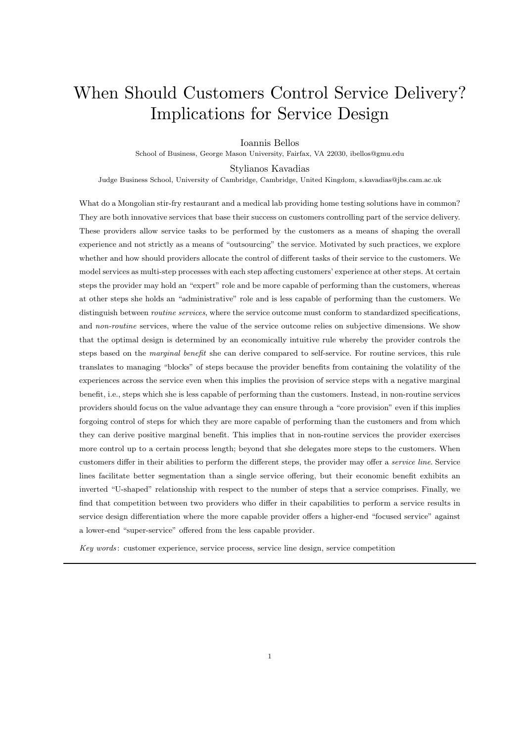# When Should Customers Control Service Delivery? Implications for Service Design

Ioannis Bellos

School of Business, George Mason University, Fairfax, VA 22030, ibellos@gmu.edu

Stylianos Kavadias

Judge Business School, University of Cambridge, Cambridge, United Kingdom, s.kavadias@jbs.cam.ac.uk

What do a Mongolian stir-fry restaurant and a medical lab providing home testing solutions have in common? They are both innovative services that base their success on customers controlling part of the service delivery. These providers allow service tasks to be performed by the customers as a means of shaping the overall experience and not strictly as a means of "outsourcing" the service. Motivated by such practices, we explore whether and how should providers allocate the control of different tasks of their service to the customers. We model services as multi-step processes with each step affecting customers' experience at other steps. At certain steps the provider may hold an "expert" role and be more capable of performing than the customers, whereas at other steps she holds an "administrative" role and is less capable of performing than the customers. We distinguish between *routine services*, where the service outcome must conform to standardized specifications, and *non-routine* services, where the value of the service outcome relies on subjective dimensions. We show that the optimal design is determined by an economically intuitive rule whereby the provider controls the steps based on the *marginal benefit* she can derive compared to self-service. For routine services, this rule translates to managing "blocks" of steps because the provider benefits from containing the volatility of the experiences across the service even when this implies the provision of service steps with a negative marginal benefit, i.e., steps which she is less capable of performing than the customers. Instead, in non-routine services providers should focus on the value advantage they can ensure through a "core provision" even if this implies forgoing control of steps for which they are more capable of performing than the customers and from which they can derive positive marginal benefit. This implies that in non-routine services the provider exercises more control up to a certain process length; beyond that she delegates more steps to the customers. When customers differ in their abilities to perform the different steps, the provider may offer a *service line*. Service lines facilitate better segmentation than a single service offering, but their economic benefit exhibits an inverted "U-shaped" relationship with respect to the number of steps that a service comprises. Finally, we find that competition between two providers who differ in their capabilities to perform a service results in service design differentiation where the more capable provider offers a higher-end "focused service" against a lower-end "super-service" offered from the less capable provider.

*Key words*: customer experience, service process, service line design, service competition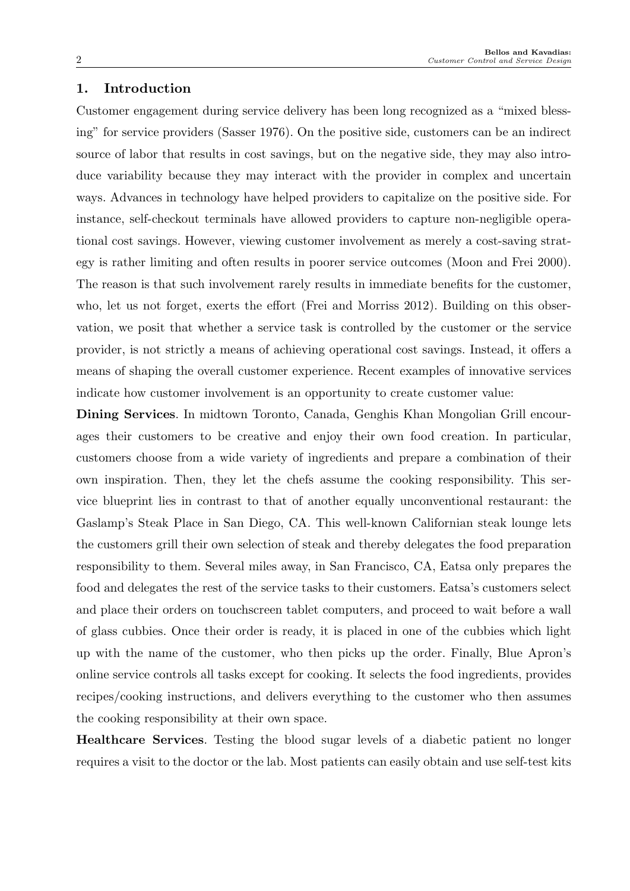## 1. Introduction

Customer engagement during service delivery has been long recognized as a "mixed blessing" for service providers (Sasser 1976). On the positive side, customers can be an indirect source of labor that results in cost savings, but on the negative side, they may also introduce variability because they may interact with the provider in complex and uncertain ways. Advances in technology have helped providers to capitalize on the positive side. For instance, self-checkout terminals have allowed providers to capture non-negligible operational cost savings. However, viewing customer involvement as merely a cost-saving strategy is rather limiting and often results in poorer service outcomes (Moon and Frei 2000). The reason is that such involvement rarely results in immediate benefits for the customer, who, let us not forget, exerts the effort (Frei and Morriss 2012). Building on this observation, we posit that whether a service task is controlled by the customer or the service provider, is not strictly a means of achieving operational cost savings. Instead, it offers a means of shaping the overall customer experience. Recent examples of innovative services indicate how customer involvement is an opportunity to create customer value:

**Dining Services**. In midtown Toronto, Canada, Genghis Khan Mongolian Grill encourages their customers to be creative and enjoy their own food creation. In particular, customers choose from a wide variety of ingredients and prepare a combination of their own inspiration. Then, they let the chefs assume the cooking responsibility. This service blueprint lies in contrast to that of another equally unconventional restaurant: the Gaslamp's Steak Place in San Diego, CA. This well-known Californian steak lounge lets the customers grill their own selection of steak and thereby delegates the food preparation responsibility to them. Several miles away, in San Francisco, CA, Eatsa only prepares the food and delegates the rest of the service tasks to their customers. Eatsa's customers select and place their orders on touchscreen tablet computers, and proceed to wait before a wall of glass cubbies. Once their order is ready, it is placed in one of the cubbies which light up with the name of the customer, who then picks up the order. Finally, Blue Apron's online service controls all tasks except for cooking. It selects the food ingredients, provides recipes/cooking instructions, and delivers everything to the customer who then assumes the cooking responsibility at their own space.

**Healthcare Services**. Testing the blood sugar levels of a diabetic patient no longer requires a visit to the doctor or the lab. Most patients can easily obtain and use self-test kits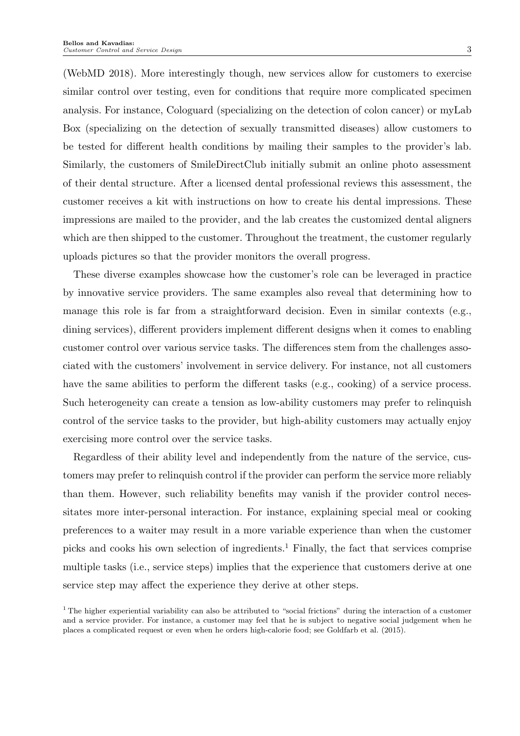(WebMD 2018). More interestingly though, new services allow for customers to exercise similar control over testing, even for conditions that require more complicated specimen analysis. For instance, Cologuard (specializing on the detection of colon cancer) or myLab Box (specializing on the detection of sexually transmitted diseases) allow customers to be tested for different health conditions by mailing their samples to the provider's lab. Similarly, the customers of SmileDirectClub initially submit an online photo assessment of their dental structure. After a licensed dental professional reviews this assessment, the customer receives a kit with instructions on how to create his dental impressions. These impressions are mailed to the provider, and the lab creates the customized dental aligners which are then shipped to the customer. Throughout the treatment, the customer regularly uploads pictures so that the provider monitors the overall progress.

These diverse examples showcase how the customer's role can be leveraged in practice by innovative service providers. The same examples also reveal that determining how to manage this role is far from a straightforward decision. Even in similar contexts (e.g., dining services), different providers implement different designs when it comes to enabling customer control over various service tasks. The differences stem from the challenges associated with the customers' involvement in service delivery. For instance, not all customers have the same abilities to perform the different tasks (e.g., cooking) of a service process. Such heterogeneity can create a tension as low-ability customers may prefer to relinquish control of the service tasks to the provider, but high-ability customers may actually enjoy exercising more control over the service tasks.

Regardless of their ability level and independently from the nature of the service, customers may prefer to relinquish control if the provider can perform the service more reliably than them. However, such reliability benefits may vanish if the provider control necessitates more inter-personal interaction. For instance, explaining special meal or cooking preferences to a waiter may result in a more variable experience than when the customer picks and cooks his own selection of ingredients.[1] Finally, the fact that services comprise multiple tasks (i.e., service steps) implies that the experience that customers derive at one service step may affect the experience they derive at other steps.

[1] The higher experiential variability can also be attributed to "social frictions" during the interaction of a customer and a service provider. For instance, a customer may feel that he is subject to negative social judgement when he places a complicated request or even when he orders high-calorie food; see Goldfarb et al. (2015).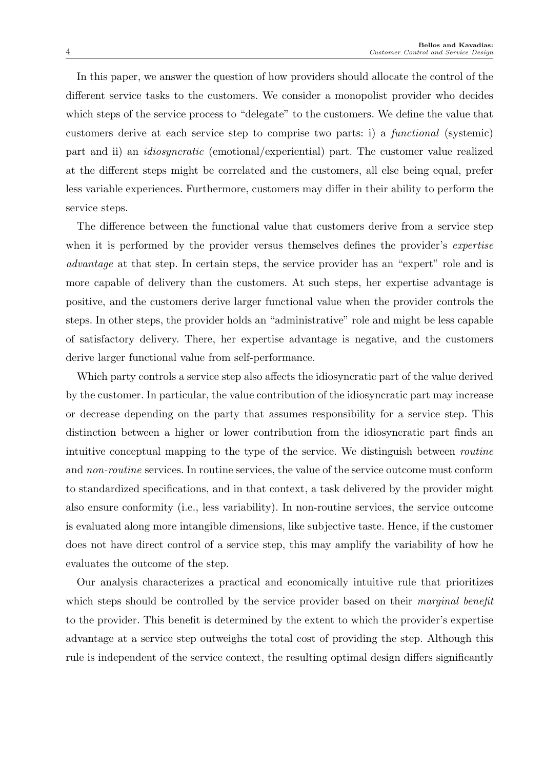In this paper, we answer the question of how providers should allocate the control of the different service tasks to the customers. We consider a monopolist provider who decides which steps of the service process to "delegate" to the customers. We define the value that customers derive at each service step to comprise two parts: i) a *functional* (systemic) part and ii) an *idiosyncratic* (emotional/experiential) part. The customer value realized at the different steps might be correlated and the customers, all else being equal, prefer less variable experiences. Furthermore, customers may differ in their ability to perform the service steps.

The difference between the functional value that customers derive from a service step when it is performed by the provider versus themselves defines the provider's *expertise advantage* at that step. In certain steps, the service provider has an "expert" role and is more capable of delivery than the customers. At such steps, her expertise advantage is positive, and the customers derive larger functional value when the provider controls the steps. In other steps, the provider holds an "administrative" role and might be less capable of satisfactory delivery. There, her expertise advantage is negative, and the customers derive larger functional value from self-performance.

Which party controls a service step also affects the idiosyncratic part of the value derived by the customer. In particular, the value contribution of the idiosyncratic part may increase or decrease depending on the party that assumes responsibility for a service step. This distinction between a higher or lower contribution from the idiosyncratic part finds an intuitive conceptual mapping to the type of the service. We distinguish between *routine* and *non-routine* services. In routine services, the value of the service outcome must conform to standardized specifications, and in that context, a task delivered by the provider might also ensure conformity (i.e., less variability). In non-routine services, the service outcome is evaluated along more intangible dimensions, like subjective taste. Hence, if the customer does not have direct control of a service step, this may amplify the variability of how he evaluates the outcome of the step.

Our analysis characterizes a practical and economically intuitive rule that prioritizes which steps should be controlled by the service provider based on their *marginal benefit* to the provider. This benefit is determined by the extent to which the provider's expertise advantage at a service step outweighs the total cost of providing the step. Although this rule is independent of the service context, the resulting optimal design differs significantly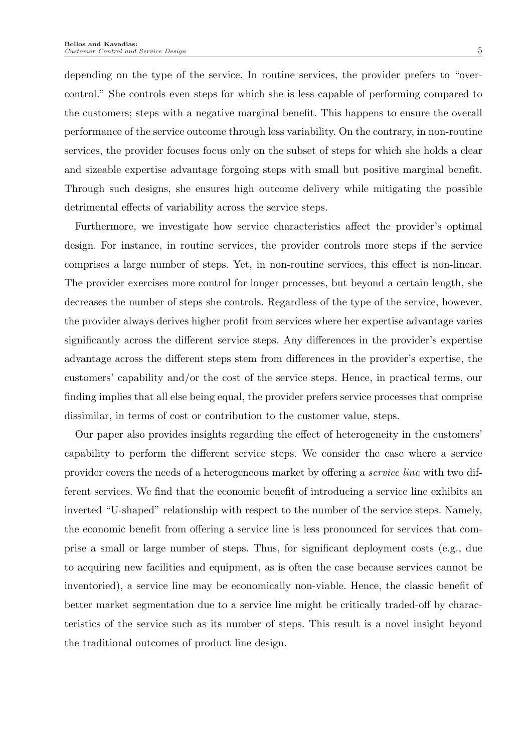depending on the type of the service. In routine services, the provider prefers to "over-control." She controls even steps for which she is less capable of performing compared to the customers; steps with a negative marginal benefit. This happens to ensure the overall performance of the service outcome through less variability. On the contrary, in non-routine services, the provider focuses focus only on the subset of steps for which she holds a clear and sizeable expertise advantage forgoing steps with small but positive marginal benefit. Through such designs, she ensures high outcome delivery while mitigating the possible detrimental effects of variability across the service steps.

Furthermore, we investigate how service characteristics affect the provider's optimal design. For instance, in routine services, the provider controls more steps if the service comprises a large number of steps. Yet, in non-routine services, this effect is non-linear. The provider exercises more control for longer processes, but beyond a certain length, she decreases the number of steps she controls. Regardless of the type of the service, however, the provider always derives higher profit from services where her expertise advantage varies significantly across the different service steps. Any differences in the provider's expertise advantage across the different steps stem from differences in the provider's expertise, the customers' capability and/or the cost of the service steps. Hence, in practical terms, our finding implies that all else being equal, the provider prefers service processes that comprise dissimilar, in terms of cost or contribution to the customer value, steps.

Our paper also provides insights regarding the effect of heterogeneity in the customers' capability to perform the different service steps. We consider the case where a service provider covers the needs of a heterogeneous market by offering a *service line* with two different services. We find that the economic benefit of introducing a service line exhibits an inverted "U-shaped" relationship with respect to the number of the service steps. Namely, the economic benefit from offering a service line is less pronounced for services that comprise a small or large number of steps. Thus, for significant deployment costs (e.g., due to acquiring new facilities and equipment, as is often the case because services cannot be inventoried), a service line may be economically non-viable. Hence, the classic benefit of better market segmentation due to a service line might be critically traded-off by characteristics of the service such as its number of steps. This result is a novel insight beyond the traditional outcomes of product line design.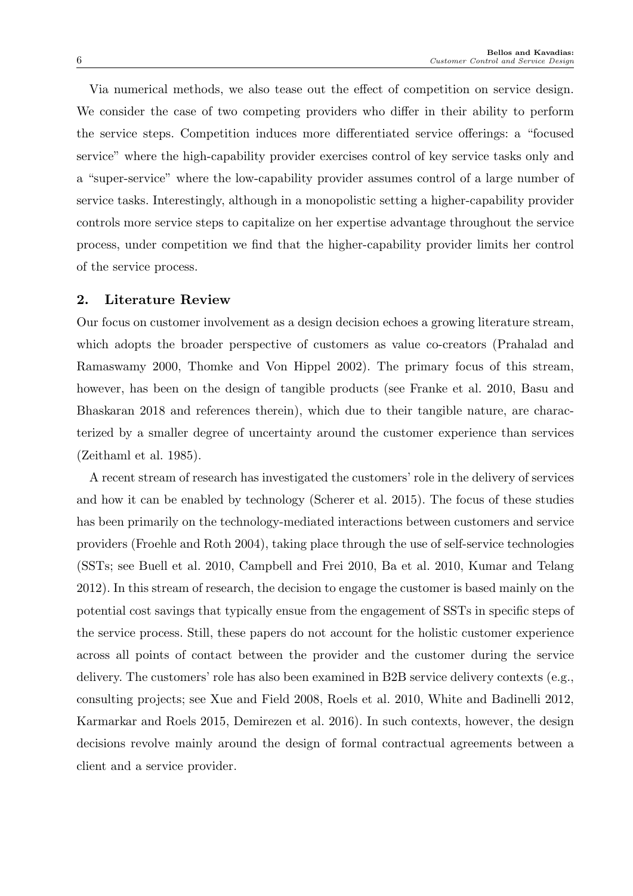Via numerical methods, we also tease out the effect of competition on service design. We consider the case of two competing providers who differ in their ability to perform the service steps. Competition induces more differentiated service offerings: a "focused service" where the high-capability provider exercises control of key service tasks only and a "super-service" where the low-capability provider assumes control of a large number of service tasks. Interestingly, although in a monopolistic setting a higher-capability provider controls more service steps to capitalize on her expertise advantage throughout the service process, under competition we find that the higher-capability provider limits her control of the service process.

## 2. Literature Review

Our focus on customer involvement as a design decision echoes a growing literature stream, which adopts the broader perspective of customers as value co-creators (Prahalad and Ramaswamy 2000, Thomke and Von Hippel 2002). The primary focus of this stream, however, has been on the design of tangible products (see Franke et al. 2010, Basu and Bhaskaran 2018 and references therein), which due to their tangible nature, are characterized by a smaller degree of uncertainty around the customer experience than services (Zeithaml et al. 1985).

A recent stream of research has investigated the customers' role in the delivery of services and how it can be enabled by technology (Scherer et al. 2015). The focus of these studies has been primarily on the technology-mediated interactions between customers and service providers (Froehle and Roth 2004), taking place through the use of self-service technologies (SSTs; see Buell et al. 2010, Campbell and Frei 2010, Ba et al. 2010, Kumar and Telang 2012). In this stream of research, the decision to engage the customer is based mainly on the potential cost savings that typically ensue from the engagement of SSTs in specific steps of the service process. Still, these papers do not account for the holistic customer experience across all points of contact between the provider and the customer during the service delivery. The customers' role has also been examined in B2B service delivery contexts (e.g., consulting projects; see Xue and Field 2008, Roels et al. 2010, White and Badinelli 2012, Karmarkar and Roels 2015, Demirezen et al. 2016). In such contexts, however, the design decisions revolve mainly around the design of formal contractual agreements between a client and a service provider.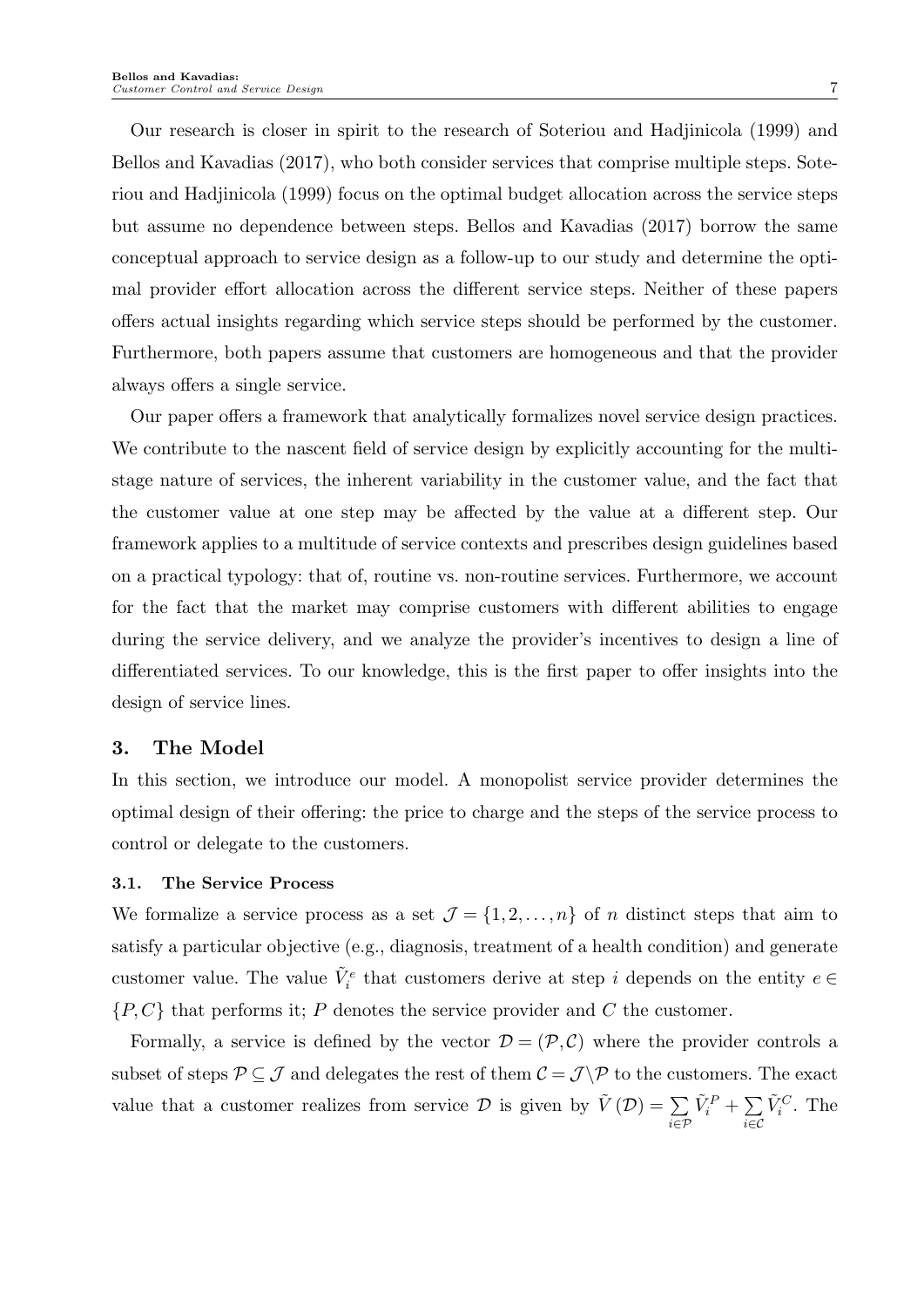Our research is closer in spirit to the research of Soteriou and Hadjinicola (1999) and Bellos and Kavadias (2017), who both consider services that comprise multiple steps. Soteriou and Hadjinicola (1999) focus on the optimal budget allocation across the service steps but assume no dependence between steps. Bellos and Kavadias (2017) borrow the same conceptual approach to service design as a follow-up to our study and determine the optimal provider effort allocation across the different service steps. Neither of these papers offers actual insights regarding which service steps should be performed by the customer. Furthermore, both papers assume that customers are homogeneous and that the provider always offers a single service.

Our paper offers a framework that analytically formalizes novel service design practices. We contribute to the nascent field of service design by explicitly accounting for the multistage nature of services, the inherent variability in the customer value, and the fact that the customer value at one step may be affected by the value at a different step. Our framework applies to a multitude of service contexts and prescribes design guidelines based on a practical typology: that of, routine vs. non-routine services. Furthermore, we account for the fact that the market may comprise customers with different abilities to engage during the service delivery, and we analyze the provider's incentives to design a line of differentiated services. To our knowledge, this is the first paper to offer insights into the design of service lines.

## 3. The Model

In this section, we introduce our model. A monopolist service provider determines the optimal design of their offering: the price to charge and the steps of the service process to control or delegate to the customers.

### 3.1. The Service Process

We formalize a service process as a set $\mathcal{J} = \{1, 2, \ldots, n\}$ of $n$ distinct steps that aim to satisfy a particular objective (e.g., diagnosis, treatment of a health condition) and generate customer value. The value $\tilde{V}_i^e$ that customers derive at step $i$ depends on the entity $e \in \{P, C\}$ that performs it; $P$ denotes the service provider and $C$ the customer.

Formally, a service is defined by the vector $\mathcal{D} = (\mathcal{P}, \mathcal{C})$ where the provider controls a subset of steps $\mathcal{P} \subseteq \mathcal{J}$ and delegates the rest of them $\mathcal{C} = \mathcal{J} \backslash \mathcal{P}$ to the customers. The exact value that a customer realizes from service $\mathcal{D}$ is given by $\tilde{V}(\mathcal{D}) = \sum_{i \in \mathcal{P}} \tilde{V}_i^P + \sum_{i \in \mathcal{C}} \tilde{V}_i^C$. The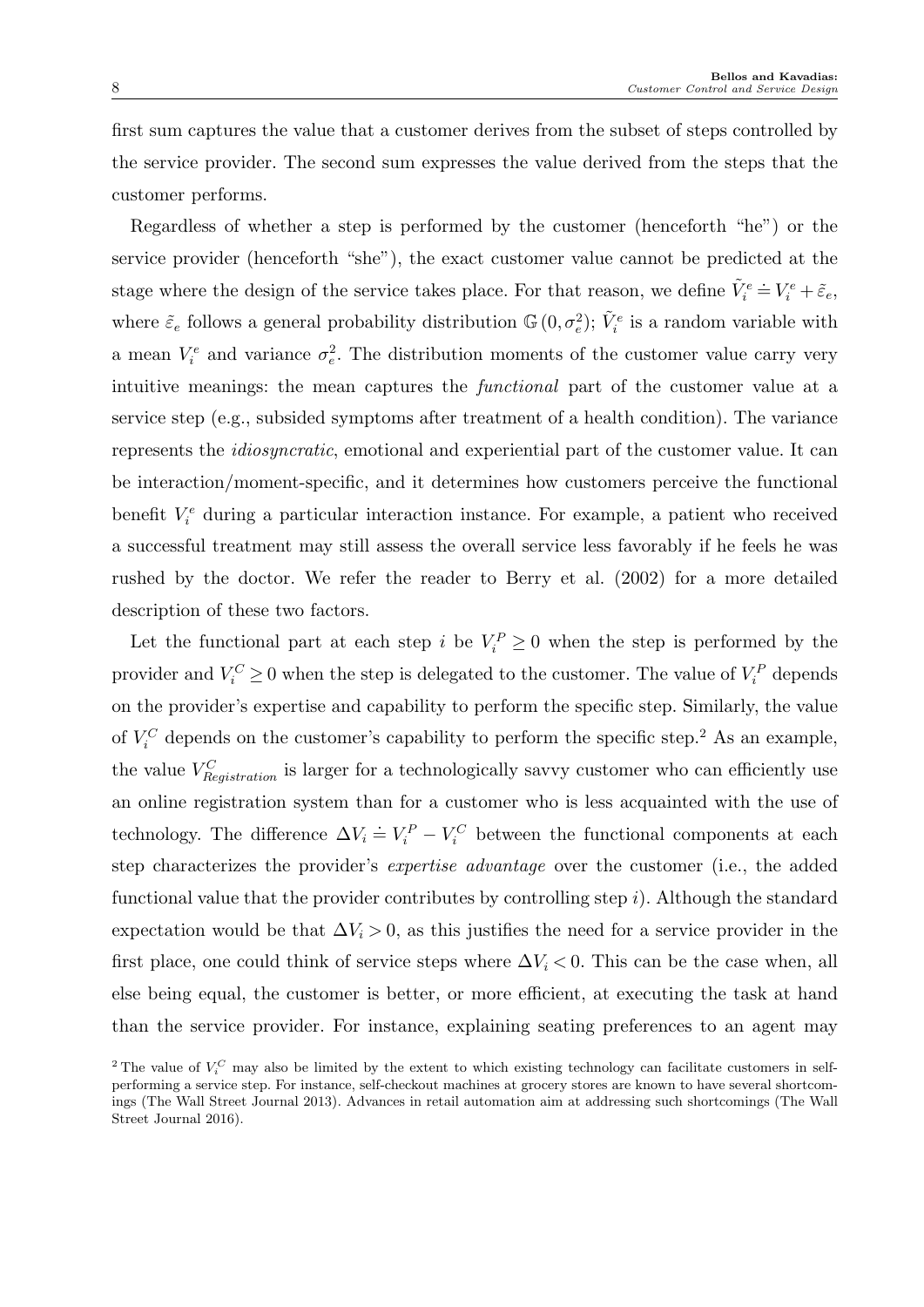first sum captures the value that a customer derives from the subset of steps controlled by the service provider. The second sum expresses the value derived from the steps that the customer performs.

Regardless of whether a step is performed by the customer (henceforth "he") or the service provider (henceforth "she"), the exact customer value cannot be predicted at the stage where the design of the service takes place. For that reason, we define $\tilde{V}_i^e \doteq V_i^e + \tilde{\varepsilon}_e$, where $\tilde{\varepsilon}_e$ follows a general probability distribution $\mathbb{G}(0, \sigma_e^2)$; $\tilde{V}_i^e$ is a random variable with a mean $V_i^e$ and variance $\sigma_e^2$. The distribution moments of the customer value carry very intuitive meanings: the mean captures the *functional* part of the customer value at a service step (e.g., subsided symptoms after treatment of a health condition). The variance represents the *idiosyncratic*, emotional and experiential part of the customer value. It can be interaction/moment-specific, and it determines how customers perceive the functional benefit $V_i^e$ during a particular interaction instance. For example, a patient who received a successful treatment may still assess the overall service less favorably if he feels he was rushed by the doctor. We refer the reader to Berry et al. (2002) for a more detailed description of these two factors.

Let the functional part at each step $i$ be $V_i^P \geq 0$ when the step is performed by the provider and $V_i^C \geq 0$ when the step is delegated to the customer. The value of $V_i^P$ depends on the provider's expertise and capability to perform the specific step. Similarly, the value of $V_i^C$ depends on the customer's capability to perform the specific step.[2] As an example, the value $V_{Registration}^C$ is larger for a technologically savvy customer who can efficiently use an online registration system than for a customer who is less acquainted with the use of technology. The difference $\Delta V_i \doteq V_i^P - V_i^C$ between the functional components at each step characterizes the provider's *expertise advantage* over the customer (i.e., the added functional value that the provider contributes by controlling step $i$). Although the standard expectation would be that $\Delta V_i > 0$, as this justifies the need for a service provider in the first place, one could think of service steps where $\Delta V_i < 0$. This can be the case when, all else being equal, the customer is better, or more efficient, at executing the task at hand than the service provider. For instance, explaining seating preferences to an agent may

[2] The value of $V_i^C$ may also be limited by the extent to which existing technology can facilitate customers in self-performing a service step. For instance, self-checkout machines at grocery stores are known to have several shortcomings (The Wall Street Journal 2013). Advances in retail automation aim at addressing such shortcomings (The Wall Street Journal 2016).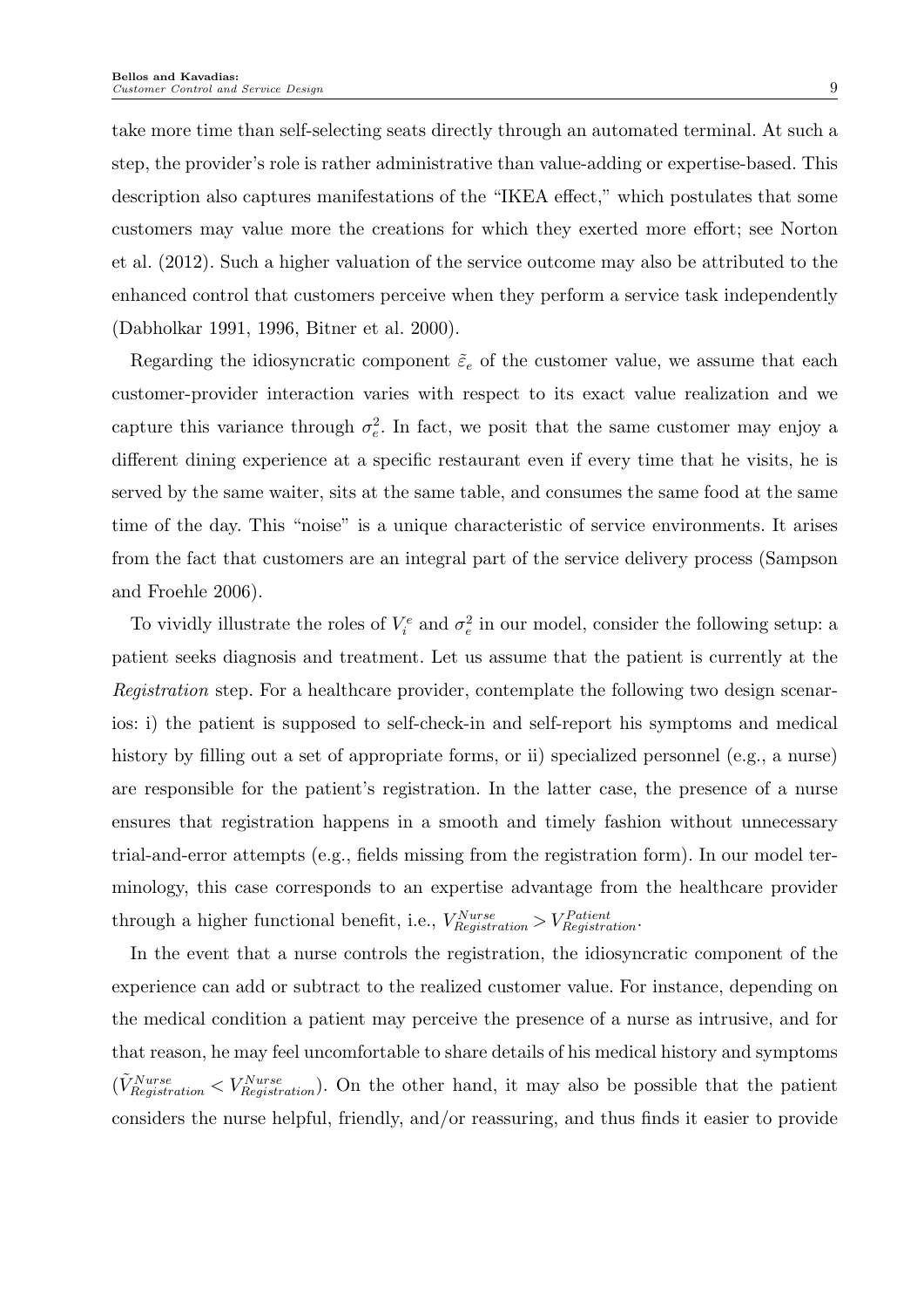take more time than self-selecting seats directly through an automated terminal. At such a step, the provider's role is rather administrative than value-adding or expertise-based. This description also captures manifestations of the "IKEA effect," which postulates that some customers may value more the creations for which they exerted more effort; see Norton et al. (2012). Such a higher valuation of the service outcome may also be attributed to the enhanced control that customers perceive when they perform a service task independently (Dabholkar 1991, 1996, Bitner et al. 2000).

Regarding the idiosyncratic component $\tilde{\varepsilon}_e$ of the customer value, we assume that each customer-provider interaction varies with respect to its exact value realization and we capture this variance through $\sigma_e^2$. In fact, we posit that the same customer may enjoy a different dining experience at a specific restaurant even if every time that he visits, he is served by the same waiter, sits at the same table, and consumes the same food at the same time of the day. This "noise" is a unique characteristic of service environments. It arises from the fact that customers are an integral part of the service delivery process (Sampson and Froehle 2006).

To vividly illustrate the roles of $V_i^e$ and $\sigma_e^2$ in our model, consider the following setup: a patient seeks diagnosis and treatment. Let us assume that the patient is currently at the *Registration* step. For a healthcare provider, contemplate the following two design scenarios: i) the patient is supposed to self-check-in and self-report his symptoms and medical history by filling out a set of appropriate forms, or ii) specialized personnel (e.g., a nurse) are responsible for the patient's registration. In the latter case, the presence of a nurse ensures that registration happens in a smooth and timely fashion without unnecessary trial-and-error attempts (e.g., fields missing from the registration form). In our model terminology, this case corresponds to an expertise advantage from the healthcare provider through a higher functional benefit, i.e., $V_{Registration}^{Nurse} > V_{Registration}^{Patient}$.

In the event that a nurse controls the registration, the idiosyncratic component of the experience can add or subtract to the realized customer value. For instance, depending on the medical condition a patient may perceive the presence of a nurse as intrusive, and for that reason, he may feel uncomfortable to share details of his medical history and symptoms ($\tilde{V}_{Registration}^{Nurse} < V_{Registration}^{Nurse}$). On the other hand, it may also be possible that the patient considers the nurse helpful, friendly, and/or reassuring, and thus finds it easier to provide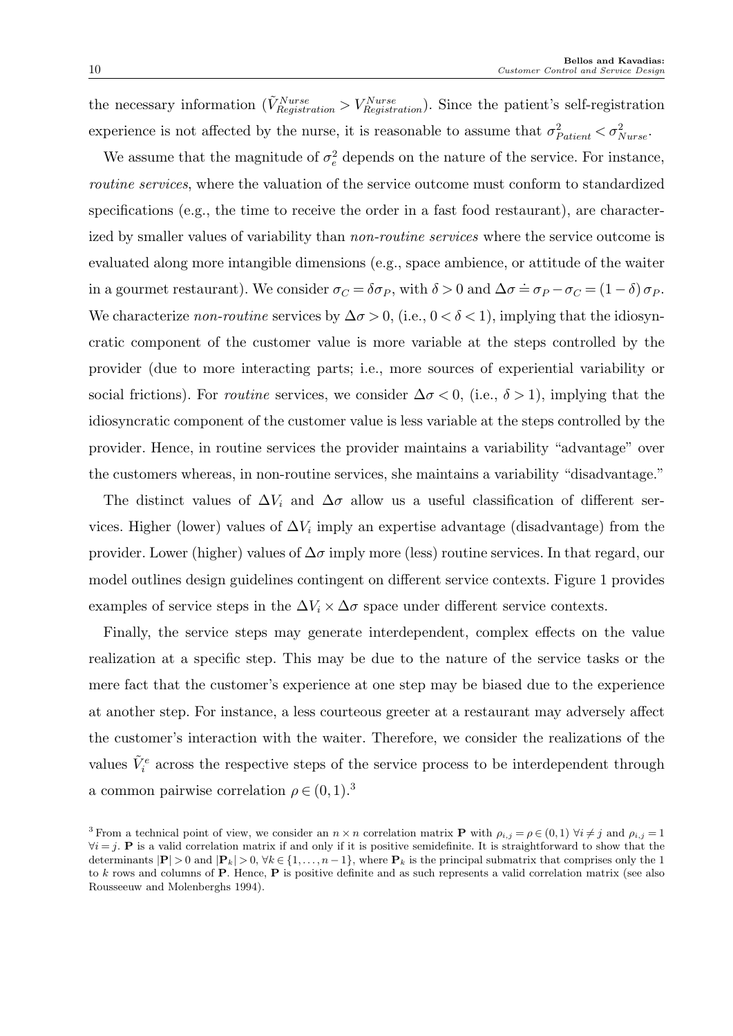the necessary information ($\tilde{V}^{Nurse}_{Registration} > V^{Nurse}_{Registration}$). Since the patient's self-registration experience is not affected by the nurse, it is reasonable to assume that $\sigma^2_{Patient} < \sigma^2_{Nurse}$.

We assume that the magnitude of $\sigma^2_e$ depends on the nature of the service. For instance, *routine services*, where the valuation of the service outcome must conform to standardized specifications (e.g., the time to receive the order in a fast food restaurant), are characterized by smaller values of variability than *non-routine services* where the service outcome is evaluated along more intangible dimensions (e.g., space ambience, or attitude of the waiter in a gourmet restaurant). We consider $\sigma_C = \delta\sigma_P$, with $\delta > 0$ and $\Delta\sigma \doteq \sigma_P - \sigma_C = (1-\delta)\,\sigma_P$. We characterize *non-routine* services by $\Delta\sigma > 0$, (i.e., $0 < \delta < 1$), implying that the idiosyncratic component of the customer value is more variable at the steps controlled by the provider (due to more interacting parts; i.e., more sources of experiential variability or social frictions). For *routine* services, we consider $\Delta\sigma < 0$, (i.e., $\delta > 1$), implying that the idiosyncratic component of the customer value is less variable at the steps controlled by the provider. Hence, in routine services the provider maintains a variability "advantage" over the customers whereas, in non-routine services, she maintains a variability "disadvantage."

The distinct values of $\Delta V_i$ and $\Delta\sigma$ allow us a useful classification of different services. Higher (lower) values of $\Delta V_i$ imply an expertise advantage (disadvantage) from the provider. Lower (higher) values of $\Delta\sigma$ imply more (less) routine services. In that regard, our model outlines design guidelines contingent on different service contexts. Figure 1 provides examples of service steps in the $\Delta V_i \times \Delta\sigma$ space under different service contexts.

Finally, the service steps may generate interdependent, complex effects on the value realization at a specific step. This may be due to the nature of the service tasks or the mere fact that the customer's experience at one step may be biased due to the experience at another step. For instance, a less courteous greeter at a restaurant may adversely affect the customer's interaction with the waiter. Therefore, we consider the realizations of the values $\tilde{V}^e_i$ across the respective steps of the service process to be interdependent through a common pairwise correlation $\rho \in (0,1)$.[3]

[3] From a technical point of view, we consider an $n \times n$ correlation matrix $\mathbf{P}$ with $\rho_{i,j} = \rho \in (0,1)$ $\forall i \neq j$ and $\rho_{i,j} = 1$ $\forall i = j$. $\mathbf{P}$ is a valid correlation matrix if and only if it is positive semidefinite. It is straightforward to show that the determinants $|\mathbf{P}| > 0$ and $|\mathbf{P}_k| > 0$, $\forall k \in \{1, \ldots, n-1\}$, where $\mathbf{P}_k$ is the principal submatrix that comprises only the 1 to $k$ rows and columns of $\mathbf{P}$. Hence, $\mathbf{P}$ is positive definite and as such represents a valid correlation matrix (see also Rousseeuw and Molenberghs 1994).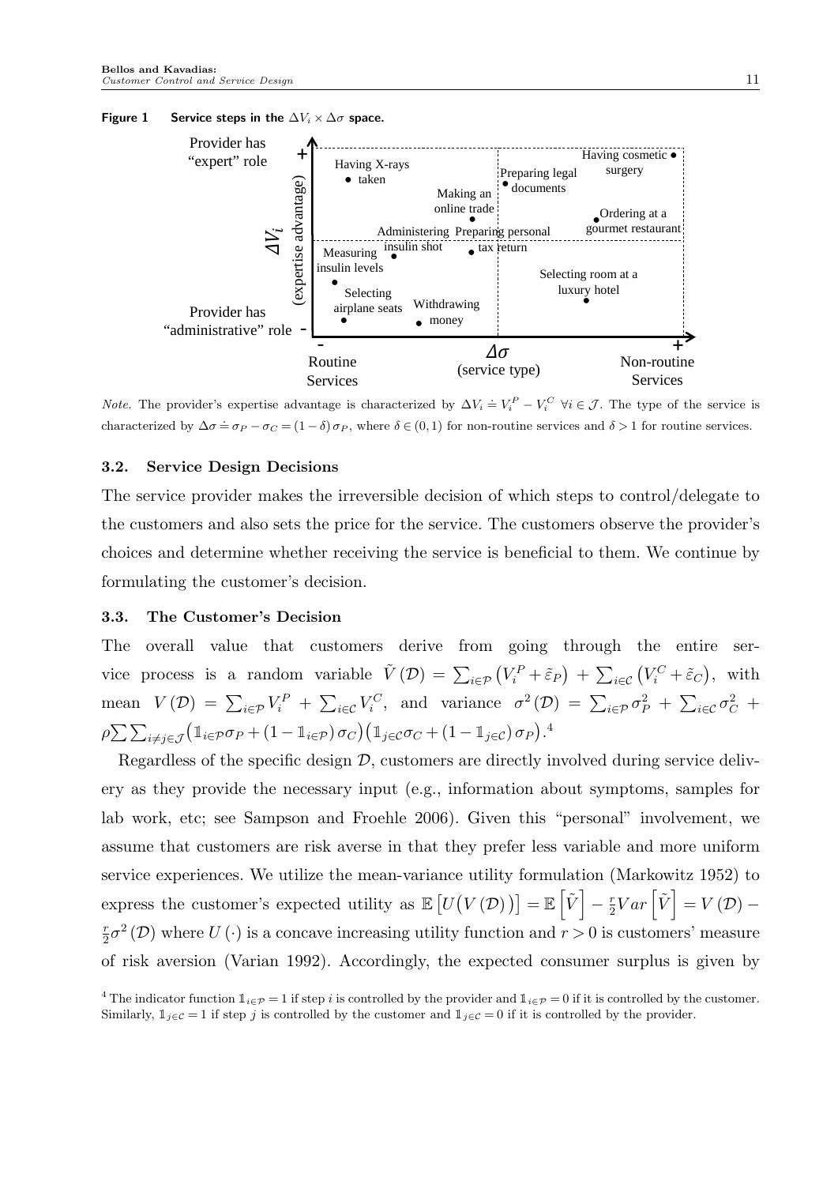**Figure 1** Service steps in the $\Delta V_i \times \Delta\sigma$ space.

*Note.* The provider's expertise advantage is characterized by $\Delta V_i \doteq V_i^P - V_i^C \ \forall i \in \mathcal{J}$. The type of the service is characterized by $\Delta\sigma \doteq \sigma_P - \sigma_C = (1-\delta)\sigma_P$, where $\delta \in (0,1)$ for non-routine services and $\delta > 1$ for routine services.

### 3.2. Service Design Decisions

The service provider makes the irreversible decision of which steps to control/delegate to the customers and also sets the price for the service. The customers observe the provider's choices and determine whether receiving the service is beneficial to them. We continue by formulating the customer's decision.

### 3.3. The Customer's Decision

The overall value that customers derive from going through the entire service process is a random variable $\tilde{V}(\mathcal{D}) = \sum_{i\in\mathcal{P}}\left(V_i^P + \tilde{\varepsilon}_P\right) + \sum_{i\in\mathcal{C}}\left(V_i^C + \tilde{\varepsilon}_C\right)$, with mean $V(\mathcal{D}) = \sum_{i\in\mathcal{P}} V_i^P + \sum_{i\in\mathcal{C}} V_i^C$, and variance $\sigma^2(\mathcal{D}) = \sum_{i\in\mathcal{P}}\sigma_P^2 + \sum_{i\in\mathcal{C}}\sigma_C^2 + \rho\sum\sum_{i\neq j\in\mathcal{J}}\left(\mathbb{1}_{i\in\mathcal{P}}\sigma_P + (1-\mathbb{1}_{i\in\mathcal{P}})\sigma_C\right)\left(\mathbb{1}_{j\in\mathcal{C}}\sigma_C + (1-\mathbb{1}_{j\in\mathcal{C}})\sigma_P\right)$.[4]

Regardless of the specific design $\mathcal{D}$, customers are directly involved during service delivery as they provide the necessary input (e.g., information about symptoms, samples for lab work, etc; see Sampson and Froehle 2006). Given this "personal" involvement, we assume that customers are risk averse in that they prefer less variable and more uniform service experiences. We utilize the mean-variance utility formulation (Markowitz 1952) to express the customer's expected utility as $\mathbb{E}\left[U\big(V(\mathcal{D})\big)\right] = \mathbb{E}\left[\tilde{V}\right] - \frac{r}{2}Var\left[\tilde{V}\right] = V(\mathcal{D}) - \frac{r}{2}\sigma^2(\mathcal{D})$ where $U(\cdot)$ is a concave increasing utility function and $r > 0$ is customers' measure of risk aversion (Varian 1992). Accordingly, the expected consumer surplus is given by

[4] The indicator function $\mathbb{1}_{i\in\mathcal{P}} = 1$ if step $i$ is controlled by the provider and $\mathbb{1}_{i\in\mathcal{P}} = 0$ if it is controlled by the customer. Similarly, $\mathbb{1}_{j\in\mathcal{C}} = 1$ if step $j$ is controlled by the customer and $\mathbb{1}_{j\in\mathcal{C}} = 0$ if it is controlled by the provider.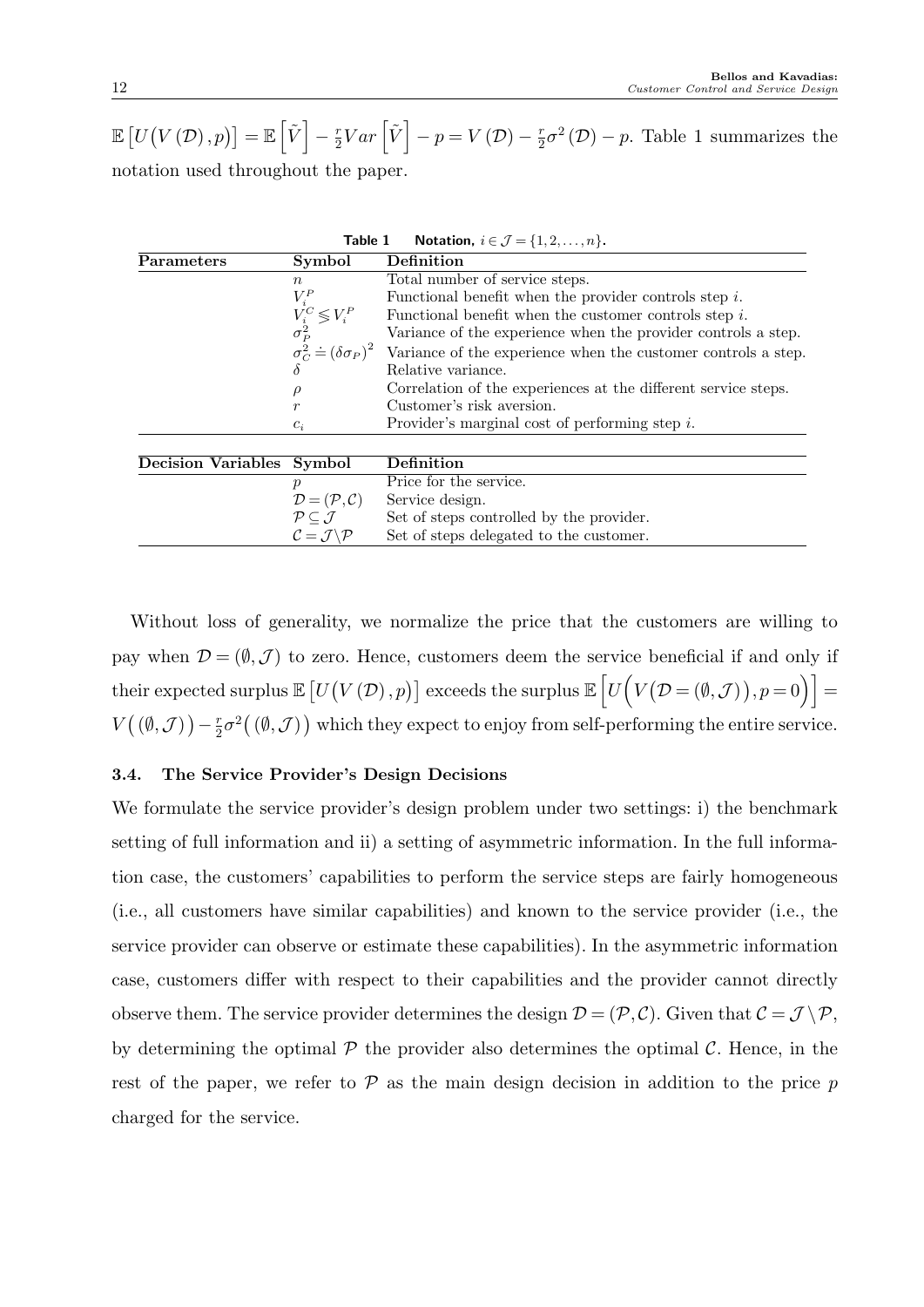$\mathbb{E}\left[U\big(V(\mathcal{D}),p\big)\right]=\mathbb{E}\left[\tilde{V}\right]-\frac{r}{2}Var\left[\tilde{V}\right]-p=V(\mathcal{D})-\frac{r}{2}\sigma^2(\mathcal{D})-p$. Table 1 summarizes the notation used throughout the paper.

**Table 1** Notation, $i\in\mathcal{J}=\{1,2,\ldots,n\}$.

| Parameters | Symbol | Definition |
|---|---|---|
| | $n$ | Total number of service steps. |
| | $V_i^P$ | Functional benefit when the provider controls step $i$. |
| | $V_i^C \lesseqgtr V_i^P$ | Functional benefit when the customer controls step $i$. |
| | $\sigma_P^2$ | Variance of the experience when the provider controls a step. |
| | $\sigma_C^2 \doteq (\delta\sigma_P)^2$ | Variance of the experience when the customer controls a step. |
| | $\delta$ | Relative variance. |
| | $\rho$ | Correlation of the experiences at the different service steps. |
| | $r$ | Customer's risk aversion. |
| | $c_i$ | Provider's marginal cost of performing step $i$. |

| Decision Variables | Symbol | Definition |
|---|---|---|
| | $p$ | Price for the service. |
| | $\mathcal{D}=(\mathcal{P},\mathcal{C})$ | Service design. |
| | $\mathcal{P}\subseteq\mathcal{J}$ | Set of steps controlled by the provider. |
| | $\mathcal{C}=\mathcal{J}\backslash\mathcal{P}$ | Set of steps delegated to the customer. |

Without loss of generality, we normalize the price that the customers are willing to pay when $\mathcal{D}=(\emptyset,\mathcal{J})$ to zero. Hence, customers deem the service beneficial if and only if their expected surplus $\mathbb{E}\left[U\big(V(\mathcal{D}),p\big)\right]$ exceeds the surplus $\mathbb{E}\left[U\Big(V\big(\mathcal{D}=(\emptyset,\mathcal{J})\big),p=0\Big)\right]=V\big((\emptyset,\mathcal{J})\big)-\frac{r}{2}\sigma^2\big((\emptyset,\mathcal{J})\big)$ which they expect to enjoy from self-performing the entire service.

### 3.4. The Service Provider's Design Decisions

We formulate the service provider's design problem under two settings: i) the benchmark setting of full information and ii) a setting of asymmetric information. In the full information case, the customers' capabilities to perform the service steps are fairly homogeneous (i.e., all customers have similar capabilities) and known to the service provider (i.e., the service provider can observe or estimate these capabilities). In the asymmetric information case, customers differ with respect to their capabilities and the provider cannot directly observe them. The service provider determines the design $\mathcal{D}=(\mathcal{P},\mathcal{C})$. Given that $\mathcal{C}=\mathcal{J}\setminus\mathcal{P}$, by determining the optimal $\mathcal{P}$ the provider also determines the optimal $\mathcal{C}$. Hence, in the rest of the paper, we refer to $\mathcal{P}$ as the main design decision in addition to the price $p$ charged for the service.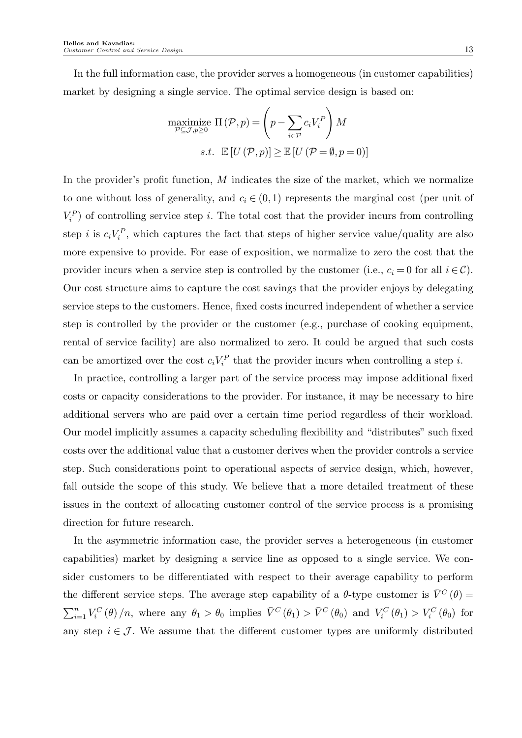In the full information case, the provider serves a homogeneous (in customer capabilities) market by designing a single service. The optimal service design is based on:

$$\underset{\mathcal{P}\subseteq\mathcal{J},p\geq 0}{\text{maximize}}\ \Pi(\mathcal{P},p)=\left(p-\sum_{i\in\mathcal{P}}c_iV_i^P\right)M$$
$$s.t.\ \ \mathbb{E}\left[U(\mathcal{P},p)\right]\geq\mathbb{E}\left[U(\mathcal{P}=\emptyset,p=0)\right]$$

In the provider's profit function, $M$ indicates the size of the market, which we normalize to one without loss of generality, and $c_i\in(0,1)$ represents the marginal cost (per unit of $V_i^P$) of controlling service step $i$. The total cost that the provider incurs from controlling step $i$ is $c_iV_i^P$, which captures the fact that steps of higher service value/quality are also more expensive to provide. For ease of exposition, we normalize to zero the cost that the provider incurs when a service step is controlled by the customer (i.e., $c_i=0$ for all $i\in\mathcal{C}$). Our cost structure aims to capture the cost savings that the provider enjoys by delegating service steps to the customers. Hence, fixed costs incurred independent of whether a service step is controlled by the provider or the customer (e.g., purchase of cooking equipment, rental of service facility) are also normalized to zero. It could be argued that such costs can be amortized over the cost $c_iV_i^P$ that the provider incurs when controlling a step $i$.

In practice, controlling a larger part of the service process may impose additional fixed costs or capacity considerations to the provider. For instance, it may be necessary to hire additional servers who are paid over a certain time period regardless of their workload. Our model implicitly assumes a capacity scheduling flexibility and "distributes" such fixed costs over the additional value that a customer derives when the provider controls a service step. Such considerations point to operational aspects of service design, which, however, fall outside the scope of this study. We believe that a more detailed treatment of these issues in the context of allocating customer control of the service process is a promising direction for future research.

In the asymmetric information case, the provider serves a heterogeneous (in customer capabilities) market by designing a service line as opposed to a single service. We consider customers to be differentiated with respect to their average capability to perform the different service steps. The average step capability of a $\theta$-type customer is $\bar{V}^C(\theta)=\sum_{i=1}^{n}V_i^C(\theta)/n$, where any $\theta_1>\theta_0$ implies $\bar{V}^C(\theta_1)>\bar{V}^C(\theta_0)$ and $V_i^C(\theta_1)>V_i^C(\theta_0)$ for any step $i\in\mathcal{J}$. We assume that the different customer types are uniformly distributed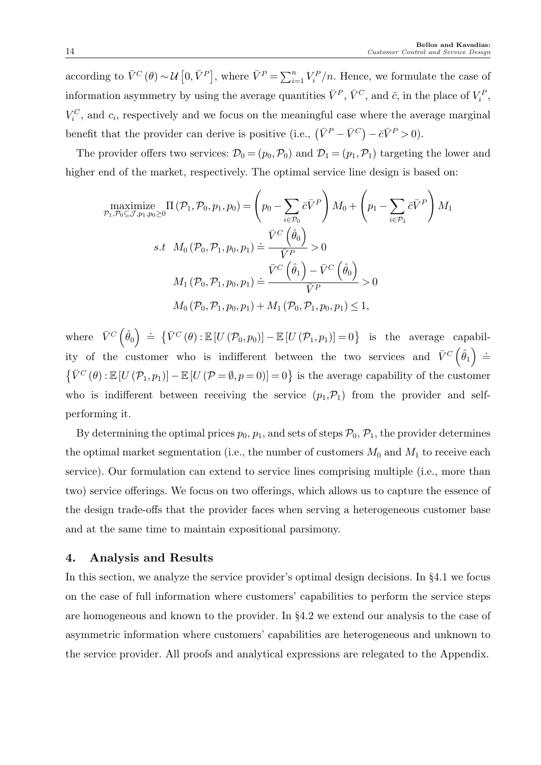according to $\bar{V}^C(\theta) \sim \mathcal{U}\left[0, \bar{V}^P\right]$, where $\bar{V}^P = \sum_{i=1}^{n} V_i^P/n$. Hence, we formulate the case of information asymmetry by using the average quantities $\bar{V}^P$, $\bar{V}^C$, and $\bar{c}$, in the place of $V_i^P$, $V_i^C$, and $c_i$, respectively and we focus on the meaningful case where the average marginal benefit that the provider can derive is positive (i.e., $\left(\bar{V}^P - \bar{V}^C\right) - \bar{c}\bar{V}^P > 0$).

The provider offers two services: $\mathcal{D}_0 = (p_0, \mathcal{P}_0)$ and $\mathcal{D}_1 = (p_1, \mathcal{P}_1)$ targeting the lower and higher end of the market, respectively. The optimal service line design is based on:

$$\underset{\mathcal{P}_1, \mathcal{P}_0 \subseteq \mathcal{J}, p_1, p_0 \geq 0}{\text{maximize}} \Pi\left(\mathcal{P}_1, \mathcal{P}_0, p_1, p_0\right) = \left(p_0 - \sum_{i \in \mathcal{P}_0} \bar{c}\bar{V}^P\right) M_0 + \left(p_1 - \sum_{i \in \mathcal{P}_1} \bar{c}\bar{V}^P\right) M_1$$

$$s.t \quad M_0\left(\mathcal{P}_0, \mathcal{P}_1, p_0, p_1\right) \doteq \frac{\bar{V}^C\left(\hat{\theta}_0\right)}{\bar{V}^P} > 0$$

$$M_1\left(\mathcal{P}_0, \mathcal{P}_1, p_0, p_1\right) \doteq \frac{\bar{V}^C\left(\hat{\theta}_1\right) - \bar{V}^C\left(\hat{\theta}_0\right)}{\bar{V}^P} > 0$$

$$M_0\left(\mathcal{P}_0, \mathcal{P}_1, p_0, p_1\right) + M_1\left(\mathcal{P}_0, \mathcal{P}_1, p_0, p_1\right) \leq 1,$$

where $\bar{V}^C\left(\hat{\theta}_0\right) \doteq \left\{\bar{V}^C(\theta) : \mathbb{E}\left[U\left(\mathcal{P}_0, p_0\right)\right] - \mathbb{E}\left[U\left(\mathcal{P}_1, p_1\right)\right] = 0\right\}$ is the average capability of the customer who is indifferent between the two services and $\bar{V}^C\left(\hat{\theta}_1\right) \doteq \left\{\bar{V}^C(\theta) : \mathbb{E}\left[U\left(\mathcal{P}_1, p_1\right)\right] - \mathbb{E}\left[U\left(\mathcal{P} = \emptyset, p = 0\right)\right] = 0\right\}$ is the average capability of the customer who is indifferent between receiving the service $(p_1, \mathcal{P}_1)$ from the provider and self-performing it.

By determining the optimal prices $p_0$, $p_1$, and sets of steps $\mathcal{P}_0$, $\mathcal{P}_1$, the provider determines the optimal market segmentation (i.e., the number of customers $M_0$ and $M_1$ to receive each service). Our formulation can extend to service lines comprising multiple (i.e., more than two) service offerings. We focus on two offerings, which allows us to capture the essence of the design trade-offs that the provider faces when serving a heterogeneous customer base and at the same time to maintain expositional parsimony.

## 4. Analysis and Results

In this section, we analyze the service provider's optimal design decisions. In §4.1 we focus on the case of full information where customers' capabilities to perform the service steps are homogeneous and known to the provider. In §4.2 we extend our analysis to the case of asymmetric information where customers' capabilities are heterogeneous and unknown to the service provider. All proofs and analytical expressions are relegated to the Appendix.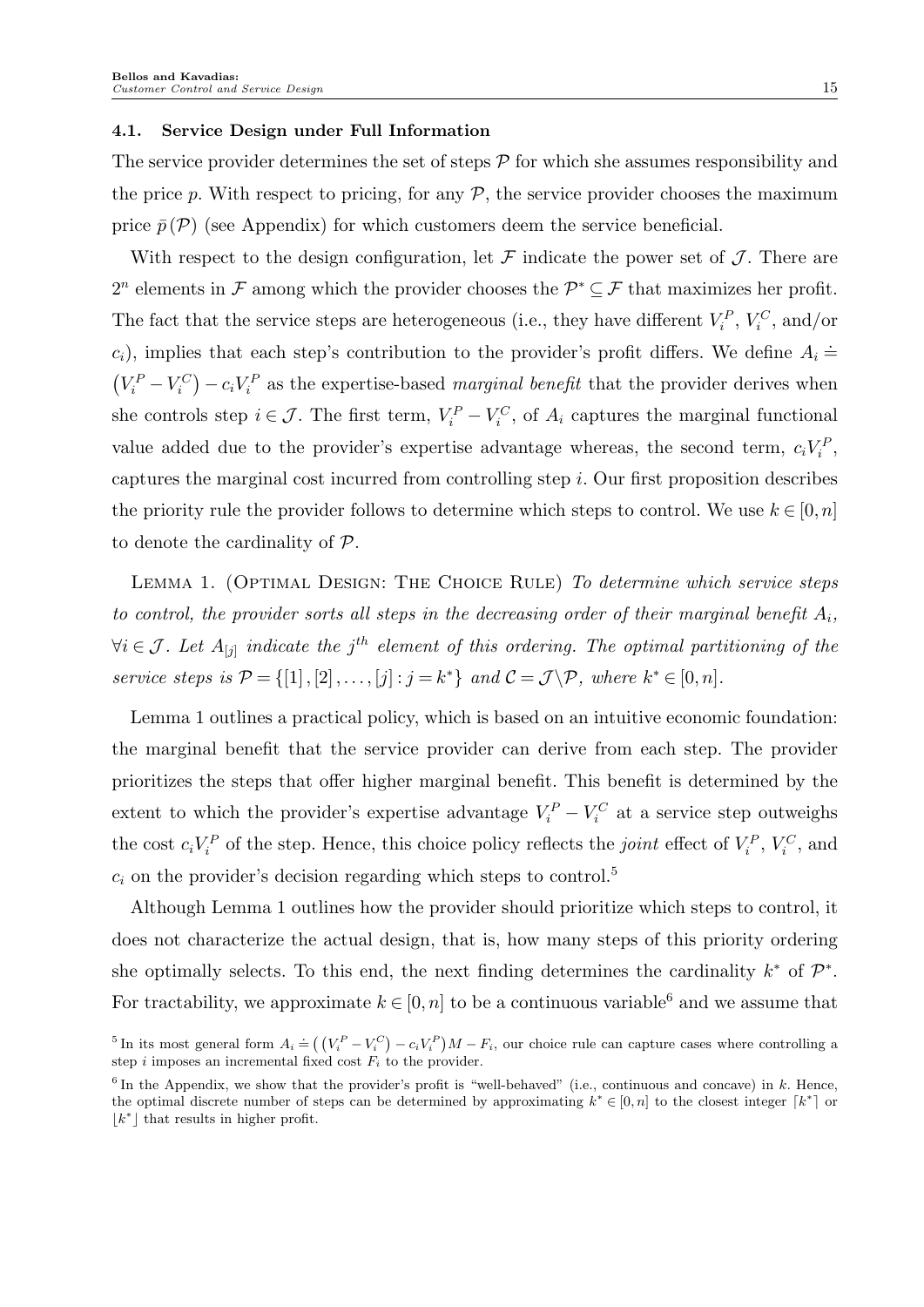### 4.1. Service Design under Full Information

The service provider determines the set of steps $\mathcal{P}$ for which she assumes responsibility and the price $p$. With respect to pricing, for any $\mathcal{P}$, the service provider chooses the maximum price $\bar{p}(\mathcal{P})$ (see Appendix) for which customers deem the service beneficial.

With respect to the design configuration, let $\mathcal{F}$ indicate the power set of $\mathcal{J}$. There are $2^n$ elements in $\mathcal{F}$ among which the provider chooses the $\mathcal{P}^* \subseteq \mathcal{F}$ that maximizes her profit. The fact that the service steps are heterogeneous (i.e., they have different $V_i^P$, $V_i^C$, and/or $c_i$), implies that each step's contribution to the provider's profit differs. We define $A_i \doteq \left(V_i^P - V_i^C\right) - c_i V_i^P$ as the expertise-based *marginal benefit* that the provider derives when she controls step $i \in \mathcal{J}$. The first term, $V_i^P - V_i^C$, of $A_i$ captures the marginal functional value added due to the provider's expertise advantage whereas, the second term, $c_i V_i^P$, captures the marginal cost incurred from controlling step $i$. Our first proposition describes the priority rule the provider follows to determine which steps to control. We use $k \in [0, n]$ to denote the cardinality of $\mathcal{P}$.

Lemma 1. (Optimal Design: The Choice Rule) *To determine which service steps to control, the provider sorts all steps in the decreasing order of their marginal benefit $A_i$, $\forall i \in \mathcal{J}$. Let $A_{[j]}$ indicate the $j^{th}$ element of this ordering. The optimal partitioning of the service steps is $\mathcal{P} = \{[1], [2], \ldots, [j] : j = k^*\}$ and $\mathcal{C} = \mathcal{J} \backslash \mathcal{P}$, where $k^* \in [0, n]$.*

Lemma 1 outlines a practical policy, which is based on an intuitive economic foundation: the marginal benefit that the service provider can derive from each step. The provider prioritizes the steps that offer higher marginal benefit. This benefit is determined by the extent to which the provider's expertise advantage $V_i^P - V_i^C$ at a service step outweighs the cost $c_i V_i^P$ of the step. Hence, this choice policy reflects the *joint* effect of $V_i^P$, $V_i^C$, and $c_i$ on the provider's decision regarding which steps to control.[5]

Although Lemma 1 outlines how the provider should prioritize which steps to control, it does not characterize the actual design, that is, how many steps of this priority ordering she optimally selects. To this end, the next finding determines the cardinality $k^*$ of $\mathcal{P}^*$. For tractability, we approximate $k \in [0, n]$ to be a continuous variable[6] and we assume that

[5] In its most general form $A_i \doteq \left(\left(V_i^P - V_i^C\right) - c_i V_i^P\right) M - F_i$, our choice rule can capture cases where controlling a step $i$ imposes an incremental fixed cost $F_i$ to the provider.

[6] In the Appendix, we show that the provider's profit is "well-behaved" (i.e., continuous and concave) in $k$. Hence, the optimal discrete number of steps can be determined by approximating $k^* \in [0, n]$ to the closest integer $\lceil k^* \rceil$ or $\lfloor k^* \rfloor$ that results in higher profit.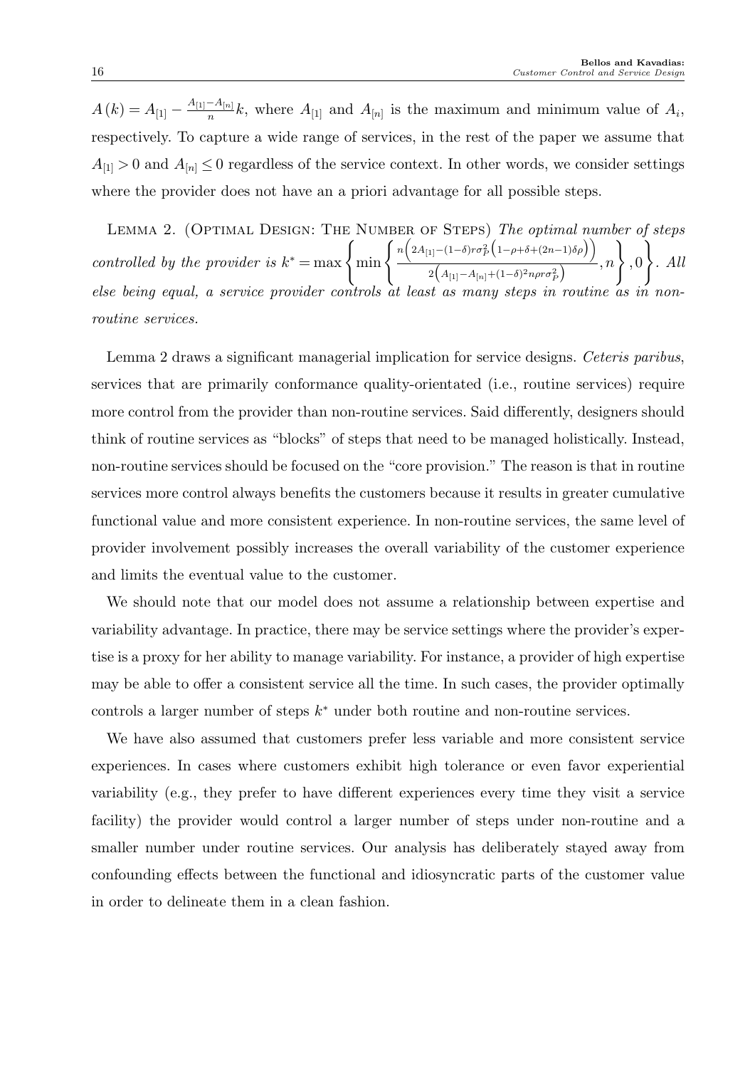$A(k) = A_{[1]} - \frac{A_{[1]} - A_{[n]}}{n} k$, where $A_{[1]}$ and $A_{[n]}$ is the maximum and minimum value of $A_i$, respectively. To capture a wide range of services, in the rest of the paper we assume that $A_{[1]} > 0$ and $A_{[n]} \leq 0$ regardless of the service context. In other words, we consider settings where the provider does not have an a priori advantage for all possible steps.

Lemma 2. (Optimal Design: The Number of Steps) *The optimal number of steps controlled by the provider is* $k^* = \max\left\{\min\left\{\frac{n\left(2A_{[1]} - (1-\delta) r \sigma_P^2 \left(1 - \rho + \delta + (2n-1)\delta\rho\right)\right)}{2\left(A_{[1]} - A_{[n]} + (1-\delta)^2 n \rho r \sigma_P^2\right)}, n\right\}, 0\right\}$. *All else being equal, a service provider controls at least as many steps in routine as in non-routine services.*

Lemma 2 draws a significant managerial implication for service designs. *Ceteris paribus*, services that are primarily conformance quality-orientated (i.e., routine services) require more control from the provider than non-routine services. Said differently, designers should think of routine services as "blocks" of steps that need to be managed holistically. Instead, non-routine services should be focused on the "core provision." The reason is that in routine services more control always benefits the customers because it results in greater cumulative functional value and more consistent experience. In non-routine services, the same level of provider involvement possibly increases the overall variability of the customer experience and limits the eventual value to the customer.

We should note that our model does not assume a relationship between expertise and variability advantage. In practice, there may be service settings where the provider's expertise is a proxy for her ability to manage variability. For instance, a provider of high expertise may be able to offer a consistent service all the time. In such cases, the provider optimally controls a larger number of steps $k^*$ under both routine and non-routine services.

We have also assumed that customers prefer less variable and more consistent service experiences. In cases where customers exhibit high tolerance or even favor experiential variability (e.g., they prefer to have different experiences every time they visit a service facility) the provider would control a larger number of steps under non-routine and a smaller number under routine services. Our analysis has deliberately stayed away from confounding effects between the functional and idiosyncratic parts of the customer value in order to delineate them in a clean fashion.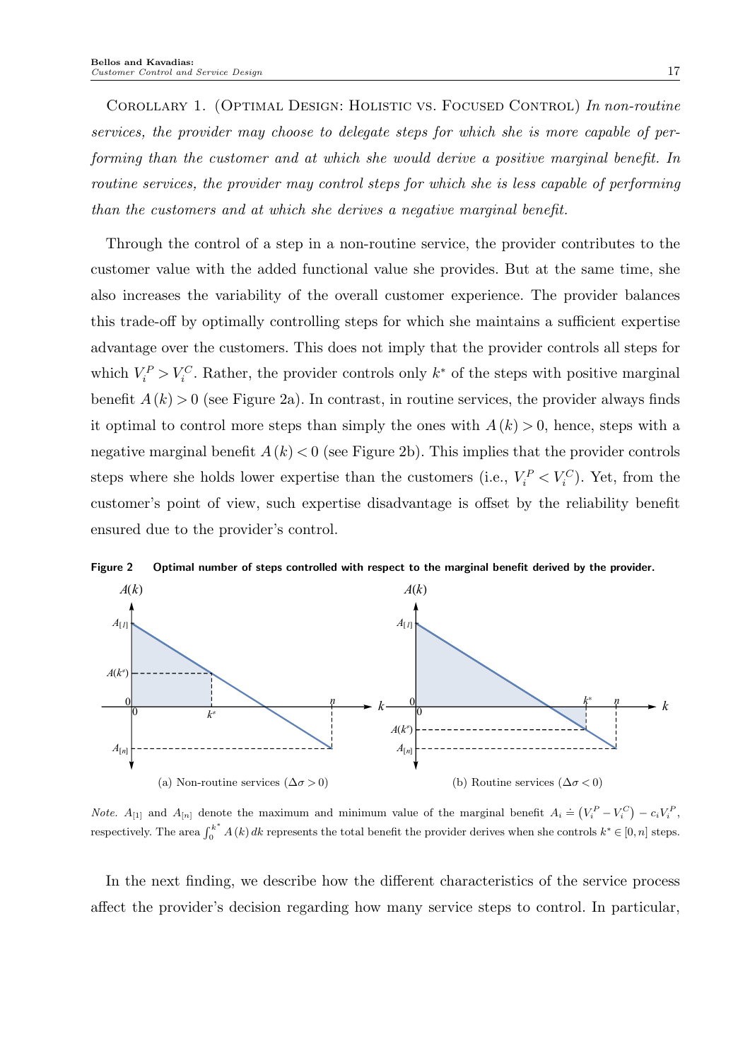Corollary 1. (Optimal Design: Holistic vs. Focused Control) *In non-routine services, the provider may choose to delegate steps for which she is more capable of performing than the customer and at which she would derive a positive marginal benefit. In routine services, the provider may control steps for which she is less capable of performing than the customers and at which she derives a negative marginal benefit.*

Through the control of a step in a non-routine service, the provider contributes to the customer value with the added functional value she provides. But at the same time, she also increases the variability of the overall customer experience. The provider balances this trade-off by optimally controlling steps for which she maintains a sufficient expertise advantage over the customers. This does not imply that the provider controls all steps for which $V_i^P > V_i^C$. Rather, the provider controls only $k^*$ of the steps with positive marginal benefit $A(k) > 0$ (see Figure 2a). In contrast, in routine services, the provider always finds it optimal to control more steps than simply the ones with $A(k) > 0$, hence, steps with a negative marginal benefit $A(k) < 0$ (see Figure 2b). This implies that the provider controls steps where she holds lower expertise than the customers (i.e., $V_i^P < V_i^C$). Yet, from the customer's point of view, such expertise disadvantage is offset by the reliability benefit ensured due to the provider's control.

**Figure 2 Optimal number of steps controlled with respect to the marginal benefit derived by the provider.**

(a) Non-routine services ($\Delta\sigma > 0$)

(b) Routine services ($\Delta\sigma < 0$)

*Note.* $A_{[1]}$ and $A_{[n]}$ denote the maximum and minimum value of the marginal benefit $A_i \doteq (V_i^P - V_i^C) - c_i V_i^P$, respectively. The area $\int_0^{k^*} A(k)\, dk$ represents the total benefit the provider derives when she controls $k^* \in [0, n]$ steps.

In the next finding, we describe how the different characteristics of the service process affect the provider's decision regarding how many service steps to control. In particular,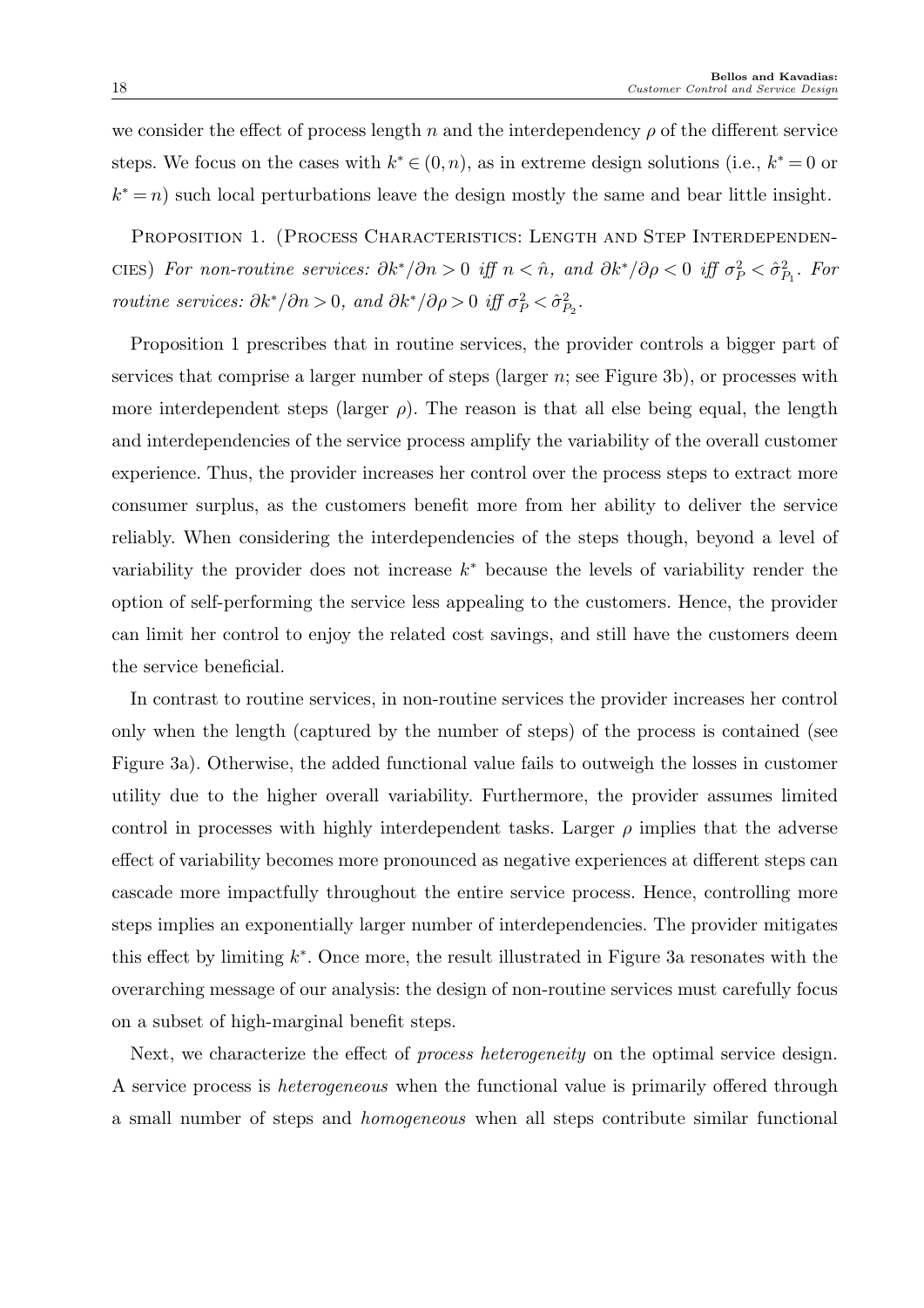we consider the effect of process length $n$ and the interdependency $\rho$ of the different service steps. We focus on the cases with $k^* \in (0,n)$, as in extreme design solutions (i.e., $k^*=0$ or $k^*=n$) such local perturbations leave the design mostly the same and bear little insight.

Proposition 1. (Process Characteristics: Length and Step Interdependencies) *For non-routine services: $\partial k^*/\partial n > 0$ iff $n < \hat{n}$, and $\partial k^*/\partial \rho < 0$ iff $\sigma_P^2 < \hat{\sigma}_{P_1}^2$. For routine services: $\partial k^*/\partial n > 0$, and $\partial k^*/\partial \rho > 0$ iff $\sigma_P^2 < \hat{\sigma}_{P_2}^2$.*

Proposition 1 prescribes that in routine services, the provider controls a bigger part of services that comprise a larger number of steps (larger $n$; see Figure 3b), or processes with more interdependent steps (larger $\rho$). The reason is that all else being equal, the length and interdependencies of the service process amplify the variability of the overall customer experience. Thus, the provider increases her control over the process steps to extract more consumer surplus, as the customers benefit more from her ability to deliver the service reliably. When considering the interdependencies of the steps though, beyond a level of variability the provider does not increase $k^*$ because the levels of variability render the option of self-performing the service less appealing to the customers. Hence, the provider can limit her control to enjoy the related cost savings, and still have the customers deem the service beneficial.

In contrast to routine services, in non-routine services the provider increases her control only when the length (captured by the number of steps) of the process is contained (see Figure 3a). Otherwise, the added functional value fails to outweigh the losses in customer utility due to the higher overall variability. Furthermore, the provider assumes limited control in processes with highly interdependent tasks. Larger $\rho$ implies that the adverse effect of variability becomes more pronounced as negative experiences at different steps can cascade more impactfully throughout the entire service process. Hence, controlling more steps implies an exponentially larger number of interdependencies. The provider mitigates this effect by limiting $k^*$. Once more, the result illustrated in Figure 3a resonates with the overarching message of our analysis: the design of non-routine services must carefully focus on a subset of high-marginal benefit steps.

Next, we characterize the effect of *process heterogeneity* on the optimal service design. A service process is *heterogeneous* when the functional value is primarily offered through a small number of steps and *homogeneous* when all steps contribute similar functional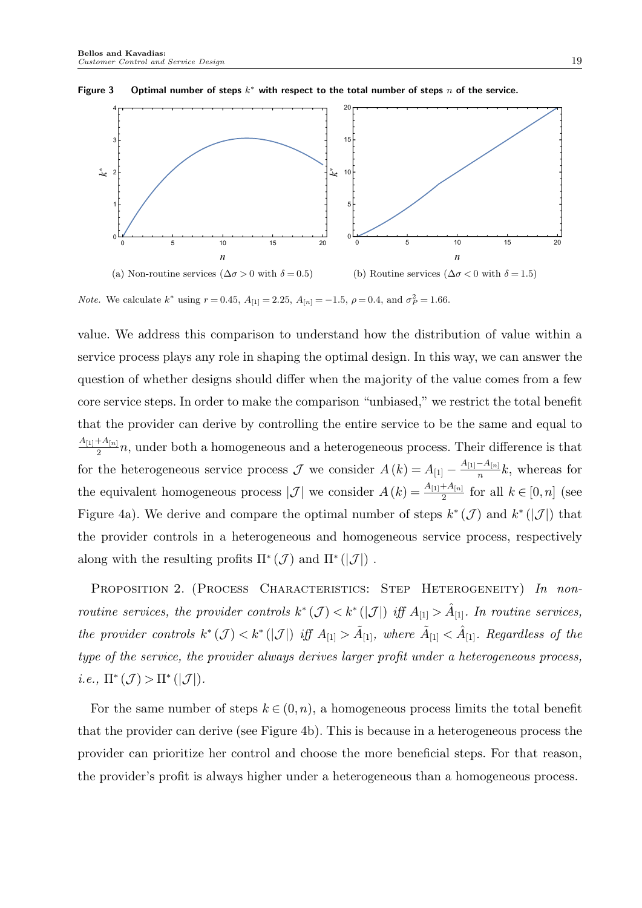**Figure 3 Optimal number of steps $k^*$ with respect to the total number of steps $n$ of the service.**

(a) Non-routine services ($\Delta\sigma > 0$ with $\delta = 0.5$)

(b) Routine services ($\Delta\sigma < 0$ with $\delta = 1.5$)

*Note.* We calculate $k^*$ using $r = 0.45$, $A_{[1]} = 2.25$, $A_{[n]} = -1.5$, $\rho = 0.4$, and $\sigma_P^2 = 1.66$.

value. We address this comparison to understand how the distribution of value within a service process plays any role in shaping the optimal design. In this way, we can answer the question of whether designs should differ when the majority of the value comes from a few core service steps. In order to make the comparison "unbiased," we restrict the total benefit that the provider can derive by controlling the entire service to be the same and equal to $\frac{A_{[1]}+A_{[n]}}{2}n$, under both a homogeneous and a heterogeneous process. Their difference is that for the heterogeneous service process $\mathcal{J}$ we consider $A(k) = A_{[1]} - \frac{A_{[1]}-A_{[n]}}{n}k$, whereas for the equivalent homogeneous process $|\mathcal{J}|$ we consider $A(k) = \frac{A_{[1]}+A_{[n]}}{2}$ for all $k \in [0, n]$ (see Figure 4a). We derive and compare the optimal number of steps $k^*(\mathcal{J})$ and $k^*(|\mathcal{J}|)$ that the provider controls in a heterogeneous and homogeneous service process, respectively along with the resulting profits $\Pi^*(\mathcal{J})$ and $\Pi^*(|\mathcal{J}|)$ .

Proposition 2. (Process Characteristics: Step Heterogeneity) *In non-routine services, the provider controls $k^*(\mathcal{J}) < k^*(|\mathcal{J}|)$ iff $A_{[1]} > \hat{A}_{[1]}$. In routine services, the provider controls $k^*(\mathcal{J}) < k^*(|\mathcal{J}|)$ iff $A_{[1]} > \tilde{A}_{[1]}$, where $\tilde{A}_{[1]} < \hat{A}_{[1]}$. Regardless of the type of the service, the provider always derives larger profit under a heterogeneous process, i.e., $\Pi^*(\mathcal{J}) > \Pi^*(|\mathcal{J}|)$.*

For the same number of steps $k \in (0, n)$, a homogeneous process limits the total benefit that the provider can derive (see Figure 4b). This is because in a heterogeneous process the provider can prioritize her control and choose the more beneficial steps. For that reason, the provider's profit is always higher under a heterogeneous than a homogeneous process.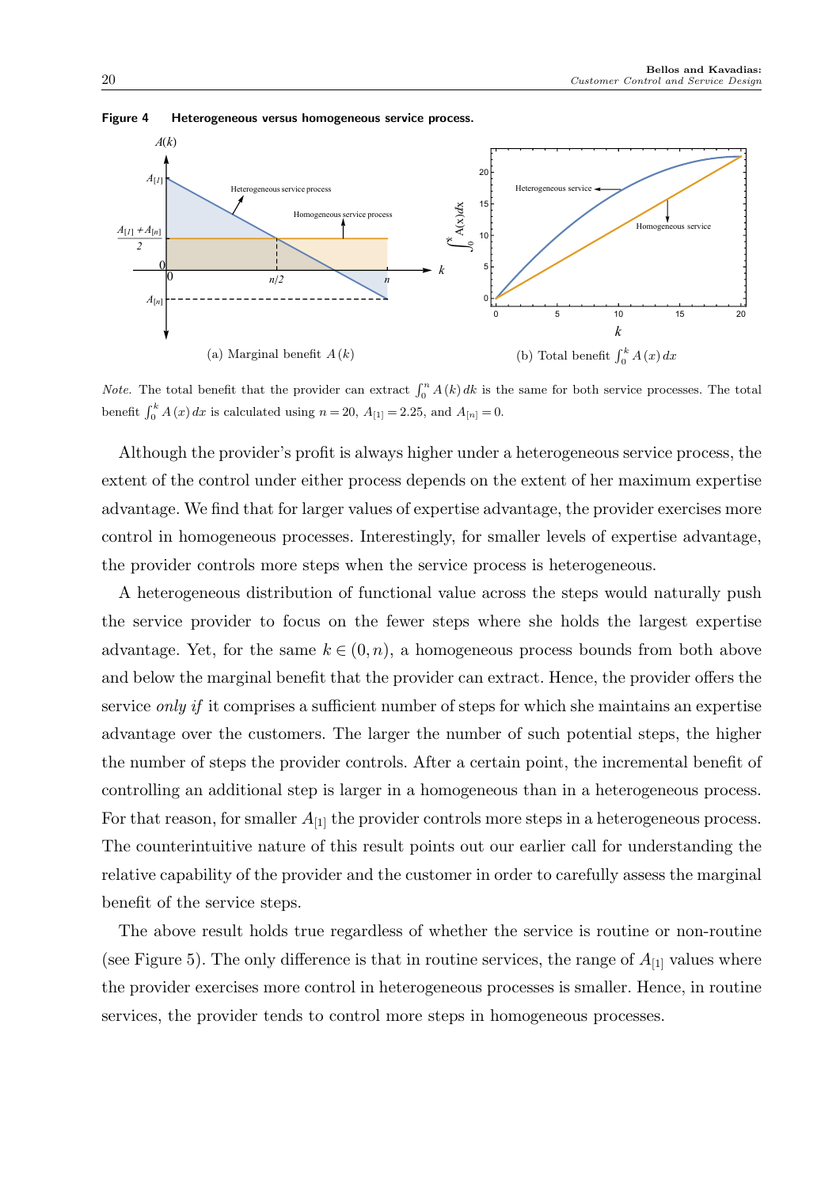**Figure 4 Heterogeneous versus homogeneous service process.**

(a) Marginal benefit $A(k)$

(b) Total benefit $\int_0^k A(x)\,dx$

*Note.* The total benefit that the provider can extract $\int_0^n A(k)\,dk$ is the same for both service processes. The total benefit $\int_0^k A(x)\,dx$ is calculated using $n = 20$, $A_{[1]} = 2.25$, and $A_{[n]} = 0$.

Although the provider's profit is always higher under a heterogeneous service process, the extent of the control under either process depends on the extent of her maximum expertise advantage. We find that for larger values of expertise advantage, the provider exercises more control in homogeneous processes. Interestingly, for smaller levels of expertise advantage, the provider controls more steps when the service process is heterogeneous.

A heterogeneous distribution of functional value across the steps would naturally push the service provider to focus on the fewer steps where she holds the largest expertise advantage. Yet, for the same $k \in (0, n)$, a homogeneous process bounds from both above and below the marginal benefit that the provider can extract. Hence, the provider offers the service *only if* it comprises a sufficient number of steps for which she maintains an expertise advantage over the customers. The larger the number of such potential steps, the higher the number of steps the provider controls. After a certain point, the incremental benefit of controlling an additional step is larger in a homogeneous than in a heterogeneous process. For that reason, for smaller $A_{[1]}$ the provider controls more steps in a heterogeneous process. The counterintuitive nature of this result points out our earlier call for understanding the relative capability of the provider and the customer in order to carefully assess the marginal benefit of the service steps.

The above result holds true regardless of whether the service is routine or non-routine (see Figure 5). The only difference is that in routine services, the range of $A_{[1]}$ values where the provider exercises more control in heterogeneous processes is smaller. Hence, in routine services, the provider tends to control more steps in homogeneous processes.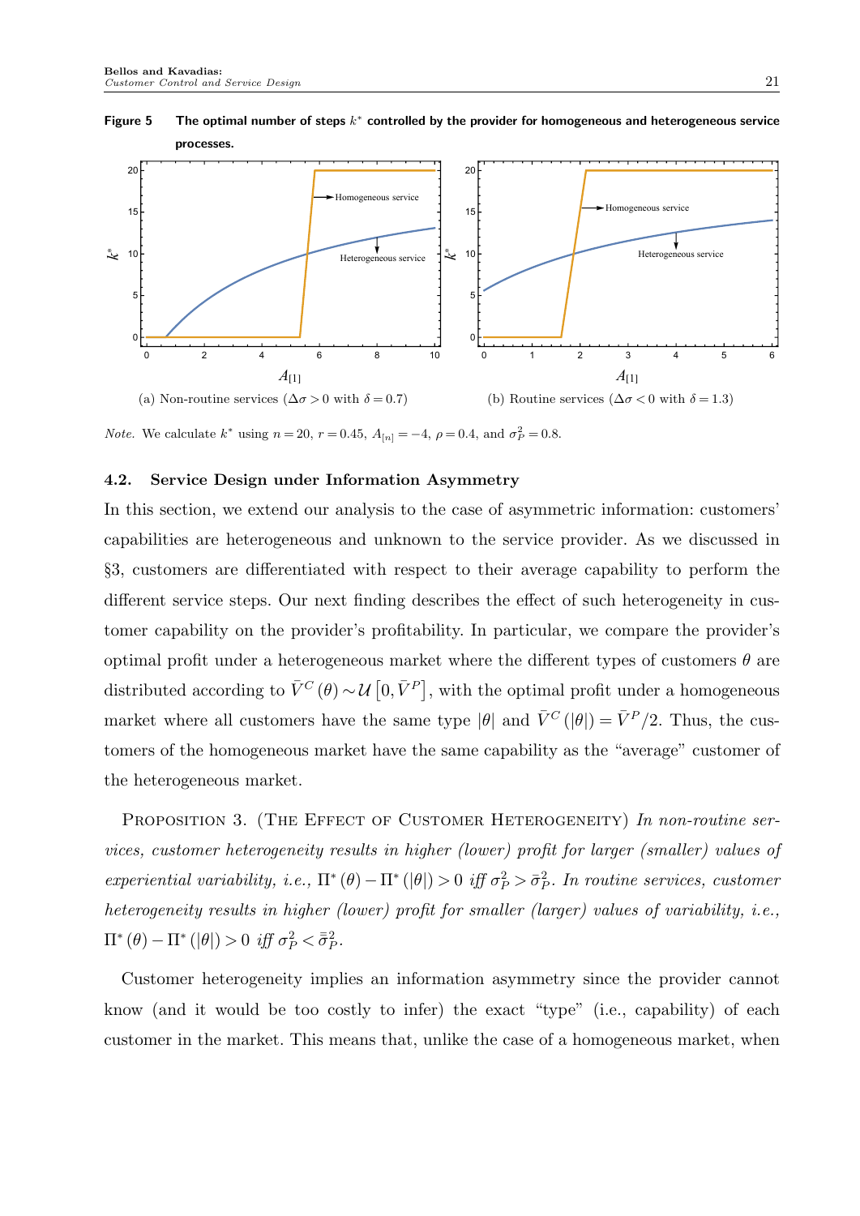**Figure 5** The optimal number of steps $k^*$ controlled by the provider for homogeneous and heterogeneous service processes.

(a) Non-routine services ($\Delta\sigma > 0$ with $\delta = 0.7$)

(b) Routine services ($\Delta\sigma < 0$ with $\delta = 1.3$)

*Note.* We calculate $k^*$ using $n = 20$, $r = 0.45$, $A_{[n]} = -4$, $\rho = 0.4$, and $\sigma_P^2 = 0.8$.

### 4.2. Service Design under Information Asymmetry

In this section, we extend our analysis to the case of asymmetric information: customers' capabilities are heterogeneous and unknown to the service provider. As we discussed in §3, customers are differentiated with respect to their average capability to perform the different service steps. Our next finding describes the effect of such heterogeneity in customer capability on the provider's profitability. In particular, we compare the provider's optimal profit under a heterogeneous market where the different types of customers $\theta$ are distributed according to $\bar{V}^C(\theta) \sim \mathcal{U}\left[0, \bar{V}^P\right]$, with the optimal profit under a homogeneous market where all customers have the same type $|\theta|$ and $\bar{V}^C(|\theta|) = \bar{V}^P/2$. Thus, the customers of the homogeneous market have the same capability as the "average" customer of the heterogeneous market.

Proposition 3. (The Effect of Customer Heterogeneity) *In non-routine services, customer heterogeneity results in higher (lower) profit for larger (smaller) values of experiential variability, i.e., $\Pi^*(\theta) - \Pi^*(|\theta|) > 0$ iff $\sigma_P^2 > \bar{\sigma}_P^2$. In routine services, customer heterogeneity results in higher (lower) profit for smaller (larger) values of variability, i.e., $\Pi^*(\theta) - \Pi^*(|\theta|) > 0$ iff $\sigma_P^2 < \bar{\bar{\sigma}}_P^2$.*

Customer heterogeneity implies an information asymmetry since the provider cannot know (and it would be too costly to infer) the exact "type" (i.e., capability) of each customer in the market. This means that, unlike the case of a homogeneous market, when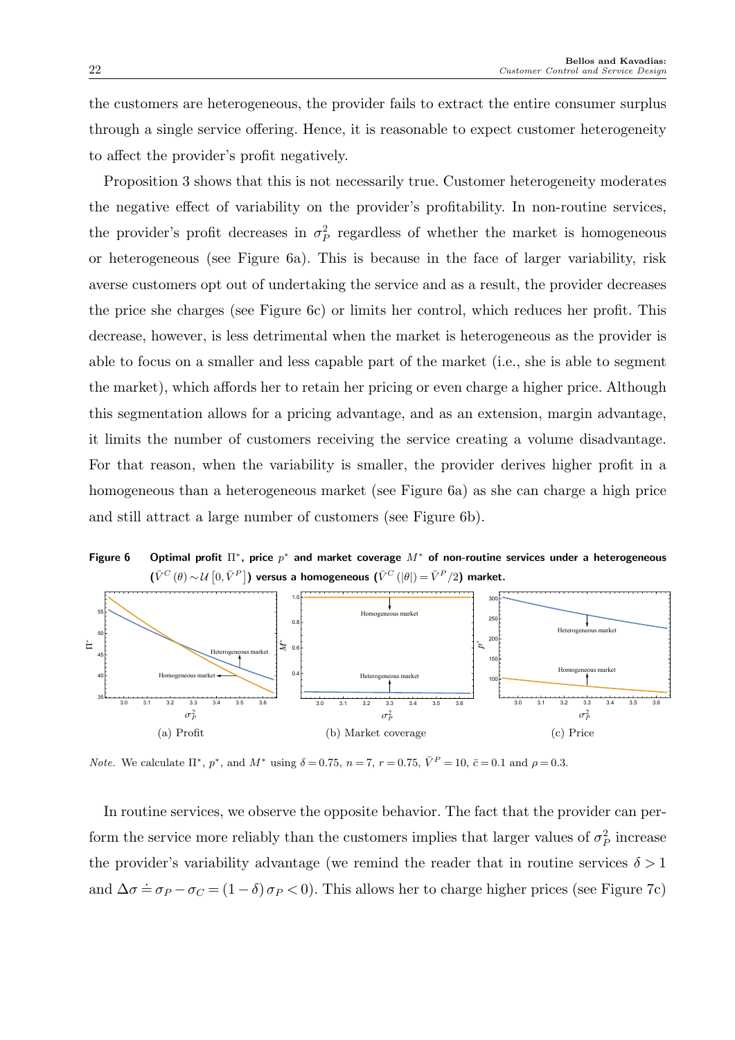the customers are heterogeneous, the provider fails to extract the entire consumer surplus through a single service offering. Hence, it is reasonable to expect customer heterogeneity to affect the provider's profit negatively.

Proposition 3 shows that this is not necessarily true. Customer heterogeneity moderates the negative effect of variability on the provider's profitability. In non-routine services, the provider's profit decreases in $\sigma_P^2$ regardless of whether the market is homogeneous or heterogeneous (see Figure 6a). This is because in the face of larger variability, risk averse customers opt out of undertaking the service and as a result, the provider decreases the price she charges (see Figure 6c) or limits her control, which reduces her profit. This decrease, however, is less detrimental when the market is heterogeneous as the provider is able to focus on a smaller and less capable part of the market (i.e., she is able to segment the market), which affords her to retain her pricing or even charge a higher price. Although this segmentation allows for a pricing advantage, and as an extension, margin advantage, it limits the number of customers receiving the service creating a volume disadvantage. For that reason, when the variability is smaller, the provider derives higher profit in a homogeneous than a heterogeneous market (see Figure 6a) as she can charge a high price and still attract a large number of customers (see Figure 6b).

**Figure 6** **Optimal profit $\Pi^*$, price $p^*$ and market coverage $M^*$ of non-routine services under a heterogeneous ($\bar{V}^C(\theta) \sim \mathcal{U}[0, \bar{V}^P]$) versus a homogeneous ($\bar{V}^C(|\theta|) = \bar{V}^P/2$) market.**

(a) Profit (b) Market coverage (c) Price

*Note.* We calculate $\Pi^*$, $p^*$, and $M^*$ using $\delta = 0.75$, $n = 7$, $r = 0.75$, $\bar{V}^P = 10$, $\bar{c} = 0.1$ and $\rho = 0.3$.

In routine services, we observe the opposite behavior. The fact that the provider can perform the service more reliably than the customers implies that larger values of $\sigma_P^2$ increase the provider's variability advantage (we remind the reader that in routine services $\delta > 1$ and $\Delta\sigma \doteq \sigma_P - \sigma_C = (1 - \delta)\sigma_P < 0$). This allows her to charge higher prices (see Figure 7c)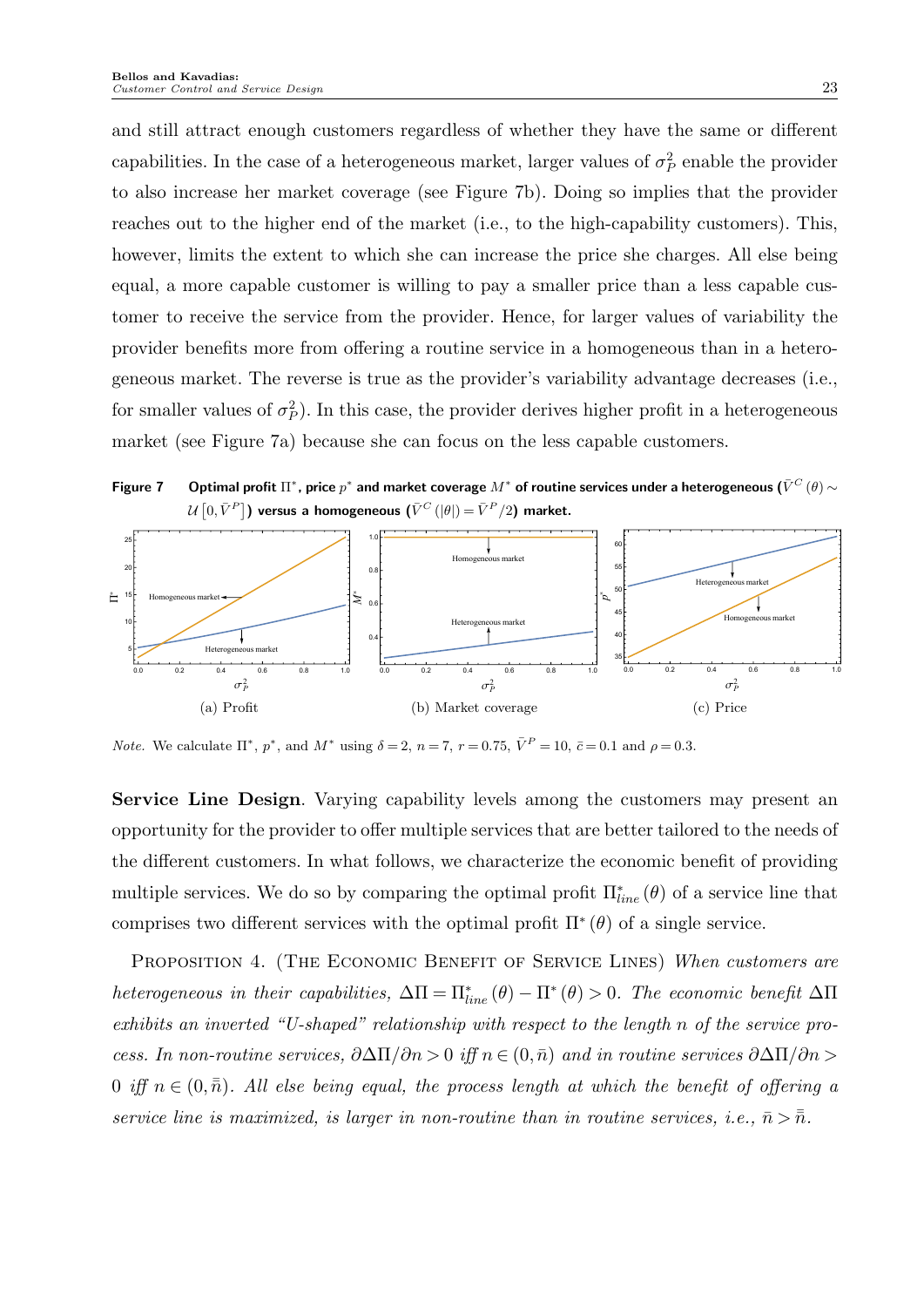and still attract enough customers regardless of whether they have the same or different capabilities. In the case of a heterogeneous market, larger values of $\sigma_P^2$ enable the provider to also increase her market coverage (see Figure 7b). Doing so implies that the provider reaches out to the higher end of the market (i.e., to the high-capability customers). This, however, limits the extent to which she can increase the price she charges. All else being equal, a more capable customer is willing to pay a smaller price than a less capable customer to receive the service from the provider. Hence, for larger values of variability the provider benefits more from offering a routine service in a homogeneous than in a heterogeneous market. The reverse is true as the provider's variability advantage decreases (i.e., for smaller values of $\sigma_P^2$). In this case, the provider derives higher profit in a heterogeneous market (see Figure 7a) because she can focus on the less capable customers.

**Figure 7** Optimal profit $\Pi^*$, price $p^*$ and market coverage $M^*$ of routine services under a heterogeneous ($\bar{V}^C(\theta) \sim \mathcal{U}[0, \bar{V}^P]$) versus a homogeneous ($\bar{V}^C(|\theta|) = \bar{V}^P/2$) market.

(a) Profit (b) Market coverage (c) Price

*Note.* We calculate $\Pi^*$, $p^*$, and $M^*$ using $\delta = 2$, $n = 7$, $r = 0.75$, $\bar{V}^P = 10$, $\bar{c} = 0.1$ and $\rho = 0.3$.

**Service Line Design**. Varying capability levels among the customers may present an opportunity for the provider to offer multiple services that are better tailored to the needs of the different customers. In what follows, we characterize the economic benefit of providing multiple services. We do so by comparing the optimal profit $\Pi^*_{line}(\theta)$ of a service line that comprises two different services with the optimal profit $\Pi^*(\theta)$ of a single service.

Proposition 4. (The Economic Benefit of Service Lines) *When customers are heterogeneous in their capabilities, $\Delta\Pi = \Pi^*_{line}(\theta) - \Pi^*(\theta) > 0$. The economic benefit $\Delta\Pi$ exhibits an inverted "U-shaped" relationship with respect to the length $n$ of the service process. In non-routine services, $\partial\Delta\Pi/\partial n > 0$ iff $n \in (0, \bar{n})$ and in routine services $\partial\Delta\Pi/\partial n > 0$ iff $n \in (0, \bar{\bar{n}})$. All else being equal, the process length at which the benefit of offering a service line is maximized, is larger in non-routine than in routine services, i.e., $\bar{n} > \bar{\bar{n}}$.*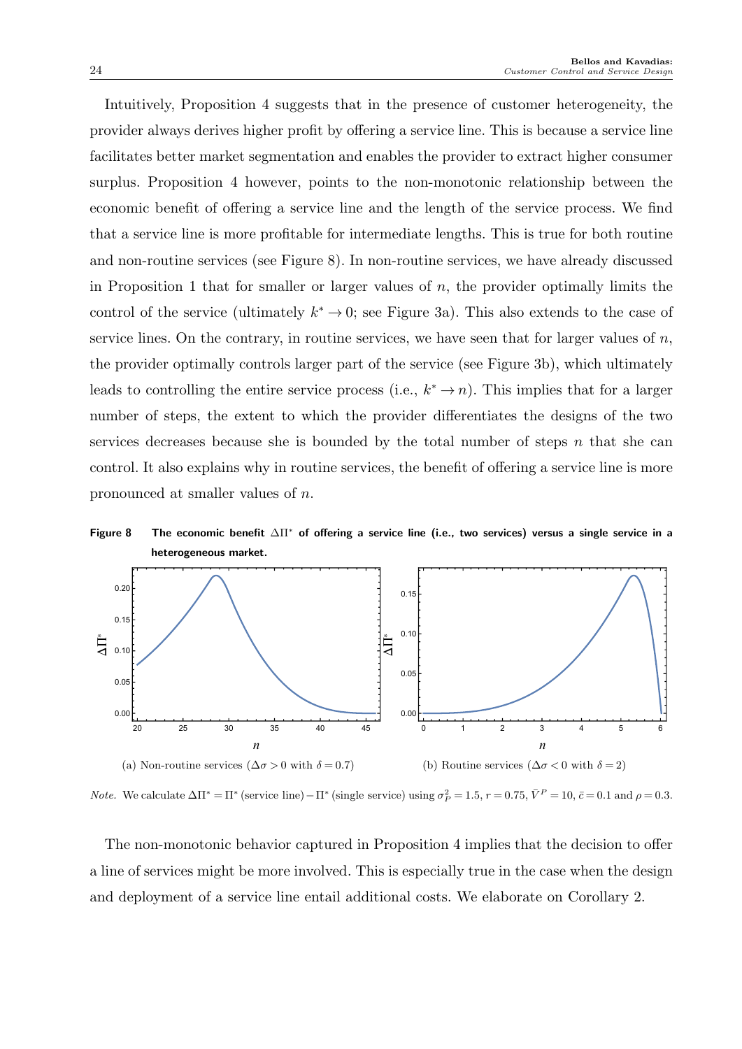Intuitively, Proposition 4 suggests that in the presence of customer heterogeneity, the provider always derives higher profit by offering a service line. This is because a service line facilitates better market segmentation and enables the provider to extract higher consumer surplus. Proposition 4 however, points to the non-monotonic relationship between the economic benefit of offering a service line and the length of the service process. We find that a service line is more profitable for intermediate lengths. This is true for both routine and non-routine services (see Figure 8). In non-routine services, we have already discussed in Proposition 1 that for smaller or larger values of $n$, the provider optimally limits the control of the service (ultimately $k^* \to 0$; see Figure 3a). This also extends to the case of service lines. On the contrary, in routine services, we have seen that for larger values of $n$, the provider optimally controls larger part of the service (see Figure 3b), which ultimately leads to controlling the entire service process (i.e., $k^* \to n$). This implies that for a larger number of steps, the extent to which the provider differentiates the designs of the two services decreases because she is bounded by the total number of steps $n$ that she can control. It also explains why in routine services, the benefit of offering a service line is more pronounced at smaller values of $n$.

**Figure 8 The economic benefit $\Delta\Pi^*$ of offering a service line (i.e., two services) versus a single service in a heterogeneous market.**

(a) Non-routine services ($\Delta\sigma > 0$ with $\delta = 0.7$)

(b) Routine services ($\Delta\sigma < 0$ with $\delta = 2$)

*Note.* We calculate $\Delta\Pi^* = \Pi^*(\text{service line}) - \Pi^*(\text{single service})$ using $\sigma_P^2 = 1.5$, $r = 0.75$, $\bar{V}^P = 10$, $\bar{c} = 0.1$ and $\rho = 0.3$.

The non-monotonic behavior captured in Proposition 4 implies that the decision to offer a line of services might be more involved. This is especially true in the case when the design and deployment of a service line entail additional costs. We elaborate on Corollary 2.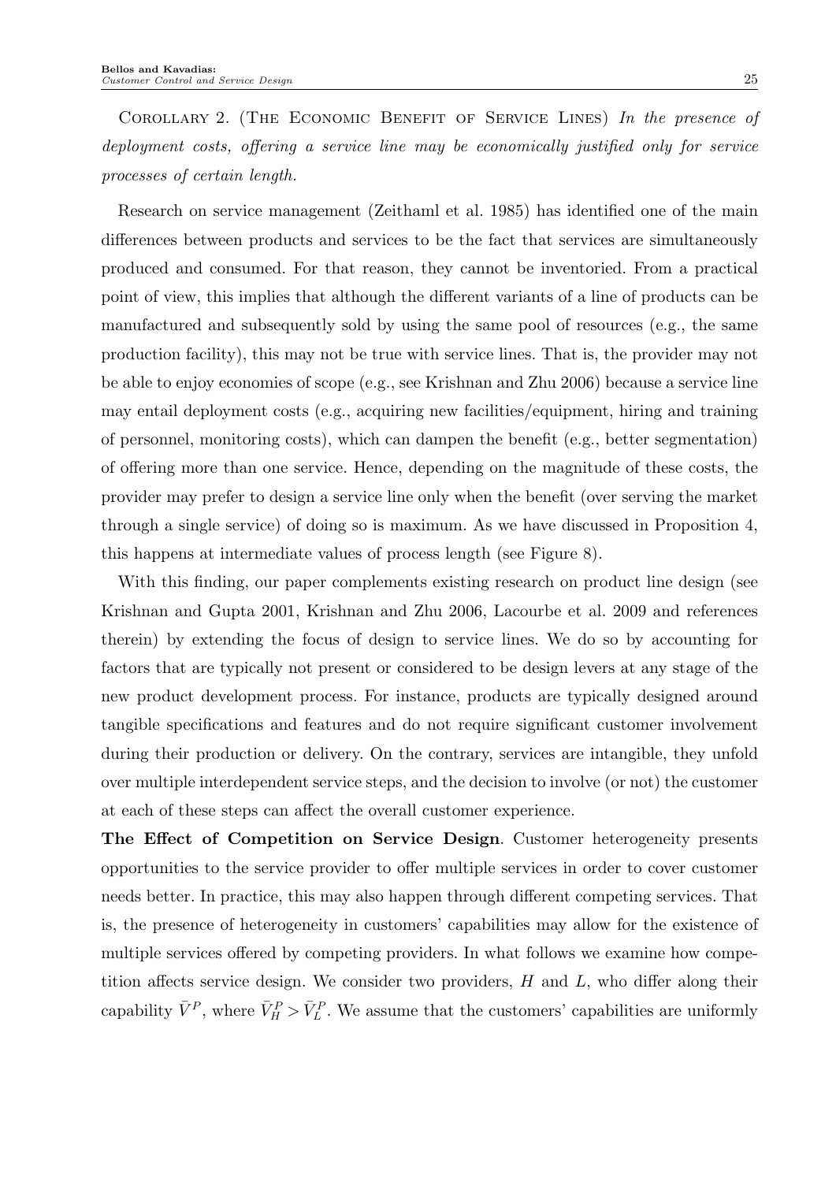Corollary 2. (The Economic Benefit of Service Lines) *In the presence of deployment costs, offering a service line may be economically justified only for service processes of certain length.*

Research on service management (Zeithaml et al. 1985) has identified one of the main differences between products and services to be the fact that services are simultaneously produced and consumed. For that reason, they cannot be inventoried. From a practical point of view, this implies that although the different variants of a line of products can be manufactured and subsequently sold by using the same pool of resources (e.g., the same production facility), this may not be true with service lines. That is, the provider may not be able to enjoy economies of scope (e.g., see Krishnan and Zhu 2006) because a service line may entail deployment costs (e.g., acquiring new facilities/equipment, hiring and training of personnel, monitoring costs), which can dampen the benefit (e.g., better segmentation) of offering more than one service. Hence, depending on the magnitude of these costs, the provider may prefer to design a service line only when the benefit (over serving the market through a single service) of doing so is maximum. As we have discussed in Proposition 4, this happens at intermediate values of process length (see Figure 8).

With this finding, our paper complements existing research on product line design (see Krishnan and Gupta 2001, Krishnan and Zhu 2006, Lacourbe et al. 2009 and references therein) by extending the focus of design to service lines. We do so by accounting for factors that are typically not present or considered to be design levers at any stage of the new product development process. For instance, products are typically designed around tangible specifications and features and do not require significant customer involvement during their production or delivery. On the contrary, services are intangible, they unfold over multiple interdependent service steps, and the decision to involve (or not) the customer at each of these steps can affect the overall customer experience.

**The Effect of Competition on Service Design**. Customer heterogeneity presents opportunities to the service provider to offer multiple services in order to cover customer needs better. In practice, this may also happen through different competing services. That is, the presence of heterogeneity in customers' capabilities may allow for the existence of multiple services offered by competing providers. In what follows we examine how competition affects service design. We consider two providers, $H$ and $L$, who differ along their capability $\bar{V}^P$, where $\bar{V}_H^P > \bar{V}_L^P$. We assume that the customers' capabilities are uniformly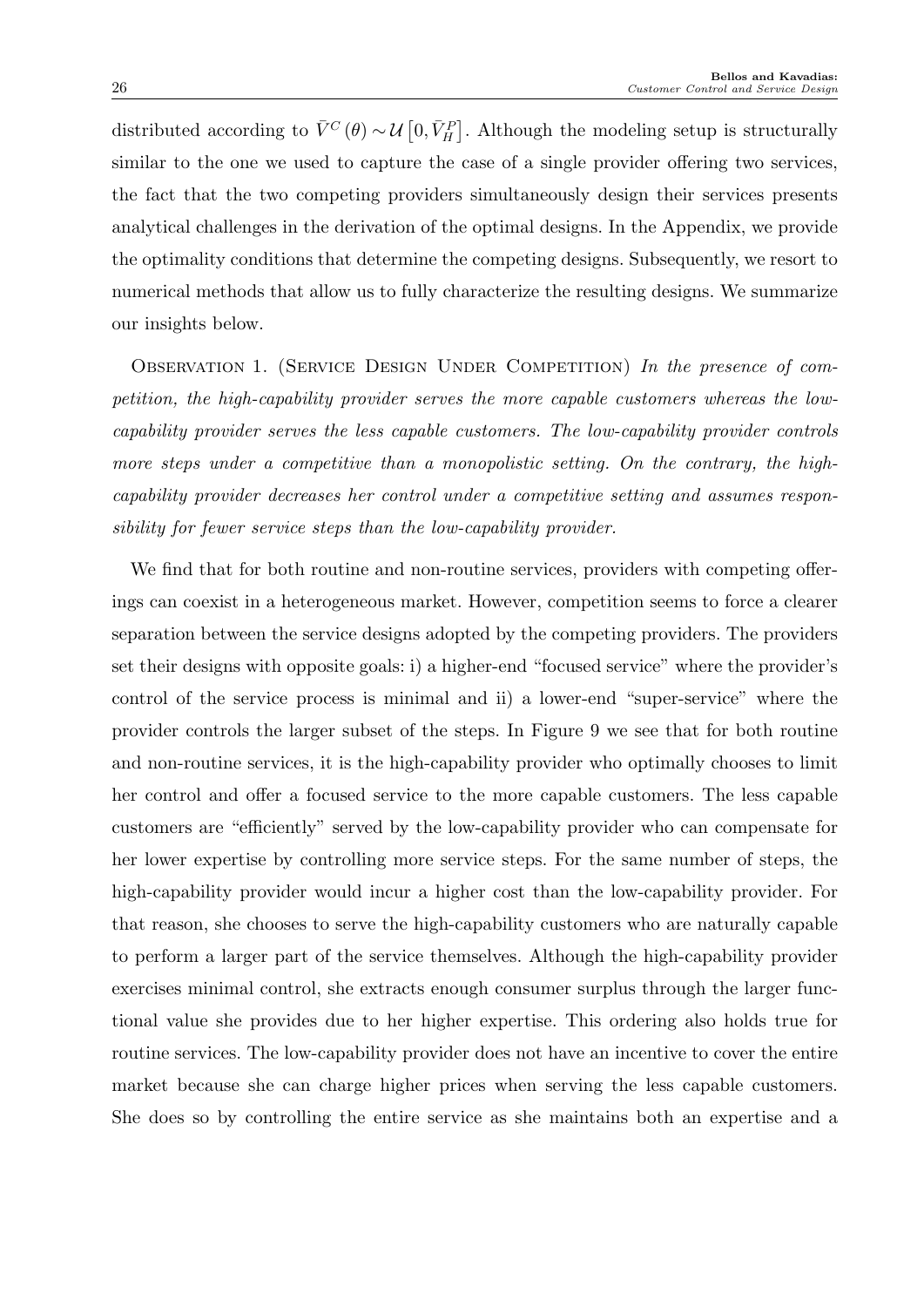distributed according to $\bar{V}^C(\theta) \sim \mathcal{U}\left[0, \bar{V}_H^P\right]$. Although the modeling setup is structurally similar to the one we used to capture the case of a single provider offering two services, the fact that the two competing providers simultaneously design their services presents analytical challenges in the derivation of the optimal designs. In the Appendix, we provide the optimality conditions that determine the competing designs. Subsequently, we resort to numerical methods that allow us to fully characterize the resulting designs. We summarize our insights below.

Observation 1. (Service Design Under Competition) *In the presence of competition, the high-capability provider serves the more capable customers whereas the low-capability provider serves the less capable customers. The low-capability provider controls more steps under a competitive than a monopolistic setting. On the contrary, the high-capability provider decreases her control under a competitive setting and assumes responsibility for fewer service steps than the low-capability provider.*

We find that for both routine and non-routine services, providers with competing offerings can coexist in a heterogeneous market. However, competition seems to force a clearer separation between the service designs adopted by the competing providers. The providers set their designs with opposite goals: i) a higher-end "focused service" where the provider's control of the service process is minimal and ii) a lower-end "super-service" where the provider controls the larger subset of the steps. In Figure 9 we see that for both routine and non-routine services, it is the high-capability provider who optimally chooses to limit her control and offer a focused service to the more capable customers. The less capable customers are "efficiently" served by the low-capability provider who can compensate for her lower expertise by controlling more service steps. For the same number of steps, the high-capability provider would incur a higher cost than the low-capability provider. For that reason, she chooses to serve the high-capability customers who are naturally capable to perform a larger part of the service themselves. Although the high-capability provider exercises minimal control, she extracts enough consumer surplus through the larger functional value she provides due to her higher expertise. This ordering also holds true for routine services. The low-capability provider does not have an incentive to cover the entire market because she can charge higher prices when serving the less capable customers. She does so by controlling the entire service as she maintains both an expertise and a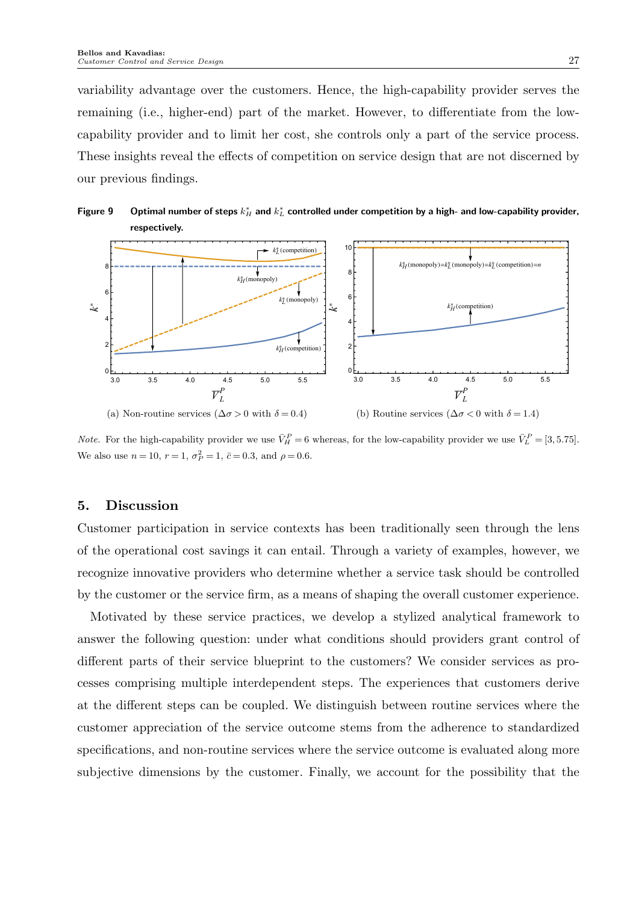variability advantage over the customers. Hence, the high-capability provider serves the remaining (i.e., higher-end) part of the market. However, to differentiate from the low-capability provider and to limit her cost, she controls only a part of the service process. These insights reveal the effects of competition on service design that are not discerned by our previous findings.

**Figure 9** **Optimal number of steps $k_H^*$ and $k_L^*$ controlled under competition by a high- and low-capability provider, respectively.**

(a) Non-routine services ($\Delta\sigma > 0$ with $\delta = 0.4$)

(b) Routine services ($\Delta\sigma < 0$ with $\delta = 1.4$)

*Note.* For the high-capability provider we use $\bar{V}_H^P = 6$ whereas, for the low-capability provider we use $\bar{V}_L^P = [3, 5.75]$. We also use $n = 10$, $r = 1$, $\sigma_P^2 = 1$, $\bar{c} = 0.3$, and $\rho = 0.6$.

## 5. Discussion

Customer participation in service contexts has been traditionally seen through the lens of the operational cost savings it can entail. Through a variety of examples, however, we recognize innovative providers who determine whether a service task should be controlled by the customer or the service firm, as a means of shaping the overall customer experience.

Motivated by these service practices, we develop a stylized analytical framework to answer the following question: under what conditions should providers grant control of different parts of their service blueprint to the customers? We consider services as processes comprising multiple interdependent steps. The experiences that customers derive at the different steps can be coupled. We distinguish between routine services where the customer appreciation of the service outcome stems from the adherence to standardized specifications, and non-routine services where the service outcome is evaluated along more subjective dimensions by the customer. Finally, we account for the possibility that the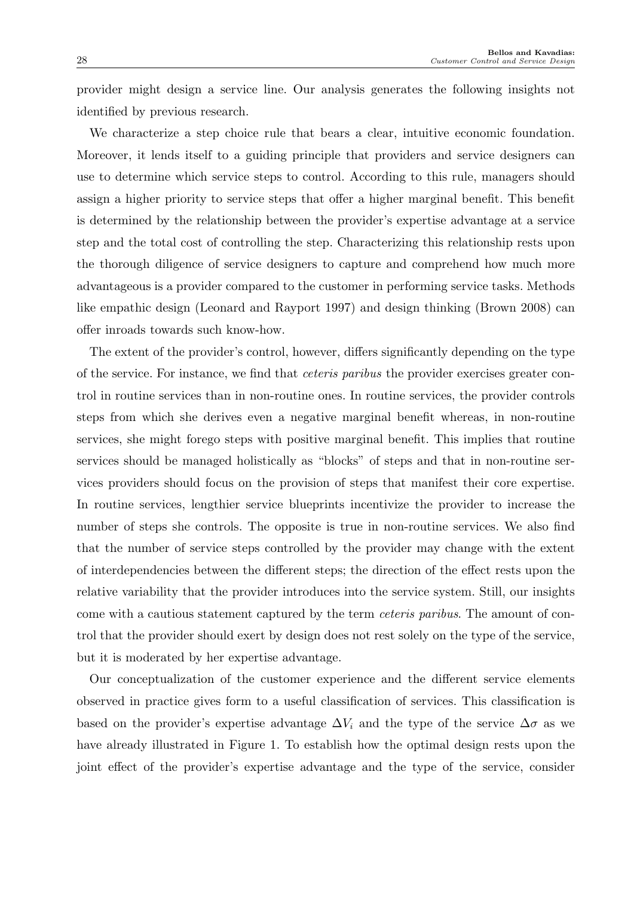provider might design a service line. Our analysis generates the following insights not identified by previous research.

We characterize a step choice rule that bears a clear, intuitive economic foundation. Moreover, it lends itself to a guiding principle that providers and service designers can use to determine which service steps to control. According to this rule, managers should assign a higher priority to service steps that offer a higher marginal benefit. This benefit is determined by the relationship between the provider's expertise advantage at a service step and the total cost of controlling the step. Characterizing this relationship rests upon the thorough diligence of service designers to capture and comprehend how much more advantageous is a provider compared to the customer in performing service tasks. Methods like empathic design (Leonard and Rayport 1997) and design thinking (Brown 2008) can offer inroads towards such know-how.

The extent of the provider's control, however, differs significantly depending on the type of the service. For instance, we find that *ceteris paribus* the provider exercises greater control in routine services than in non-routine ones. In routine services, the provider controls steps from which she derives even a negative marginal benefit whereas, in non-routine services, she might forego steps with positive marginal benefit. This implies that routine services should be managed holistically as "blocks" of steps and that in non-routine services providers should focus on the provision of steps that manifest their core expertise. In routine services, lengthier service blueprints incentivize the provider to increase the number of steps she controls. The opposite is true in non-routine services. We also find that the number of service steps controlled by the provider may change with the extent of interdependencies between the different steps; the direction of the effect rests upon the relative variability that the provider introduces into the service system. Still, our insights come with a cautious statement captured by the term *ceteris paribus*. The amount of control that the provider should exert by design does not rest solely on the type of the service, but it is moderated by her expertise advantage.

Our conceptualization of the customer experience and the different service elements observed in practice gives form to a useful classification of services. This classification is based on the provider's expertise advantage $\Delta V_i$ and the type of the service $\Delta\sigma$ as we have already illustrated in Figure 1. To establish how the optimal design rests upon the joint effect of the provider's expertise advantage and the type of the service, consider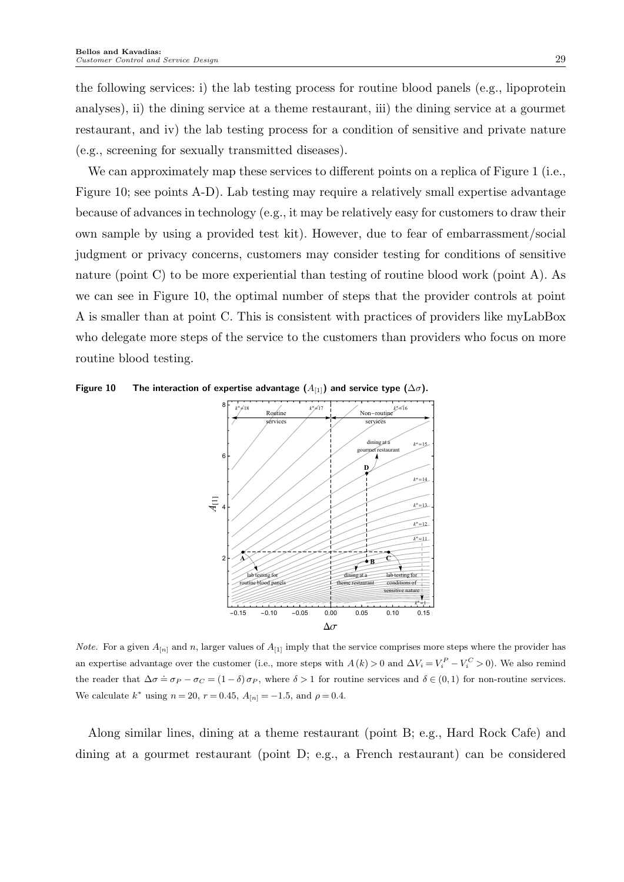the following services: i) the lab testing process for routine blood panels (e.g., lipoprotein analyses), ii) the dining service at a theme restaurant, iii) the dining service at a gourmet restaurant, and iv) the lab testing process for a condition of sensitive and private nature (e.g., screening for sexually transmitted diseases).

We can approximately map these services to different points on a replica of Figure 1 (i.e., Figure 10; see points A-D). Lab testing may require a relatively small expertise advantage because of advances in technology (e.g., it may be relatively easy for customers to draw their own sample by using a provided test kit). However, due to fear of embarrassment/social judgment or privacy concerns, customers may consider testing for conditions of sensitive nature (point C) to be more experiential than testing of routine blood work (point A). As we can see in Figure 10, the optimal number of steps that the provider controls at point A is smaller than at point C. This is consistent with practices of providers like myLabBox who delegate more steps of the service to the customers than providers who focus on more routine blood testing.

**Figure 10 The interaction of expertise advantage ($A_{[1]}$) and service type ($\Delta\sigma$).**

*Note.* For a given $A_{[n]}$ and $n$, larger values of $A_{[1]}$ imply that the service comprises more steps where the provider has an expertise advantage over the customer (i.e., more steps with $A(k) > 0$ and $\Delta V_i = V_i^P - V_i^C > 0$). We also remind the reader that $\Delta\sigma \doteq \sigma_P - \sigma_C = (1-\delta)\sigma_P$, where $\delta > 1$ for routine services and $\delta \in (0,1)$ for non-routine services. We calculate $k^*$ using $n = 20$, $r = 0.45$, $A_{[n]} = -1.5$, and $\rho = 0.4$.

Along similar lines, dining at a theme restaurant (point B; e.g., Hard Rock Cafe) and dining at a gourmet restaurant (point D; e.g., a French restaurant) can be considered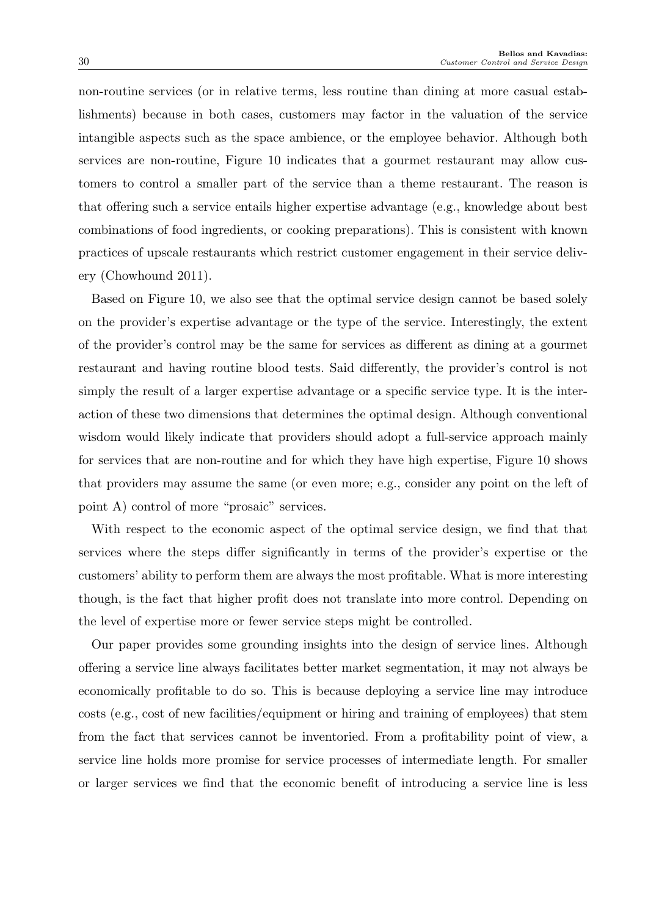non-routine services (or in relative terms, less routine than dining at more casual establishments) because in both cases, customers may factor in the valuation of the service intangible aspects such as the space ambience, or the employee behavior. Although both services are non-routine, Figure 10 indicates that a gourmet restaurant may allow customers to control a smaller part of the service than a theme restaurant. The reason is that offering such a service entails higher expertise advantage (e.g., knowledge about best combinations of food ingredients, or cooking preparations). This is consistent with known practices of upscale restaurants which restrict customer engagement in their service delivery (Chowhound 2011).

Based on Figure 10, we also see that the optimal service design cannot be based solely on the provider's expertise advantage or the type of the service. Interestingly, the extent of the provider's control may be the same for services as different as dining at a gourmet restaurant and having routine blood tests. Said differently, the provider's control is not simply the result of a larger expertise advantage or a specific service type. It is the interaction of these two dimensions that determines the optimal design. Although conventional wisdom would likely indicate that providers should adopt a full-service approach mainly for services that are non-routine and for which they have high expertise, Figure 10 shows that providers may assume the same (or even more; e.g., consider any point on the left of point A) control of more "prosaic" services.

With respect to the economic aspect of the optimal service design, we find that that services where the steps differ significantly in terms of the provider's expertise or the customers' ability to perform them are always the most profitable. What is more interesting though, is the fact that higher profit does not translate into more control. Depending on the level of expertise more or fewer service steps might be controlled.

Our paper provides some grounding insights into the design of service lines. Although offering a service line always facilitates better market segmentation, it may not always be economically profitable to do so. This is because deploying a service line may introduce costs (e.g., cost of new facilities/equipment or hiring and training of employees) that stem from the fact that services cannot be inventoried. From a profitability point of view, a service line holds more promise for service processes of intermediate length. For smaller or larger services we find that the economic benefit of introducing a service line is less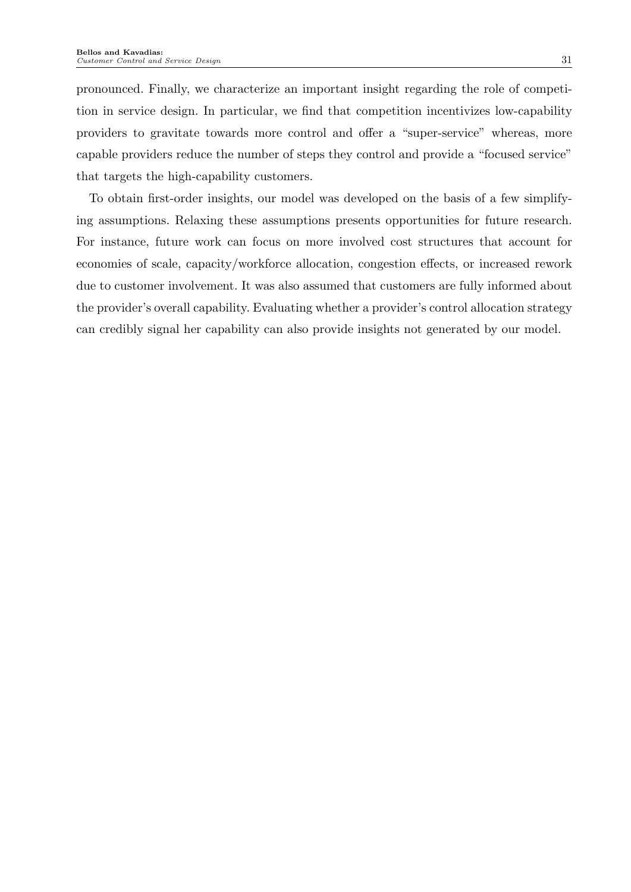pronounced. Finally, we characterize an important insight regarding the role of competition in service design. In particular, we find that competition incentivizes low-capability providers to gravitate towards more control and offer a "super-service" whereas, more capable providers reduce the number of steps they control and provide a "focused service" that targets the high-capability customers.

To obtain first-order insights, our model was developed on the basis of a few simplifying assumptions. Relaxing these assumptions presents opportunities for future research. For instance, future work can focus on more involved cost structures that account for economies of scale, capacity/workforce allocation, congestion effects, or increased rework due to customer involvement. It was also assumed that customers are fully informed about the provider's overall capability. Evaluating whether a provider's control allocation strategy can credibly signal her capability can also provide insights not generated by our model.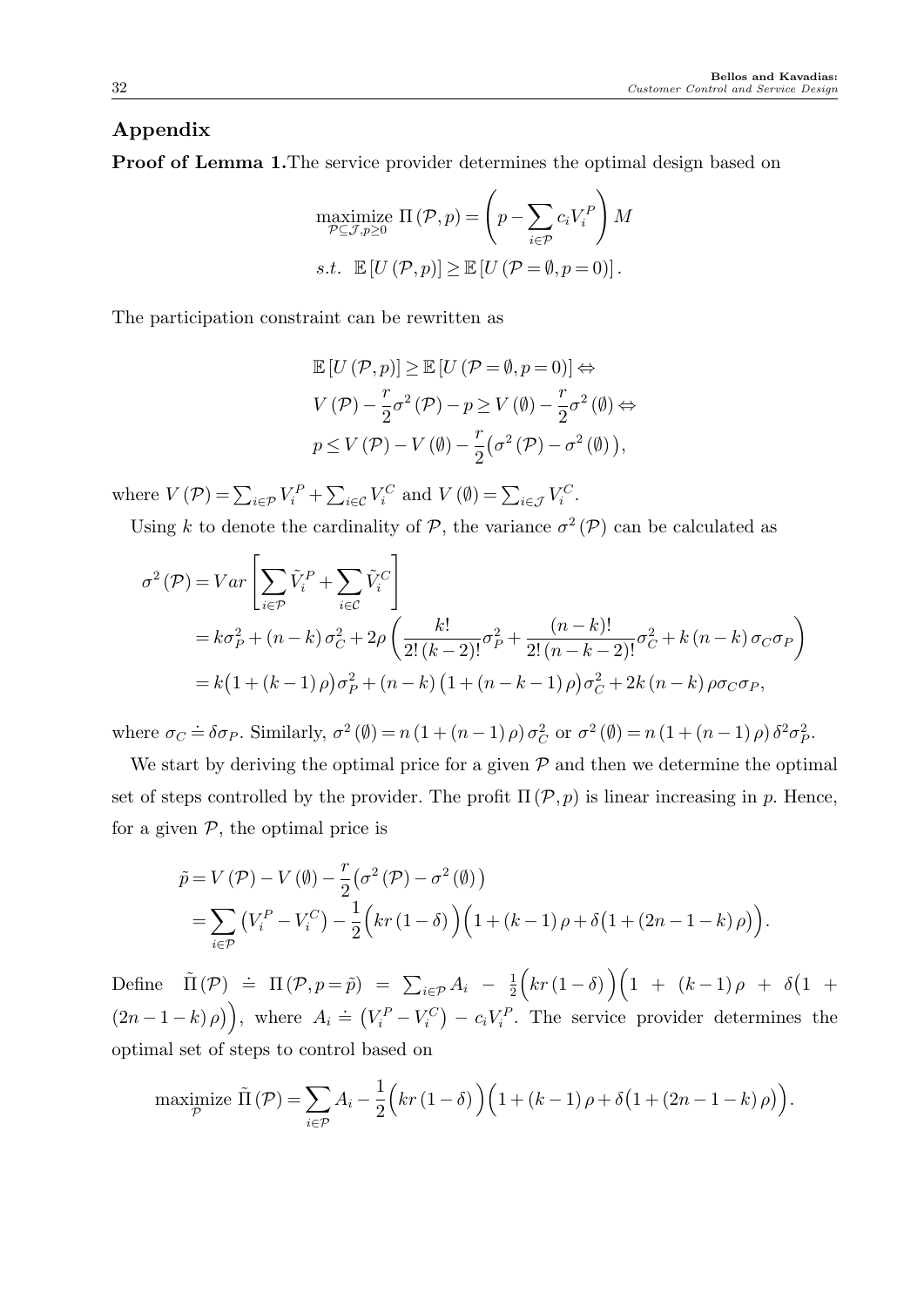## Appendix

**Proof of Lemma 1.** The service provider determines the optimal design based on

$$\begin{aligned}
&\underset{\mathcal{P}\subseteq\mathcal{J},p\geq 0}{\text{maximize}}\ \Pi\left(\mathcal{P},p\right)=\left(p-\sum_{i\in\mathcal{P}}c_iV_i^P\right)M\\
&s.t.\ \ \mathbb{E}\left[U\left(\mathcal{P},p\right)\right]\geq\mathbb{E}\left[U\left(\mathcal{P}=\emptyset,p=0\right)\right].
\end{aligned}$$

The participation constraint can be rewritten as

$$\begin{aligned}
&\mathbb{E}\left[U\left(\mathcal{P},p\right)\right]\geq\mathbb{E}\left[U\left(\mathcal{P}=\emptyset,p=0\right)\right]\Leftrightarrow\\
&V\left(\mathcal{P}\right)-\frac{r}{2}\sigma^2\left(\mathcal{P}\right)-p\geq V\left(\emptyset\right)-\frac{r}{2}\sigma^2\left(\emptyset\right)\Leftrightarrow\\
&p\leq V\left(\mathcal{P}\right)-V\left(\emptyset\right)-\frac{r}{2}\big(\sigma^2\left(\mathcal{P}\right)-\sigma^2\left(\emptyset\right)\big),
\end{aligned}$$

where $V\left(\mathcal{P}\right)=\sum_{i\in\mathcal{P}}V_i^P+\sum_{i\in\mathcal{C}}V_i^C$ and $V\left(\emptyset\right)=\sum_{i\in\mathcal{J}}V_i^C$.

Using $k$ to denote the cardinality of $\mathcal{P}$, the variance $\sigma^2\left(\mathcal{P}\right)$ can be calculated as

$$\begin{aligned}
\sigma^2\left(\mathcal{P}\right)&=Var\left[\sum_{i\in\mathcal{P}}\tilde{V}_i^P+\sum_{i\in\mathcal{C}}\tilde{V}_i^C\right]\\
&=k\sigma_P^2+\left(n-k\right)\sigma_C^2+2\rho\left(\frac{k!}{2!\left(k-2\right)!}\sigma_P^2+\frac{\left(n-k\right)!}{2!\left(n-k-2\right)!}\sigma_C^2+k\left(n-k\right)\sigma_C\sigma_P\right)\\
&=k\big(1+\left(k-1\right)\rho\big)\sigma_P^2+\left(n-k\right)\big(1+\left(n-k-1\right)\rho\big)\sigma_C^2+2k\left(n-k\right)\rho\sigma_C\sigma_P,
\end{aligned}$$

where $\sigma_C\doteq\delta\sigma_P$. Similarly, $\sigma^2\left(\emptyset\right)=n\left(1+\left(n-1\right)\rho\right)\sigma_C^2$ or $\sigma^2\left(\emptyset\right)=n\left(1+\left(n-1\right)\rho\right)\delta^2\sigma_P^2$.

We start by deriving the optimal price for a given $\mathcal{P}$ and then we determine the optimal set of steps controlled by the provider. The profit $\Pi\left(\mathcal{P},p\right)$ is linear increasing in $p$. Hence, for a given $\mathcal{P}$, the optimal price is

$$\begin{aligned}
\tilde{p}&=V\left(\mathcal{P}\right)-V\left(\emptyset\right)-\frac{r}{2}\big(\sigma^2\left(\mathcal{P}\right)-\sigma^2\left(\emptyset\right)\big)\\
&=\sum_{i\in\mathcal{P}}\left(V_i^P-V_i^C\right)-\frac{1}{2}\Big(kr\left(1-\delta\right)\Big)\Big(1+\left(k-1\right)\rho+\delta\big(1+\left(2n-1-k\right)\rho\big)\Big).
\end{aligned}$$

Define $\tilde{\Pi}\left(\mathcal{P}\right)\doteq\Pi\left(\mathcal{P},p=\tilde{p}\right)=\sum_{i\in\mathcal{P}}A_i-\frac{1}{2}\Big(kr\left(1-\delta\right)\Big)\Big(1+\left(k-1\right)\rho+\delta\big(1+\left(2n-1-k\right)\rho\big)\Big)$, where $A_i\doteq\left(V_i^P-V_i^C\right)-c_iV_i^P$. The service provider determines the optimal set of steps to control based on

$$\underset{\mathcal{P}}{\text{maximize}}\ \tilde{\Pi}\left(\mathcal{P}\right)=\sum_{i\in\mathcal{P}}A_i-\frac{1}{2}\Big(kr\left(1-\delta\right)\Big)\Big(1+\left(k-1\right)\rho+\delta\big(1+\left(2n-1-k\right)\rho\big)\Big).$$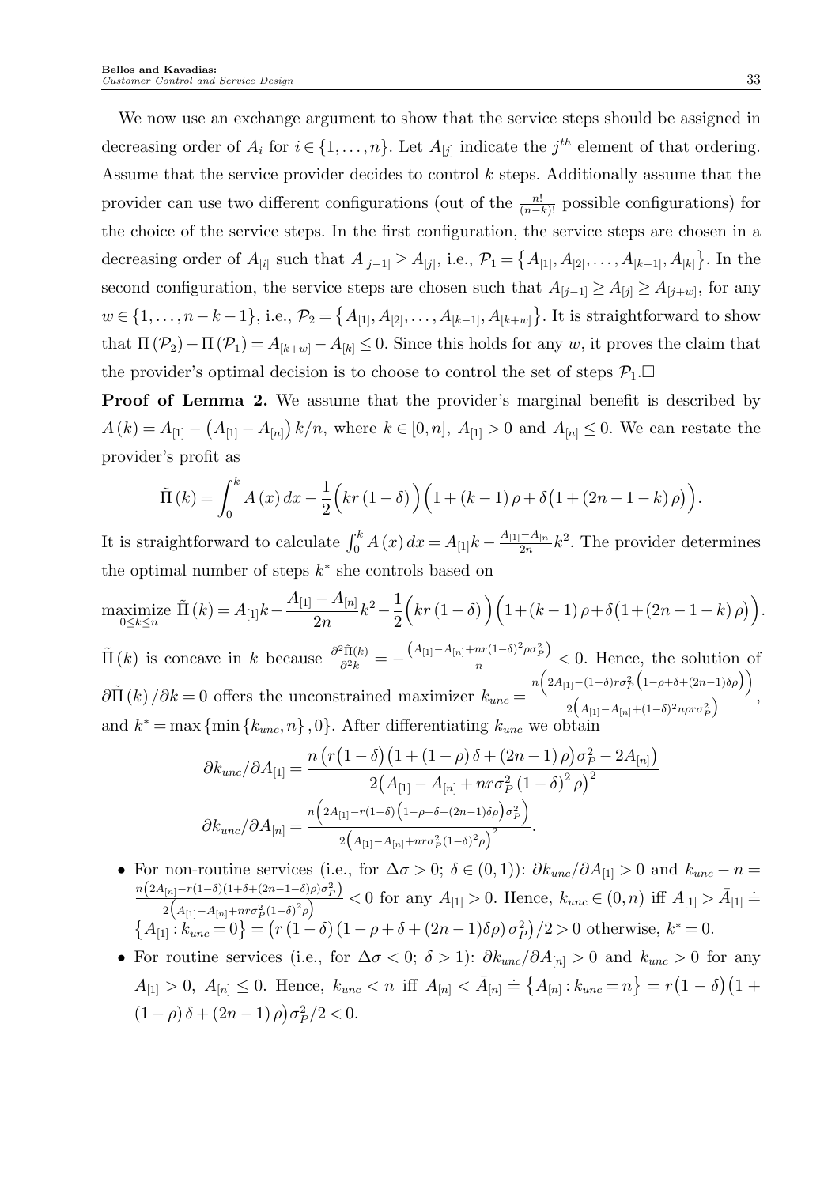We now use an exchange argument to show that the service steps should be assigned in decreasing order of $A_i$ for $i \in \{1, \ldots, n\}$. Let $A_{[j]}$ indicate the $j^{th}$ element of that ordering. Assume that the service provider decides to control $k$ steps. Additionally assume that the provider can use two different configurations (out of the $\frac{n!}{(n-k)!}$ possible configurations) for the choice of the service steps. In the first configuration, the service steps are chosen in a decreasing order of $A_{[i]}$ such that $A_{[j-1]} \geq A_{[j]}$, i.e., $\mathcal{P}_1 = \{A_{[1]}, A_{[2]}, \ldots, A_{[k-1]}, A_{[k]}\}$. In the second configuration, the service steps are chosen such that $A_{[j-1]} \geq A_{[j]} \geq A_{[j+w]}$, for any $w \in \{1, \ldots, n-k-1\}$, i.e., $\mathcal{P}_2 = \{A_{[1]}, A_{[2]}, \ldots, A_{[k-1]}, A_{[k+w]}\}$. It is straightforward to show that $\Pi(\mathcal{P}_2) - \Pi(\mathcal{P}_1) = A_{[k+w]} - A_{[k]} \leq 0$. Since this holds for any $w$, it proves the claim that the provider's optimal decision is to choose to control the set of steps $\mathcal{P}_1$.$\square$

**Proof of Lemma 2.** We assume that the provider's marginal benefit is described by $A(k) = A_{[1]} - (A_{[1]} - A_{[n]})\, k/n$, where $k \in [0, n]$, $A_{[1]} > 0$ and $A_{[n]} \leq 0$. We can restate the provider's profit as

$$\tilde{\Pi}(k) = \int_0^k A(x)\, dx - \frac{1}{2}\Big(kr(1-\delta)\Big)\Big(1 + (k-1)\rho + \delta\big(1 + (2n-1-k)\rho\big)\Big).$$

It is straightforward to calculate $\int_0^k A(x)\, dx = A_{[1]}k - \frac{A_{[1]} - A_{[n]}}{2n}k^2$. The provider determines the optimal number of steps $k^*$ she controls based on

$$\underset{0 \leq k \leq n}{\text{maximize}}\ \tilde{\Pi}(k) = A_{[1]}k - \frac{A_{[1]} - A_{[n]}}{2n}k^2 - \frac{1}{2}\Big(kr(1-\delta)\Big)\Big(1 + (k-1)\rho + \delta\big(1 + (2n-1-k)\rho\big)\Big).$$

$\tilde{\Pi}(k)$ is concave in $k$ because $\frac{\partial^2 \tilde{\Pi}(k)}{\partial^2 k} = -\frac{\left(A_{[1]} - A_{[n]} + nr(1-\delta)^2\rho\sigma_P^2\right)}{n} < 0$. Hence, the solution of $\partial\tilde{\Pi}(k)/\partial k = 0$ offers the unconstrained maximizer $k_{unc} = \frac{n\left(2A_{[1]} - (1-\delta)r\sigma_P^2\left(1-\rho+\delta+(2n-1)\delta\rho\right)\right)}{2\left(A_{[1]} - A_{[n]} + (1-\delta)^2 n\rho r\sigma_P^2\right)}$, and $k^* = \max\{\min\{k_{unc}, n\}, 0\}$. After differentiating $k_{unc}$ we obtain

$$\partial k_{unc}/\partial A_{[1]} = \frac{n\left(r(1-\delta)\left(1 + (1-\rho)\delta + (2n-1)\rho\right)\sigma_P^2 - 2A_{[n]}\right)}{2\left(A_{[1]} - A_{[n]} + nr\sigma_P^2(1-\delta)^2\rho\right)^2}$$

$$\partial k_{unc}/\partial A_{[n]} = \frac{n\left(2A_{[1]} - r(1-\delta)\left(1-\rho+\delta+(2n-1)\delta\rho\right)\sigma_P^2\right)}{2\left(A_{[1]} - A_{[n]} + nr\sigma_P^2(1-\delta)^2\rho\right)^2}.$$

- For non-routine services (i.e., for $\Delta\sigma > 0$; $\delta \in (0,1)$): $\partial k_{unc}/\partial A_{[1]} > 0$ and $k_{unc} - n = \frac{n\left(2A_{[n]} - r(1-\delta)(1+\delta+(2n-1-\delta)\rho)\sigma_P^2\right)}{2\left(A_{[1]} - A_{[n]} + nr\sigma_P^2(1-\delta)^2\rho\right)} < 0$ for any $A_{[1]} > 0$. Hence, $k_{unc} \in (0, n)$ iff $A_{[1]} > \bar{A}_{[1]} \doteq \{A_{[1]} : k_{unc} = 0\} = \left(r(1-\delta)(1-\rho+\delta+(2n-1)\delta\rho)\sigma_P^2\right)/2 > 0$ otherwise, $k^* = 0$.
- For routine services (i.e., for $\Delta\sigma < 0$; $\delta > 1$): $\partial k_{unc}/\partial A_{[n]} > 0$ and $k_{unc} > 0$ for any $A_{[1]} > 0$, $A_{[n]} \leq 0$. Hence, $k_{unc} < n$ iff $A_{[n]} < \bar{A}_{[n]} \doteq \{A_{[n]} : k_{unc} = n\} = r(1-\delta)\big(1 + (1-\rho)\delta + (2n-1)\rho\big)\sigma_P^2/2 < 0$.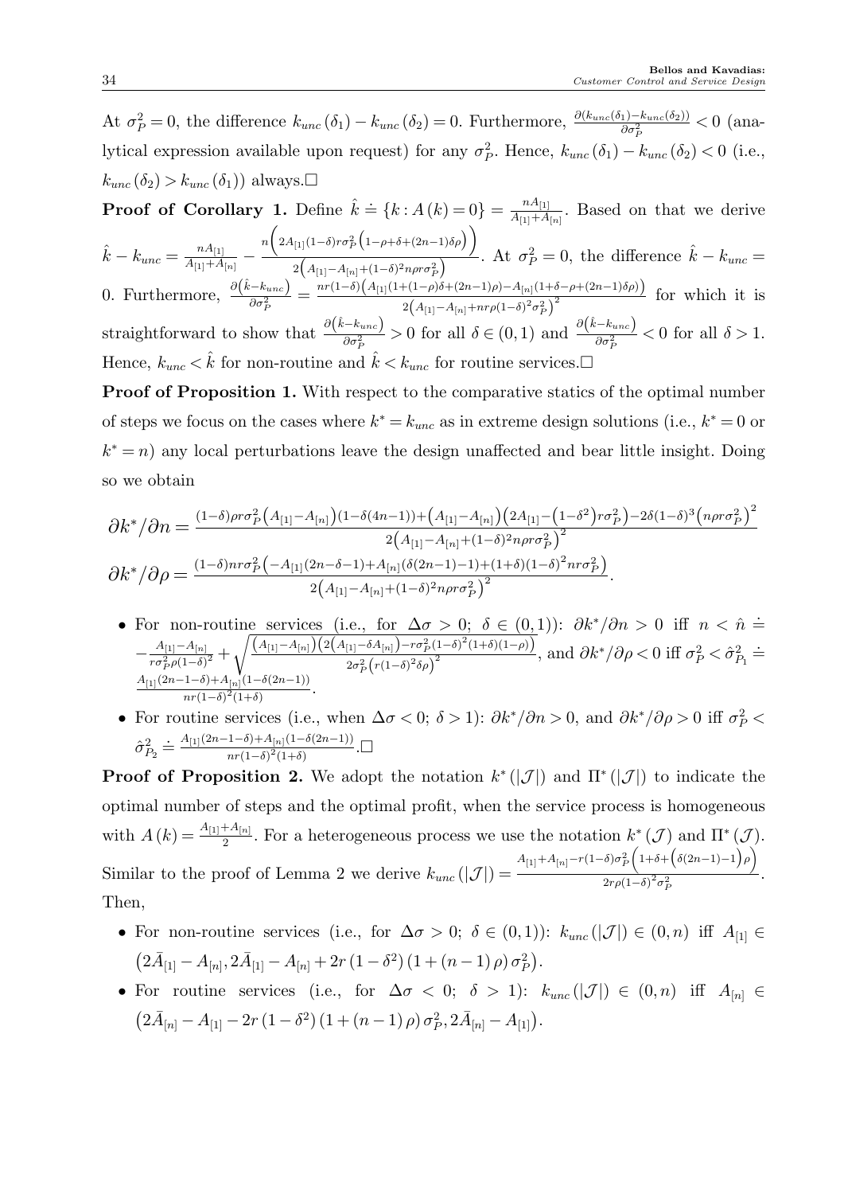At $\sigma_P^2 = 0$, the difference $k_{unc}(\delta_1) - k_{unc}(\delta_2) = 0$. Furthermore, $\frac{\partial(k_{unc}(\delta_1) - k_{unc}(\delta_2))}{\partial \sigma_P^2} < 0$ (analytical expression available upon request) for any $\sigma_P^2$. Hence, $k_{unc}(\delta_1) - k_{unc}(\delta_2) < 0$ (i.e., $k_{unc}(\delta_2) > k_{unc}(\delta_1)$) always.□

**Proof of Corollary 1.** Define $\hat{k} \doteq \{k : A(k) = 0\} = \frac{nA_{[1]}}{A_{[1]} + A_{[n]}}$. Based on that we derive $\hat{k} - k_{unc} = \frac{nA_{[1]}}{A_{[1]} + A_{[n]}} - \frac{n\left(2A_{[1]}(1-\delta)r\sigma_P^2\left(1-\rho+\delta+(2n-1)\delta\rho\right)\right)}{2\left(A_{[1]} - A_{[n]} + (1-\delta)^2 n\rho r \sigma_P^2\right)}$. At $\sigma_P^2 = 0$, the difference $\hat{k} - k_{unc} = 0$. Furthermore, $\frac{\partial\left(\hat{k} - k_{unc}\right)}{\partial \sigma_P^2} = \frac{nr(1-\delta)\left(A_{[1]}(1+(1-\rho)\delta+(2n-1)\rho) - A_{[n]}(1+\delta-\rho+(2n-1)\delta\rho)\right)}{2\left(A_{[1]} - A_{[n]} + nr\rho(1-\delta)^2\sigma_P^2\right)^2}$ for which it is straightforward to show that $\frac{\partial\left(\hat{k} - k_{unc}\right)}{\partial \sigma_P^2} > 0$ for all $\delta \in (0,1)$ and $\frac{\partial\left(\hat{k} - k_{unc}\right)}{\partial \sigma_P^2} < 0$ for all $\delta > 1$. Hence, $k_{unc} < \hat{k}$ for non-routine and $\hat{k} < k_{unc}$ for routine services.□

**Proof of Proposition 1.** With respect to the comparative statics of the optimal number of steps we focus on the cases where $k^* = k_{unc}$ as in extreme design solutions (i.e., $k^* = 0$ or $k^* = n$) any local perturbations leave the design unaffected and bear little insight. Doing so we obtain

$$\partial k^*/\partial n = \frac{(1-\delta)\rho r \sigma_P^2\left(A_{[1]} - A_{[n]}\right)(1-\delta(4n-1)) + \left(A_{[1]} - A_{[n]}\right)\left(2A_{[1]} - \left(1-\delta^2\right)r\sigma_P^2\right) - 2\delta(1-\delta)^3\left(n\rho r \sigma_P^2\right)^2}{2\left(A_{[1]} - A_{[n]} + (1-\delta)^2 n\rho r\sigma_P^2\right)^2}$$

$$\partial k^*/\partial \rho = \frac{(1-\delta)nr\sigma_P^2\left(-A_{[1]}(2n-\delta-1) + A_{[n]}(\delta(2n-1)-1) + (1+\delta)(1-\delta)^2 nr\sigma_P^2\right)}{2\left(A_{[1]} - A_{[n]} + (1-\delta)^2 n\rho r\sigma_P^2\right)^2}.$$

- For non-routine services (i.e., for $\Delta\sigma > 0$; $\delta \in (0,1)$): $\partial k^*/\partial n > 0$ iff $n < \hat{n} \doteq -\frac{A_{[1]} - A_{[n]}}{r\sigma_P^2 \rho(1-\delta)^2} + \sqrt{\frac{\left(A_{[1]} - A_{[n]}\right)\left(2\left(A_{[1]} - \delta A_{[n]}\right) - r\sigma_P^2(1-\delta)^2(1+\delta)(1-\rho)\right)}{2\sigma_P^2\left(r(1-\delta)^2\delta\rho\right)^2}}$, and $\partial k^*/\partial \rho < 0$ iff $\sigma_P^2 < \hat{\sigma}_{P_1}^2 \doteq \frac{A_{[1]}(2n-1-\delta) + A_{[n]}(1-\delta(2n-1))}{nr(1-\delta)^2(1+\delta)}$.
- For routine services (i.e., when $\Delta\sigma < 0$; $\delta > 1$): $\partial k^*/\partial n > 0$, and $\partial k^*/\partial \rho > 0$ iff $\sigma_P^2 < \hat{\sigma}_{P_2}^2 \doteq \frac{A_{[1]}(2n-1-\delta) + A_{[n]}(1-\delta(2n-1))}{nr(1-\delta)^2(1+\delta)}$.□

**Proof of Proposition 2.** We adopt the notation $k^*(|\mathcal{J}|)$ and $\Pi^*(|\mathcal{J}|)$ to indicate the optimal number of steps and the optimal profit, when the service process is homogeneous with $A(k) = \frac{A_{[1]} + A_{[n]}}{2}$. For a heterogeneous process we use the notation $k^*(\mathcal{J})$ and $\Pi^*(\mathcal{J})$. Similar to the proof of Lemma 2 we derive $k_{unc}(|\mathcal{J}|) = \frac{A_{[1]} + A_{[n]} - r(1-\delta)\sigma_P^2\left(1+\delta+\left(\delta(2n-1)-1\right)\rho\right)}{2r\rho(1-\delta)^2\sigma_P^2}$. Then,

- For non-routine services (i.e., for $\Delta\sigma > 0$; $\delta \in (0,1)$): $k_{unc}(|\mathcal{J}|) \in (0,n)$ iff $A_{[1]} \in \left(2\bar{A}_{[1]} - A_{[n]}, 2\bar{A}_{[1]} - A_{[n]} + 2r\left(1-\delta^2\right)\left(1+(n-1)\rho\right)\sigma_P^2\right)$.
- For routine services (i.e., for $\Delta\sigma < 0$; $\delta > 1$): $k_{unc}(|\mathcal{J}|) \in (0,n)$ iff $A_{[n]} \in \left(2\bar{A}_{[n]} - A_{[1]} - 2r\left(1-\delta^2\right)\left(1+(n-1)\rho\right)\sigma_P^2, 2\bar{A}_{[n]} - A_{[1]}\right)$.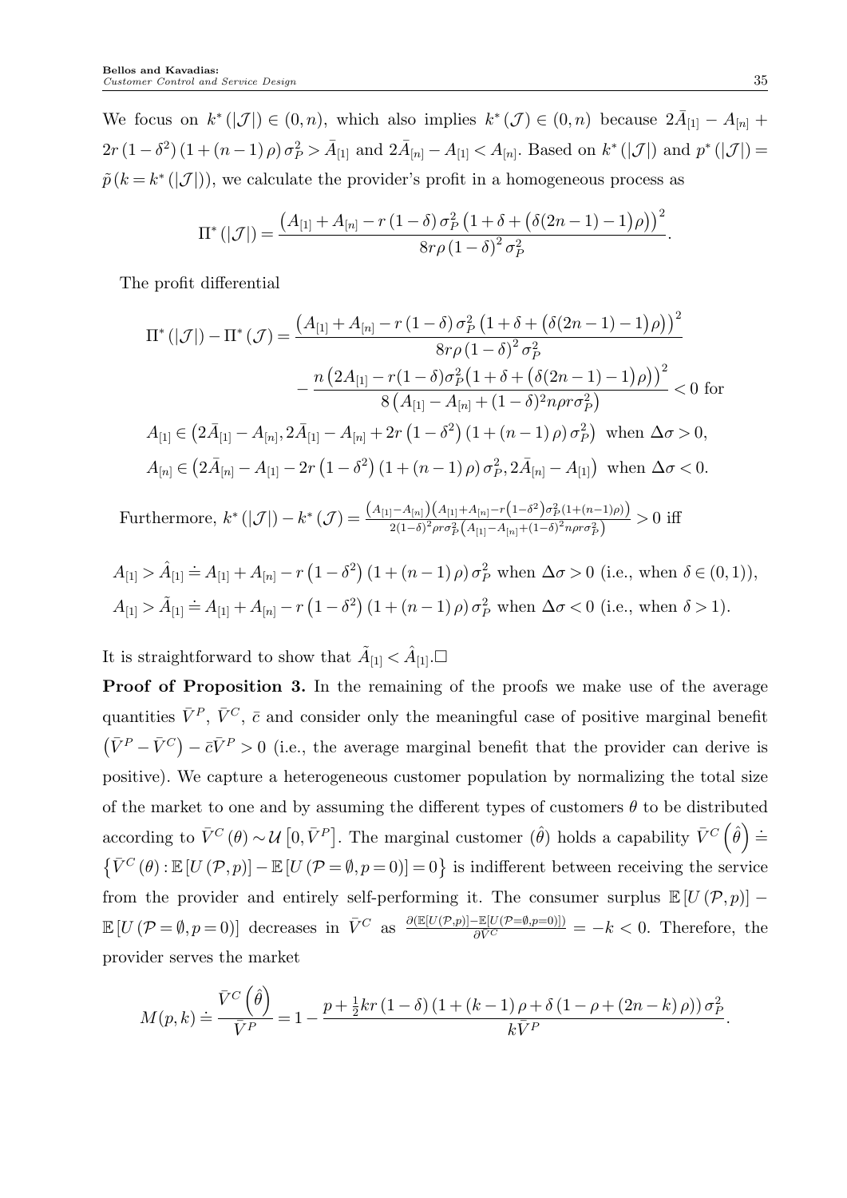We focus on $k^*(|\mathcal{J}|) \in (0,n)$, which also implies $k^*(\mathcal{J}) \in (0,n)$ because $2\bar{A}_{[1]} - A_{[n]} + 2r(1-\delta^2)(1+(n-1)\rho)\sigma_P^2 > \bar{A}_{[1]}$ and $2\bar{A}_{[n]} - A_{[1]} < A_{[n]}$. Based on $k^*(|\mathcal{J}|)$ and $p^*(|\mathcal{J}|) = \tilde{p}(k = k^*(|\mathcal{J}|))$, we calculate the provider's profit in a homogeneous process as

$$\Pi^*(|\mathcal{J}|) = \frac{\left(A_{[1]} + A_{[n]} - r(1-\delta)\sigma_P^2\left(1+\delta+\left(\delta(2n-1)-1\right)\rho\right)\right)^2}{8r\rho(1-\delta)^2\sigma_P^2}.$$

The profit differential

$$\begin{aligned}
\Pi^*(|\mathcal{J}|) - \Pi^*(\mathcal{J}) = & \frac{\left(A_{[1]} + A_{[n]} - r(1-\delta)\sigma_P^2\left(1+\delta+\left(\delta(2n-1)-1\right)\rho\right)\right)^2}{8r\rho(1-\delta)^2\sigma_P^2} \\
& - \frac{n\left(2A_{[1]} - r(1-\delta)\sigma_P^2\left(1+\delta+\left(\delta(2n-1)-1\right)\rho\right)\right)^2}{8\left(A_{[1]} - A_{[n]} + (1-\delta)^2 n\rho r\sigma_P^2\right)} < 0 \text{ for}
\end{aligned}$$

$$A_{[1]} \in \left(2\bar{A}_{[1]} - A_{[n]}, 2\bar{A}_{[1]} - A_{[n]} + 2r\left(1-\delta^2\right)(1+(n-1)\rho)\sigma_P^2\right) \text{ when } \Delta\sigma > 0,$$

$$A_{[n]} \in \left(2\bar{A}_{[n]} - A_{[1]} - 2r\left(1-\delta^2\right)(1+(n-1)\rho)\sigma_P^2, 2\bar{A}_{[n]} - A_{[1]}\right) \text{ when } \Delta\sigma < 0.$$

Furthermore, $k^*(|\mathcal{J}|) - k^*(\mathcal{J}) = \frac{\left(A_{[1]} - A_{[n]}\right)\left(A_{[1]} + A_{[n]} - r\left(1-\delta^2\right)\sigma_P^2(1+(n-1)\rho)\right)}{2(1-\delta)^2\rho r\sigma_P^2\left(A_{[1]} - A_{[n]} + (1-\delta)^2 n\rho r\sigma_P^2\right)} > 0$ iff

$$A_{[1]} > \hat{A}_{[1]} \doteq A_{[1]} + A_{[n]} - r\left(1-\delta^2\right)(1+(n-1)\rho)\sigma_P^2 \text{ when } \Delta\sigma > 0 \text{ (i.e., when } \delta \in (0,1)),$$

$$A_{[1]} > \tilde{A}_{[1]} \doteq A_{[1]} + A_{[n]} - r\left(1-\delta^2\right)(1+(n-1)\rho)\sigma_P^2 \text{ when } \Delta\sigma < 0 \text{ (i.e., when } \delta > 1).$$

It is straightforward to show that $\tilde{A}_{[1]} < \hat{A}_{[1]}$.□

**Proof of Proposition 3.** In the remaining of the proofs we make use of the average quantities $\bar{V}^P$, $\bar{V}^C$, $\bar{c}$ and consider only the meaningful case of positive marginal benefit $\left(\bar{V}^P - \bar{V}^C\right) - \bar{c}\bar{V}^P > 0$ (i.e., the average marginal benefit that the provider can derive is positive). We capture a heterogeneous customer population by normalizing the total size of the market to one and by assuming the different types of customers $\theta$ to be distributed according to $\bar{V}^C(\theta) \sim \mathcal{U}\left[0, \bar{V}^P\right]$. The marginal customer $(\hat{\theta})$ holds a capability $\bar{V}^C\left(\hat{\theta}\right) \doteq \left\{\bar{V}^C(\theta) : \mathbb{E}\left[U(\mathcal{P},p)\right] - \mathbb{E}\left[U(\mathcal{P} = \emptyset, p = 0)\right] = 0\right\}$ is indifferent between receiving the service from the provider and entirely self-performing it. The consumer surplus $\mathbb{E}\left[U(\mathcal{P},p)\right] - \mathbb{E}\left[U(\mathcal{P} = \emptyset, p = 0)\right]$ decreases in $\bar{V}^C$ as $\frac{\partial\left(\mathbb{E}[U(\mathcal{P},p)] - \mathbb{E}[U(\mathcal{P}=\emptyset,p=0)]\right)}{\partial \bar{V}^C} = -k < 0$. Therefore, the provider serves the market

$$M(p,k) \doteq \frac{\bar{V}^C\left(\hat{\theta}\right)}{\bar{V}^P} = 1 - \frac{p + \frac{1}{2}kr(1-\delta)(1+(k-1)\rho + \delta(1-\rho+(2n-k)\rho))\sigma_P^2}{k\bar{V}^P}.$$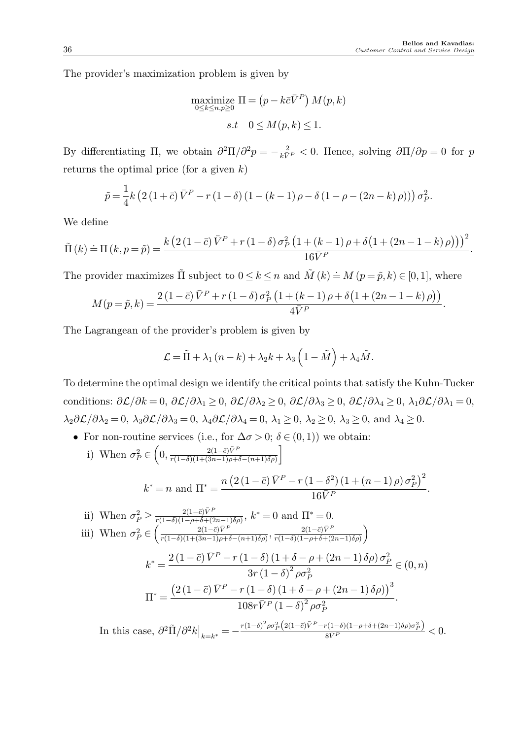The provider's maximization problem is given by

$$\underset{0 \le k \le n, p \ge 0}{\text{maximize}} \; \Pi = \left(p - k\bar{c}\bar{V}^P\right) M(p,k)$$

$$s.t \quad 0 \le M(p,k) \le 1.$$

By differentiating $\Pi$, we obtain $\partial^2\Pi/\partial^2 p = -\frac{2}{k\bar{V}^P} < 0$. Hence, solving $\partial\Pi/\partial p = 0$ for $p$ returns the optimal price (for a given $k$)

$$\tilde{p} = \frac{1}{4}k\left(2\left(1+\bar{c}\right)\bar{V}^P - r\left(1-\delta\right)\left(1-\left(k-1\right)\rho - \delta\left(1-\rho-\left(2n-k\right)\rho\right)\right)\right)\sigma_P^2.$$

We define

$$\tilde{\Pi}\left(k\right) \doteq \Pi\left(k, p=\tilde{p}\right) = \frac{k\left(2\left(1-\bar{c}\right)\bar{V}^P + r\left(1-\delta\right)\sigma_P^2\left(1+\left(k-1\right)\rho+\delta\left(1+\left(2n-1-k\right)\rho\right)\right)\right)^2}{16\bar{V}^P}.$$

The provider maximizes $\tilde{\Pi}$ subject to $0 \le k \le n$ and $\tilde{M}\left(k\right) \doteq M\left(p=\tilde{p},k\right) \in [0,1]$, where

$$M(p=\tilde{p},k) = \frac{2\left(1-\bar{c}\right)\bar{V}^P + r\left(1-\delta\right)\sigma_P^2\left(1+\left(k-1\right)\rho+\delta\left(1+\left(2n-1-k\right)\rho\right)\right)}{4\bar{V}^P}.$$

The Lagrangean of the provider's problem is given by

$$\mathcal{L} = \tilde{\Pi} + \lambda_1\left(n-k\right) + \lambda_2 k + \lambda_3\left(1-\tilde{M}\right) + \lambda_4\tilde{M}.$$

To determine the optimal design we identify the critical points that satisfy the Kuhn-Tucker conditions: $\partial\mathcal{L}/\partial k = 0$, $\partial\mathcal{L}/\partial\lambda_1 \ge 0$, $\partial\mathcal{L}/\partial\lambda_2 \ge 0$, $\partial\mathcal{L}/\partial\lambda_3 \ge 0$, $\partial\mathcal{L}/\partial\lambda_4 \ge 0$, $\lambda_1\partial\mathcal{L}/\partial\lambda_1 = 0$, $\lambda_2\partial\mathcal{L}/\partial\lambda_2 = 0$, $\lambda_3\partial\mathcal{L}/\partial\lambda_3 = 0$, $\lambda_4\partial\mathcal{L}/\partial\lambda_4 = 0$, $\lambda_1 \ge 0$, $\lambda_2 \ge 0$, $\lambda_3 \ge 0$, and $\lambda_4 \ge 0$.

- For non-routine services (i.e., for $\Delta\sigma > 0$; $\delta \in (0,1)$) we obtain:
  - i) When $\sigma_P^2 \in \left(0, \frac{2(1-\bar{c})\bar{V}^P}{r(1-\delta)(1+(3n-1)\rho+\delta-(n+1)\delta\rho)}\right]$

    $$k^* = n \text{ and } \Pi^* = \frac{n\left(2\left(1-\bar{c}\right)\bar{V}^P - r\left(1-\delta^2\right)\left(1+\left(n-1\right)\rho\right)\sigma_P^2\right)^2}{16\bar{V}^P}.$$

  - ii) When $\sigma_P^2 \ge \frac{2(1-\bar{c})\bar{V}^P}{r(1-\delta)(1-\rho+\delta+(2n-1)\delta\rho)}$, $k^* = 0$ and $\Pi^* = 0$.
  - iii) When $\sigma_P^2 \in \left(\frac{2(1-\bar{c})\bar{V}^P}{r(1-\delta)(1+(3n-1)\rho+\delta-(n+1)\delta\rho)}, \frac{2(1-\bar{c})\bar{V}^P}{r(1-\delta)(1-\rho+\delta+(2n-1)\delta\rho)}\right)$

    $$k^* = \frac{2\left(1-\bar{c}\right)\bar{V}^P - r\left(1-\delta\right)\left(1+\delta-\rho+\left(2n-1\right)\delta\rho\right)\sigma_P^2}{3r\left(1-\delta\right)^2\rho\sigma_P^2} \in (0,n)$$

    $$\Pi^* = \frac{\left(2\left(1-\bar{c}\right)\bar{V}^P - r\left(1-\delta\right)\left(1+\delta-\rho+\left(2n-1\right)\delta\rho\right)\right)^3}{108r\bar{V}^P\left(1-\delta\right)^2\rho\sigma_P^2}.$$

    In this case, $\partial^2\tilde{\Pi}/\partial^2 k\big|_{k=k^*} = -\frac{r(1-\delta)^2\rho\sigma_P^2\left(2(1-\bar{c})\bar{V}^P - r(1-\delta)(1-\rho+\delta+(2n-1)\delta\rho)\sigma_P^2\right)}{8\bar{V}^P} < 0.$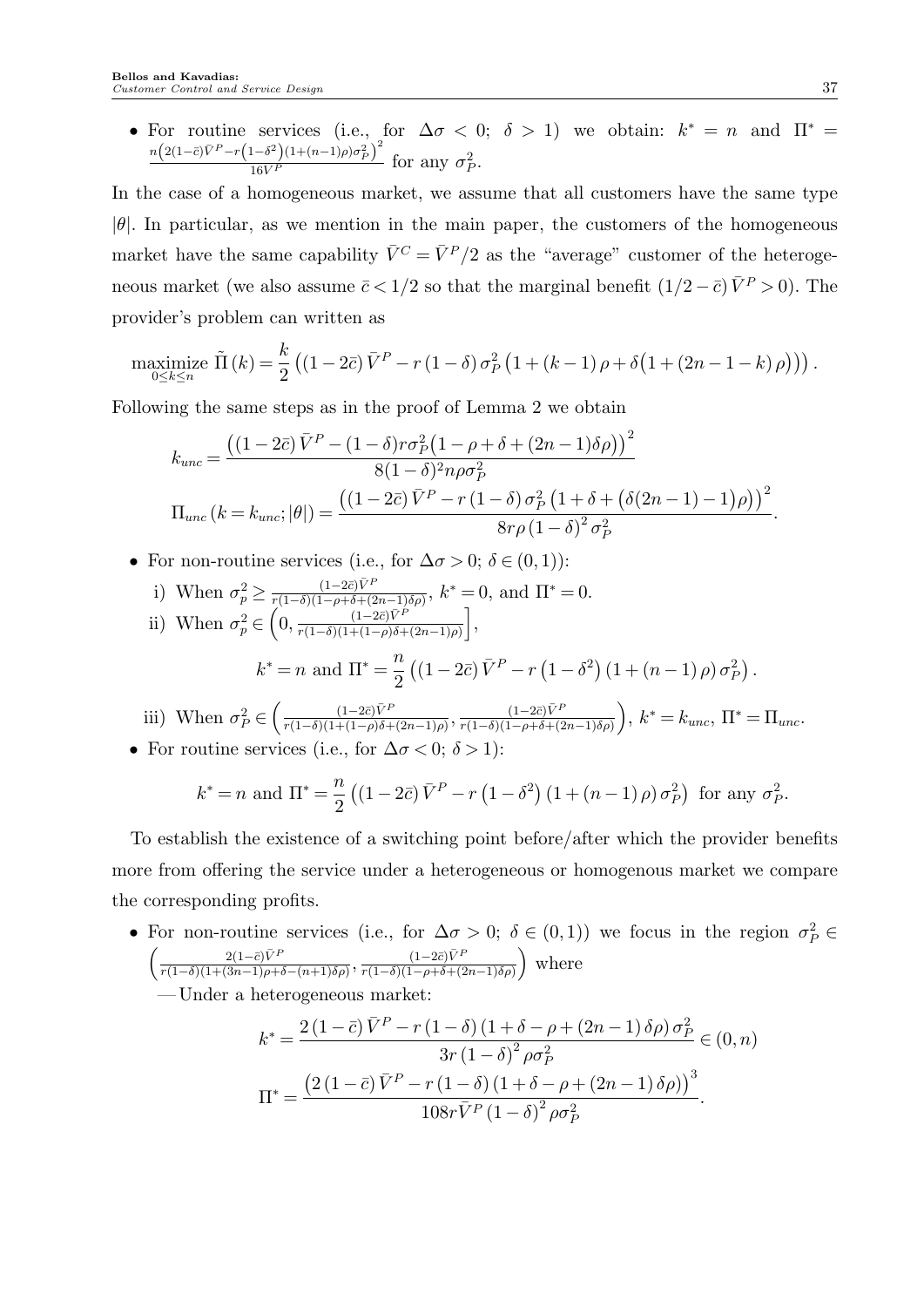- For routine services (i.e., for $\Delta\sigma < 0$; $\delta > 1$) we obtain: $k^* = n$ and $\Pi^* = \frac{n\left(2(1-\bar{c})\bar{V}^P - r\left(1-\delta^2\right)(1+(n-1)\rho)\sigma_P^2\right)^2}{16\bar{V}^P}$ for any $\sigma_P^2$.

In the case of a homogeneous market, we assume that all customers have the same type $|\theta|$. In particular, as we mention in the main paper, the customers of the homogeneous market have the same capability $\bar{V}^C = \bar{V}^P/2$ as the "average" customer of the heterogeneous market (we also assume $\bar{c} < 1/2$ so that the marginal benefit $(1/2 - \bar{c})\bar{V}^P > 0$). The provider's problem can written as

$$\underset{0\le k\le n}{\text{maximize}}\ \tilde{\Pi}(k) = \frac{k}{2}\left((1-2\bar{c})\bar{V}^P - r(1-\delta)\sigma_P^2\left(1+(k-1)\rho+\delta\left(1+(2n-1-k)\rho\right)\right)\right).$$

Following the same steps as in the proof of Lemma 2 we obtain

$$k_{unc} = \frac{\left((1-2\bar{c})\bar{V}^P - (1-\delta)r\sigma_P^2\left(1-\rho+\delta+(2n-1)\delta\rho\right)\right)^2}{8(1-\delta)^2 n\rho\sigma_P^2}$$

$$\Pi_{unc}(k = k_{unc}; |\theta|) = \frac{\left((1-2\bar{c})\bar{V}^P - r(1-\delta)\sigma_P^2\left(1+\delta+\left(\delta(2n-1)-1\right)\rho\right)\right)^2}{8r\rho(1-\delta)^2\sigma_P^2}.$$

- For non-routine services (i.e., for $\Delta\sigma > 0$; $\delta \in (0,1)$):
  - i) When $\sigma_p^2 \ge \frac{(1-2\bar{c})\bar{V}^P}{r(1-\delta)(1-\rho+\delta+(2n-1)\delta\rho)}$, $k^* = 0$, and $\Pi^* = 0$.
  - ii) When $\sigma_p^2 \in \left(0, \frac{(1-2\bar{c})\bar{V}^P}{r(1-\delta)(1+(1-\rho)\delta+(2n-1)\rho)}\right]$,

    $$k^* = n \text{ and } \Pi^* = \frac{n}{2}\left((1-2\bar{c})\bar{V}^P - r\left(1-\delta^2\right)\left(1+(n-1)\rho\right)\sigma_P^2\right).$$

  - iii) When $\sigma_P^2 \in \left(\frac{(1-2\bar{c})\bar{V}^P}{r(1-\delta)(1+(1-\rho)\delta+(2n-1)\rho)}, \frac{(1-2\bar{c})\bar{V}^P}{r(1-\delta)(1-\rho+\delta+(2n-1)\delta\rho)}\right)$, $k^* = k_{unc}$, $\Pi^* = \Pi_{unc}$.
- For routine services (i.e., for $\Delta\sigma < 0$; $\delta > 1$):

  $$k^* = n \text{ and } \Pi^* = \frac{n}{2}\left((1-2\bar{c})\bar{V}^P - r\left(1-\delta^2\right)\left(1+(n-1)\rho\right)\sigma_P^2\right) \text{ for any } \sigma_P^2.$$

To establish the existence of a switching point before/after which the provider benefits more from offering the service under a heterogeneous or homogenous market we compare the corresponding profits.

- For non-routine services (i.e., for $\Delta\sigma > 0$; $\delta \in (0,1)$) we focus in the region $\sigma_P^2 \in \left(\frac{2(1-\bar{c})\bar{V}^P}{r(1-\delta)(1+(3n-1)\rho+\delta-(n+1)\delta\rho)}, \frac{(1-2\bar{c})\bar{V}^P}{r(1-\delta)(1-\rho+\delta+(2n-1)\delta\rho)}\right)$ where

  —Under a heterogeneous market:

  $$k^* = \frac{2(1-\bar{c})\bar{V}^P - r(1-\delta)(1+\delta-\rho+(2n-1)\delta\rho)\sigma_P^2}{3r(1-\delta)^2\rho\sigma_P^2} \in (0,n)$$

  $$\Pi^* = \frac{\left(2(1-\bar{c})\bar{V}^P - r(1-\delta)(1+\delta-\rho+(2n-1)\delta\rho)\right)^3}{108r\bar{V}^P(1-\delta)^2\rho\sigma_P^2}.$$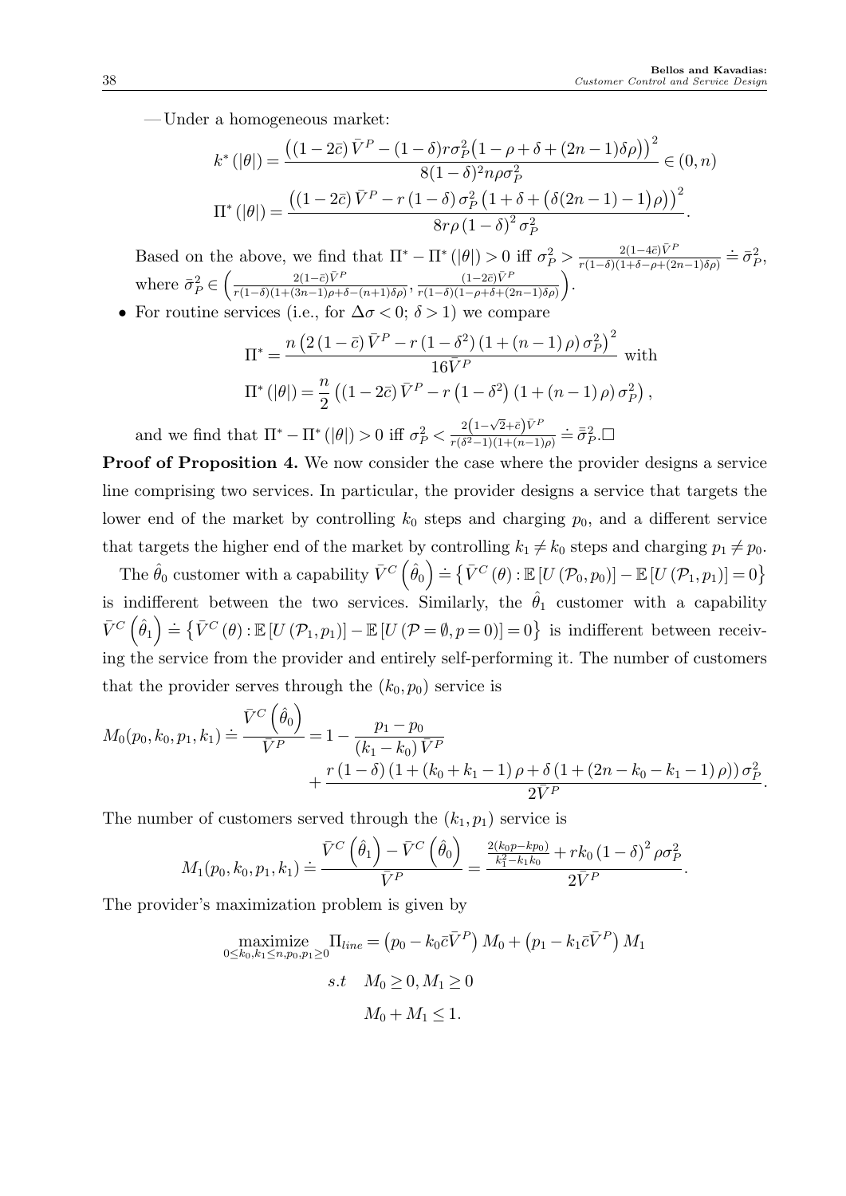—Under a homogeneous market:

$$k^*(|\theta|) = \frac{\left((1-2\bar{c})\,\bar{V}^P - (1-\delta)r\sigma_P^2\big(1-\rho+\delta+(2n-1)\delta\rho\big)\right)^2}{8(1-\delta)^2 n\rho\sigma_P^2} \in (0,n)$$

$$\Pi^*(|\theta|) = \frac{\left((1-2\bar{c})\,\bar{V}^P - r\,(1-\delta)\,\sigma_P^2\left(1+\delta+\big(\delta(2n-1)-1\big)\rho\right)\right)^2}{8r\rho\,(1-\delta)^2\,\sigma_P^2}.$$

Based on the above, we find that $\Pi^* - \Pi^*(|\theta|) > 0$ iff $\sigma_P^2 > \frac{2(1-4\bar{c})\bar{V}^P}{r(1-\delta)(1+\delta-\rho+(2n-1)\delta\rho)} \doteq \bar{\sigma}_P^2$, where $\bar{\sigma}_P^2 \in \left(\frac{2(1-\bar{c})\bar{V}^P}{r(1-\delta)(1+(3n-1)\rho+\delta-(n+1)\delta\rho)}, \frac{(1-2\bar{c})\bar{V}^P}{r(1-\delta)(1-\rho+\delta+(2n-1)\delta\rho)}\right)$.

- For routine services (i.e., for $\Delta\sigma < 0$; $\delta > 1$) we compare

$$\Pi^* = \frac{n\left(2\,(1-\bar{c})\,\bar{V}^P - r\,(1-\delta^2)\,(1+(n-1)\,\rho)\,\sigma_P^2\right)^2}{16\bar{V}^P} \text{ with}$$

$$\Pi^*(|\theta|) = \frac{n}{2}\left((1-2\bar{c})\,\bar{V}^P - r\left(1-\delta^2\right)(1+(n-1)\,\rho)\,\sigma_P^2\right),$$

and we find that $\Pi^* - \Pi^*(|\theta|) > 0$ iff $\sigma_P^2 < \frac{2\left(1-\sqrt{2}+\bar{c}\right)\bar{V}^P}{r(\delta^2-1)(1+(n-1)\rho)} \doteq \bar{\bar{\sigma}}_P^2$.□

**Proof of Proposition 4.** We now consider the case where the provider designs a service line comprising two services. In particular, the provider designs a service that targets the lower end of the market by controlling $k_0$ steps and charging $p_0$, and a different service that targets the higher end of the market by controlling $k_1 \neq k_0$ steps and charging $p_1 \neq p_0$.

The $\hat{\theta}_0$ customer with a capability $\bar{V}^C\left(\hat{\theta}_0\right) \doteq \left\{\bar{V}^C(\theta) : \mathbb{E}\left[U\left(\mathcal{P}_0, p_0\right)\right] - \mathbb{E}\left[U\left(\mathcal{P}_1, p_1\right)\right] = 0\right\}$ is indifferent between the two services. Similarly, the $\hat{\theta}_1$ customer with a capability $\bar{V}^C\left(\hat{\theta}_1\right) \doteq \left\{\bar{V}^C(\theta) : \mathbb{E}\left[U\left(\mathcal{P}_1, p_1\right)\right] - \mathbb{E}\left[U\left(\mathcal{P} = \emptyset, p = 0\right)\right] = 0\right\}$ is indifferent between receiving the service from the provider and entirely self-performing it. The number of customers that the provider serves through the $(k_0, p_0)$ service is

$$M_0(p_0,k_0,p_1,k_1) \doteq \frac{\bar{V}^C\left(\hat{\theta}_0\right)}{\bar{V}^P} = 1 - \frac{p_1-p_0}{(k_1-k_0)\,\bar{V}^P} + \frac{r\,(1-\delta)\,(1+(k_0+k_1-1)\,\rho + \delta\,(1+(2n-k_0-k_1-1)\,\rho))\,\sigma_P^2}{2\bar{V}^P}.$$

The number of customers served through the $(k_1, p_1)$ service is

$$M_1(p_0,k_0,p_1,k_1) \doteq \frac{\bar{V}^C\left(\hat{\theta}_1\right) - \bar{V}^C\left(\hat{\theta}_0\right)}{\bar{V}^P} = \frac{\frac{2(k_0p-kp_0)}{k_1^2-k_1k_0} + rk_0\,(1-\delta)^2\,\rho\sigma_P^2}{2\bar{V}^P}.$$

The provider's maximization problem is given by

$$\begin{aligned}
\underset{0\le k_0,k_1\le n, p_0,p_1\ge 0}{\text{maximize}}\ \Pi_{line} &= \left(p_0 - k_0\bar{c}\bar{V}^P\right)M_0 + \left(p_1 - k_1\bar{c}\bar{V}^P\right)M_1 \\
s.t \quad & M_0 \ge 0, M_1 \ge 0 \\
& M_0 + M_1 \le 1.
\end{aligned}$$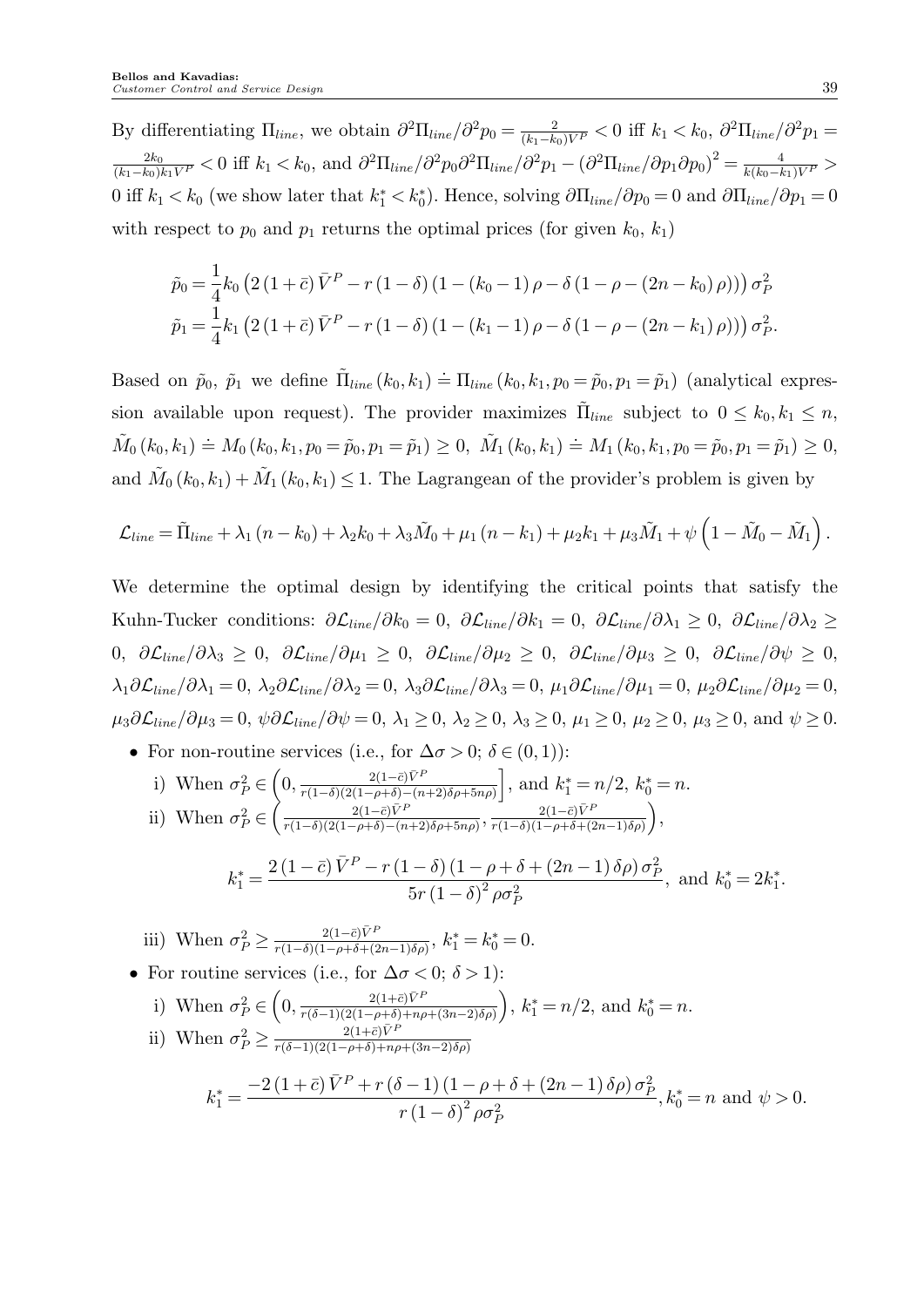By differentiating $\Pi_{line}$, we obtain $\partial^2\Pi_{line}/\partial^2 p_0 = \frac{2}{(k_1-k_0)\bar{V}^P} < 0$ iff $k_1 < k_0$, $\partial^2\Pi_{line}/\partial^2 p_1 = \frac{2k_0}{(k_1-k_0)k_1\bar{V}^P} < 0$ iff $k_1 < k_0$, and $\partial^2\Pi_{line}/\partial^2 p_0 \partial^2\Pi_{line}/\partial^2 p_1 - \left(\partial^2\Pi_{line}/\partial p_1 \partial p_0\right)^2 = \frac{4}{k(k_0-k_1)\bar{V}^P} > 0$ iff $k_1 < k_0$ (we show later that $k_1^* < k_0^*$). Hence, solving $\partial\Pi_{line}/\partial p_0 = 0$ and $\partial\Pi_{line}/\partial p_1 = 0$ with respect to $p_0$ and $p_1$ returns the optimal prices (for given $k_0$, $k_1$)

$$\tilde{p}_0 = \frac{1}{4}k_0\left(2\left(1+\bar{c}\right)\bar{V}^P - r\left(1-\delta\right)\left(1-\left(k_0-1\right)\rho - \delta\left(1-\rho-\left(2n-k_0\right)\rho\right)\right)\right)\sigma_P^2$$
$$\tilde{p}_1 = \frac{1}{4}k_1\left(2\left(1+\bar{c}\right)\bar{V}^P - r\left(1-\delta\right)\left(1-\left(k_1-1\right)\rho - \delta\left(1-\rho-\left(2n-k_1\right)\rho\right)\right)\right)\sigma_P^2.$$

Based on $\tilde{p}_0$, $\tilde{p}_1$ we define $\tilde{\Pi}_{line}(k_0,k_1) \doteq \Pi_{line}(k_0,k_1,p_0=\tilde{p}_0,p_1=\tilde{p}_1)$ (analytical expression available upon request). The provider maximizes $\tilde{\Pi}_{line}$ subject to $0 \le k_0, k_1 \le n$, $\tilde{M}_0(k_0,k_1) \doteq M_0(k_0,k_1,p_0=\tilde{p}_0,p_1=\tilde{p}_1) \ge 0$, $\tilde{M}_1(k_0,k_1) \doteq M_1(k_0,k_1,p_0=\tilde{p}_0,p_1=\tilde{p}_1) \ge 0$, and $\tilde{M}_0(k_0,k_1) + \tilde{M}_1(k_0,k_1) \le 1$. The Lagrangean of the provider's problem is given by

$$\mathcal{L}_{line} = \tilde{\Pi}_{line} + \lambda_1(n-k_0) + \lambda_2 k_0 + \lambda_3\tilde{M}_0 + \mu_1(n-k_1) + \mu_2 k_1 + \mu_3\tilde{M}_1 + \psi\left(1-\tilde{M}_0-\tilde{M}_1\right).$$

We determine the optimal design by identifying the critical points that satisfy the Kuhn-Tucker conditions: $\partial\mathcal{L}_{line}/\partial k_0 = 0$, $\partial\mathcal{L}_{line}/\partial k_1 = 0$, $\partial\mathcal{L}_{line}/\partial\lambda_1 \ge 0$, $\partial\mathcal{L}_{line}/\partial\lambda_2 \ge 0$, $\partial\mathcal{L}_{line}/\partial\lambda_3 \ge 0$, $\partial\mathcal{L}_{line}/\partial\mu_1 \ge 0$, $\partial\mathcal{L}_{line}/\partial\mu_2 \ge 0$, $\partial\mathcal{L}_{line}/\partial\mu_3 \ge 0$, $\partial\mathcal{L}_{line}/\partial\psi \ge 0$, $\lambda_1\partial\mathcal{L}_{line}/\partial\lambda_1 = 0$, $\lambda_2\partial\mathcal{L}_{line}/\partial\lambda_2 = 0$, $\lambda_3\partial\mathcal{L}_{line}/\partial\lambda_3 = 0$, $\mu_1\partial\mathcal{L}_{line}/\partial\mu_1 = 0$, $\mu_2\partial\mathcal{L}_{line}/\partial\mu_2 = 0$, $\mu_3\partial\mathcal{L}_{line}/\partial\mu_3 = 0$, $\psi\partial\mathcal{L}_{line}/\partial\psi = 0$, $\lambda_1 \ge 0$, $\lambda_2 \ge 0$, $\lambda_3 \ge 0$, $\mu_1 \ge 0$, $\mu_2 \ge 0$, $\mu_3 \ge 0$, and $\psi \ge 0$.

- For non-routine services (i.e., for $\Delta\sigma > 0$; $\delta \in (0,1)$):
  - i) When $\sigma_P^2 \in \left(0, \frac{2(1-\bar{c})\bar{V}^P}{r(1-\delta)(2(1-\rho+\delta)-(n+2)\delta\rho+5n\rho)}\right]$, and $k_1^* = n/2$, $k_0^* = n$.
  - ii) When $\sigma_P^2 \in \left(\frac{2(1-\bar{c})\bar{V}^P}{r(1-\delta)(2(1-\rho+\delta)-(n+2)\delta\rho+5n\rho)}, \frac{2(1-\bar{c})\bar{V}^P}{r(1-\delta)(1-\rho+\delta+(2n-1)\delta\rho)}\right)$,
  $$k_1^* = \frac{2\left(1-\bar{c}\right)\bar{V}^P - r\left(1-\delta\right)\left(1-\rho+\delta+\left(2n-1\right)\delta\rho\right)\sigma_P^2}{5r\left(1-\delta\right)^2\rho\sigma_P^2}, \text{ and } k_0^* = 2k_1^*.$$
  - iii) When $\sigma_P^2 \ge \frac{2(1-\bar{c})\bar{V}^P}{r(1-\delta)(1-\rho+\delta+(2n-1)\delta\rho)}$, $k_1^* = k_0^* = 0$.
- For routine services (i.e., for $\Delta\sigma < 0$; $\delta > 1$):
  - i) When $\sigma_P^2 \in \left(0, \frac{2(1+\bar{c})\bar{V}^P}{r(\delta-1)(2(1-\rho+\delta)+n\rho+(3n-2)\delta\rho)}\right)$, $k_1^* = n/2$, and $k_0^* = n$.
  - ii) When $\sigma_P^2 \ge \frac{2(1+\bar{c})\bar{V}^P}{r(\delta-1)(2(1-\rho+\delta)+n\rho+(3n-2)\delta\rho)}$
  $$k_1^* = \frac{-2\left(1+\bar{c}\right)\bar{V}^P + r\left(\delta-1\right)\left(1-\rho+\delta+\left(2n-1\right)\delta\rho\right)\sigma_P^2}{r\left(1-\delta\right)^2\rho\sigma_P^2}, k_0^* = n \text{ and } \psi > 0.$$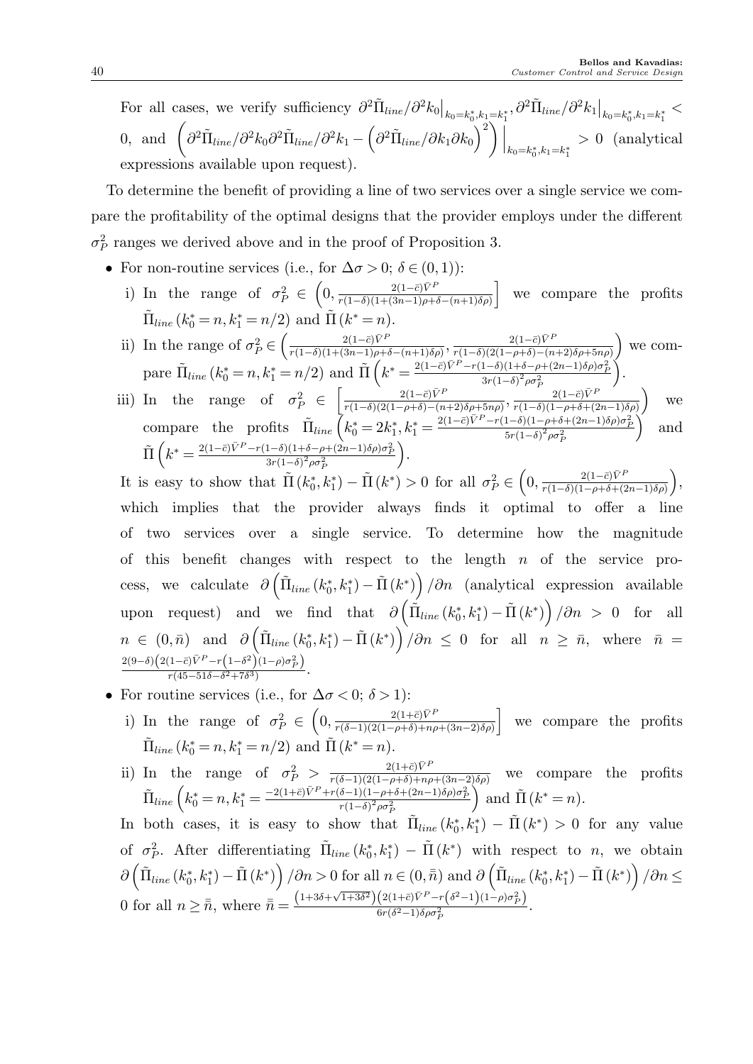For all cases, we verify sufficiency $\partial^2\tilde{\Pi}_{line}/\partial^2 k_0\big|_{k_0=k_0^*,k_1=k_1^*}, \partial^2\tilde{\Pi}_{line}/\partial^2 k_1\big|_{k_0=k_0^*,k_1=k_1^*} < 0$, and $\left(\partial^2\tilde{\Pi}_{line}/\partial^2 k_0 \partial^2\tilde{\Pi}_{line}/\partial^2 k_1 - \left(\partial^2\tilde{\Pi}_{line}/\partial k_1 \partial k_0\right)^2\right)\Big|_{k_0=k_0^*,k_1=k_1^*} > 0$ (analytical expressions available upon request).

To determine the benefit of providing a line of two services over a single service we compare the profitability of the optimal designs that the provider employs under the different $\sigma_P^2$ ranges we derived above and in the proof of Proposition 3.

- For non-routine services (i.e., for $\Delta\sigma > 0$; $\delta \in (0,1)$):
  i) In the range of $\sigma_P^2 \in \left(0, \frac{2(1-\bar{c})\bar{V}^P}{r(1-\delta)(1+(3n-1)\rho+\delta-(n+1)\delta\rho)}\right]$ we compare the profits $\tilde{\Pi}_{line}(k_0^*=n, k_1^*=n/2)$ and $\tilde{\Pi}(k^*=n)$.
  ii) In the range of $\sigma_P^2 \in \left(\frac{2(1-\bar{c})\bar{V}^P}{r(1-\delta)(1+(3n-1)\rho+\delta-(n+1)\delta\rho)}, \frac{2(1-\bar{c})\bar{V}^P}{r(1-\delta)(2(1-\rho+\delta)-(n+2)\delta\rho+5n\rho)}\right)$ we compare $\tilde{\Pi}_{line}(k_0^*=n, k_1^*=n/2)$ and $\tilde{\Pi}\left(k^*=\frac{2(1-\bar{c})\bar{V}^P - r(1-\delta)(1+\delta-\rho+(2n-1)\delta\rho)\sigma_P^2}{3r(1-\delta)^2\rho\sigma_P^2}\right)$.
  iii) In the range of $\sigma_P^2 \in \left[\frac{2(1-\bar{c})\bar{V}^P}{r(1-\delta)(2(1-\rho+\delta)-(n+2)\delta\rho+5n\rho)}, \frac{2(1-\bar{c})\bar{V}^P}{r(1-\delta)(1-\rho+\delta+(2n-1)\delta\rho)}\right)$ we compare the profits $\tilde{\Pi}_{line}\left(k_0^*=2k_1^*, k_1^*=\frac{2(1-\bar{c})\bar{V}^P - r(1-\delta)(1-\rho+\delta+(2n-1)\delta\rho)\sigma_P^2}{5r(1-\delta)^2\rho\sigma_P^2}\right)$ and $\tilde{\Pi}\left(k^*=\frac{2(1-\bar{c})\bar{V}^P - r(1-\delta)(1+\delta-\rho+(2n-1)\delta\rho)\sigma_P^2}{3r(1-\delta)^2\rho\sigma_P^2}\right)$.

  It is easy to show that $\tilde{\Pi}(k_0^*, k_1^*) - \tilde{\Pi}(k^*) > 0$ for all $\sigma_P^2 \in \left(0, \frac{2(1-\bar{c})\bar{V}^P}{r(1-\delta)(1-\rho+\delta+(2n-1)\delta\rho)}\right)$, which implies that the provider always finds it optimal to offer a line of two services over a single service. To determine how the magnitude of this benefit changes with respect to the length $n$ of the service process, we calculate $\partial\left(\tilde{\Pi}_{line}(k_0^*, k_1^*) - \tilde{\Pi}(k^*)\right)/\partial n$ (analytical expression available upon request) and we find that $\partial\left(\tilde{\Pi}_{line}(k_0^*, k_1^*) - \tilde{\Pi}(k^*)\right)/\partial n > 0$ for all $n \in (0, \bar{n})$ and $\partial\left(\tilde{\Pi}_{line}(k_0^*, k_1^*) - \tilde{\Pi}(k^*)\right)/\partial n \leq 0$ for all $n \geq \bar{n}$, where $\bar{n} = \frac{2(9-\delta)\left(2(1-\bar{c})\bar{V}^P - r\left(1-\delta^2\right)(1-\rho)\sigma_P^2\right)}{r(45-51\delta-\delta^2+7\delta^3)}$.
- For routine services (i.e., for $\Delta\sigma < 0$; $\delta > 1$):
  i) In the range of $\sigma_P^2 \in \left(0, \frac{2(1+\bar{c})\bar{V}^P}{r(\delta-1)(2(1-\rho+\delta)+n\rho+(3n-2)\delta\rho)}\right]$ we compare the profits $\tilde{\Pi}_{line}(k_0^*=n, k_1^*=n/2)$ and $\tilde{\Pi}(k^*=n)$.
  ii) In the range of $\sigma_P^2 > \frac{2(1+\bar{c})\bar{V}^P}{r(\delta-1)(2(1-\rho+\delta)+n\rho+(3n-2)\delta\rho)}$ we compare the profits $\tilde{\Pi}_{line}\left(k_0^*=n, k_1^*=\frac{-2(1+\bar{c})\bar{V}^P + r(\delta-1)(1-\rho+\delta+(2n-1)\delta\rho)\sigma_P^2}{r(1-\delta)^2\rho\sigma_P^2}\right)$ and $\tilde{\Pi}(k^*=n)$.

  In both cases, it is easy to show that $\tilde{\Pi}_{line}(k_0^*, k_1^*) - \tilde{\Pi}(k^*) > 0$ for any value of $\sigma_P^2$. After differentiating $\tilde{\Pi}_{line}(k_0^*, k_1^*) - \tilde{\Pi}(k^*)$ with respect to $n$, we obtain $\partial\left(\tilde{\Pi}_{line}(k_0^*, k_1^*) - \tilde{\Pi}(k^*)\right)/\partial n > 0$ for all $n \in (0, \bar{\bar{n}})$ and $\partial\left(\tilde{\Pi}_{line}(k_0^*, k_1^*) - \tilde{\Pi}(k^*)\right)/\partial n \leq 0$ for all $n \geq \bar{\bar{n}}$, where $\bar{\bar{n}} = \frac{\left(1+3\delta+\sqrt{1+3\delta^2}\right)\left(2(1+\bar{c})\bar{V}^P - r\left(\delta^2-1\right)(1-\rho)\sigma_P^2\right)}{6r(\delta^2-1)\delta\rho\sigma_P^2}$.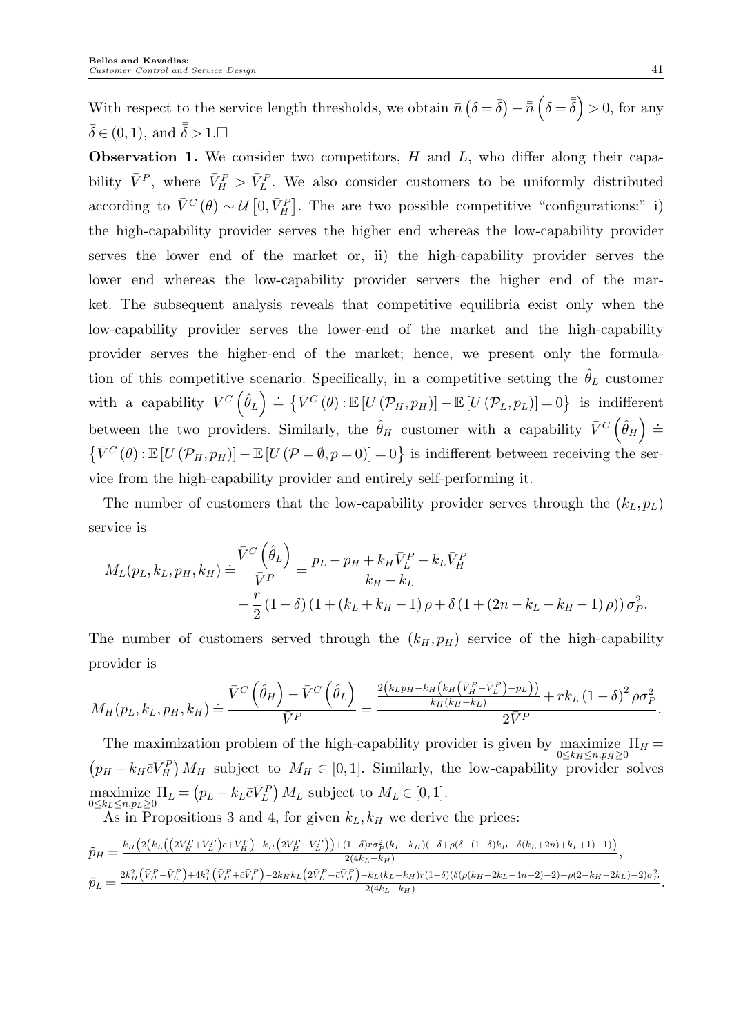With respect to the service length thresholds, we obtain $\bar{n}\left(\delta=\bar{\delta}\right)-\bar{\bar{n}}\left(\delta=\bar{\bar{\delta}}\right)>0$, for any $\bar{\delta}\in(0,1)$, and $\bar{\bar{\delta}}>1$.□

**Observation 1.** We consider two competitors, $H$ and $L$, who differ along their capability $\bar{V}^P$, where $\bar{V}_H^P > \bar{V}_L^P$. We also consider customers to be uniformly distributed according to $\bar{V}^C(\theta)\sim\mathcal{U}\left[0,\bar{V}_H^P\right]$. The are two possible competitive "configurations:" i) the high-capability provider serves the higher end whereas the low-capability provider serves the lower end of the market or, ii) the high-capability provider serves the lower end whereas the low-capability provider servers the higher end of the market. The subsequent analysis reveals that competitive equilibria exist only when the low-capability provider serves the lower-end of the market and the high-capability provider serves the higher-end of the market; hence, we present only the formulation of this competitive scenario. Specifically, in a competitive setting the $\hat{\theta}_L$ customer with a capability $\bar{V}^C\left(\hat{\theta}_L\right)\doteq\left\{\bar{V}^C(\theta):\mathbb{E}\left[U\left(\mathcal{P}_H,p_H\right)\right]-\mathbb{E}\left[U\left(\mathcal{P}_L,p_L\right)\right]=0\right\}$ is indifferent between the two providers. Similarly, the $\hat{\theta}_H$ customer with a capability $\bar{V}^C\left(\hat{\theta}_H\right)\doteq\left\{\bar{V}^C(\theta):\mathbb{E}\left[U\left(\mathcal{P}_H,p_H\right)\right]-\mathbb{E}\left[U\left(\mathcal{P}=\emptyset,p=0\right)\right]=0\right\}$ is indifferent between receiving the service from the high-capability provider and entirely self-performing it.

The number of customers that the low-capability provider serves through the $(k_L,p_L)$ service is

$$
\begin{aligned}
M_L(p_L,k_L,p_H,k_H)\doteq&\frac{\bar{V}^C\left(\hat{\theta}_L\right)}{\bar{V}^P}=\frac{p_L-p_H+k_H\bar{V}_L^P-k_L\bar{V}_H^P}{k_H-k_L}\\
&-\frac{r}{2}\left(1-\delta\right)\left(1+\left(k_L+k_H-1\right)\rho+\delta\left(1+\left(2n-k_L-k_H-1\right)\rho\right)\right)\sigma_P^2.
\end{aligned}
$$

The number of customers served through the $(k_H,p_H)$ service of the high-capability provider is

$$
M_H(p_L,k_L,p_H,k_H)\doteq\frac{\bar{V}^C\left(\hat{\theta}_H\right)-\bar{V}^C\left(\hat{\theta}_L\right)}{\bar{V}^P}=\frac{\frac{2\left(k_Lp_H-k_H\left(k_H\left(\bar{V}_H^P-\bar{V}_L^P\right)-p_L\right)\right)}{k_H\left(k_H-k_L\right)}+rk_L\left(1-\delta\right)^2\rho\sigma_P^2}{2\bar{V}^P}.
$$

The maximization problem of the high-capability provider is given by $\underset{0\le k_H\le n,p_H\ge 0}{\text{maximize}}\ \Pi_H=\left(p_H-k_H\bar{c}\bar{V}_H^P\right)M_H$ subject to $M_H\in[0,1]$. Similarly, the low-capability provider solves $\underset{0\le k_L\le n,p_L\ge 0}{\text{maximize}}\ \Pi_L=\left(p_L-k_L\bar{c}\bar{V}_L^P\right)M_L$ subject to $M_L\in[0,1]$.

As in Propositions 3 and 4, for given $k_L,k_H$ we derive the prices:

$$
\tilde{p}_H=\frac{k_H\left(2\left(k_L\left(\left(2\bar{V}_H^P+\bar{V}_L^P\right)\bar{c}+\bar{V}_H^P\right)-k_H\left(2\bar{V}_H^P-\bar{V}_L^P\right)\right)+(1-\delta)r\sigma_P^2(k_L-k_H)(-\delta+\rho(\delta-(1-\delta)k_H-\delta(k_L+2n)+k_L+1)-1)\right)}{2(4k_L-k_H)},
$$

$$
\tilde{p}_L=\frac{2k_H^2\left(\bar{V}_H^P-\bar{V}_L^P\right)+4k_L^2\left(\bar{V}_H^P+\bar{c}\bar{V}_L^P\right)-2k_Hk_L\left(2\bar{V}_L^P-\bar{c}\bar{V}_H^P\right)-k_L(k_L-k_H)r(1-\delta)(\delta(\rho(k_H+2k_L-4n+2)-2)+\rho(2-k_H-2k_L)-2)\sigma_P^2}{2(4k_L-k_H)}.
$$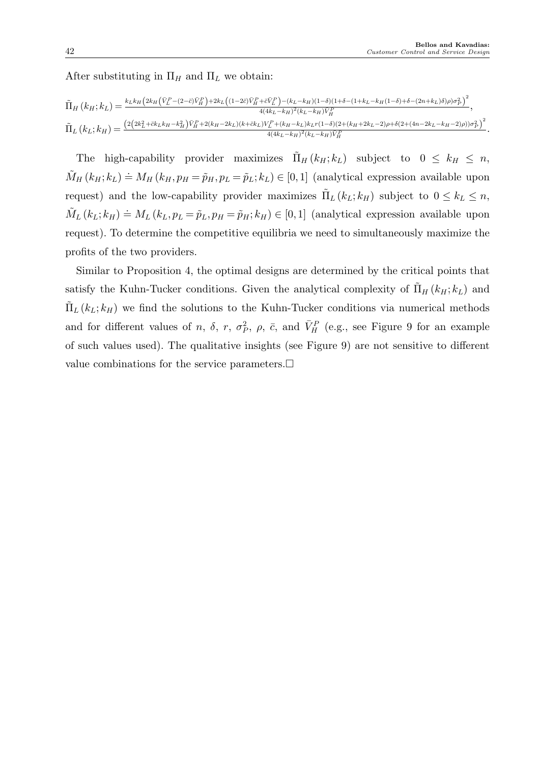After substituting in $\Pi_H$ and $\Pi_L$ we obtain:

$$\tilde{\Pi}_H(k_H;k_L) = \frac{k_L k_H \left(2k_H\left(\bar{V}_L^P-(2-\bar{c})\bar{V}_H^P\right)+2k_L\left((1-2\bar{c})\bar{V}_H^P+\bar{c}\bar{V}_L^P\right)-(k_L-k_H)(1-\delta)(1+\delta-(1+k_L-k_H(1-\delta)+\delta-(2n+k_L)\delta)\rho)\sigma_P^2\right)^2}{4(4k_L-k_H)^2(k_L-k_H)\bar{V}_H^P},$$

$$\tilde{\Pi}_L(k_L;k_H) = \frac{\left(2\left(2k_L^2+\bar{c}k_Lk_H-k_H^2\right)\bar{V}_H^P+2(k_H-2k_L)(k+\bar{c}k_L)V_L^P+(k_H-k_L)k_Lr(1-\delta)(2+(k_H+2k_L-2)\rho+\delta(2+(4n-2k_L-k_H-2)\rho))\sigma_P^2\right)^2}{4(4k_L-k_H)^2(k_L-k_H)\bar{V}_H^P}.$$

The high-capability provider maximizes $\tilde{\Pi}_H(k_H;k_L)$ subject to $0 \leq k_H \leq n$, $\tilde{M}_H(k_H;k_L) \doteq M_H(k_H, p_H = \tilde{p}_H, p_L = \tilde{p}_L; k_L) \in [0,1]$ (analytical expression available upon request) and the low-capability provider maximizes $\tilde{\Pi}_L(k_L;k_H)$ subject to $0 \leq k_L \leq n$, $\tilde{M}_L(k_L;k_H) \doteq M_L(k_L, p_L = \tilde{p}_L, p_H = \tilde{p}_H; k_H) \in [0,1]$ (analytical expression available upon request). To determine the competitive equilibria we need to simultaneously maximize the profits of the two providers.

Similar to Proposition 4, the optimal designs are determined by the critical points that satisfy the Kuhn-Tucker conditions. Given the analytical complexity of $\tilde{\Pi}_H(k_H;k_L)$ and $\tilde{\Pi}_L(k_L;k_H)$ we find the solutions to the Kuhn-Tucker conditions via numerical methods and for different values of $n$, $\delta$, $r$, $\sigma_P^2$, $\rho$, $\bar{c}$, and $\bar{V}_H^P$ (e.g., see Figure 9 for an example of such values used). The qualitative insights (see Figure 9) are not sensitive to different value combinations for the service parameters.□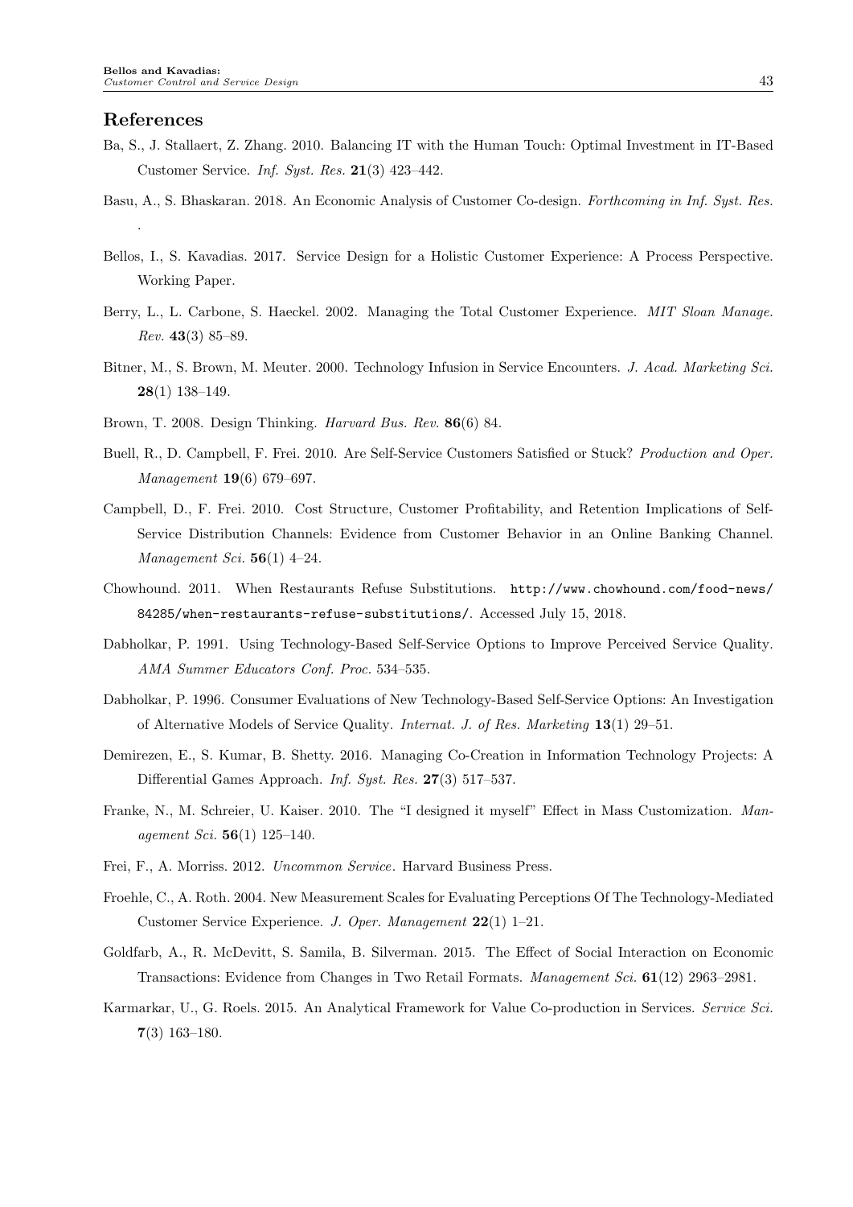## References

Ba, S., J. Stallaert, Z. Zhang. 2010. Balancing IT with the Human Touch: Optimal Investment in IT-Based Customer Service. *Inf. Syst. Res.* **21**(3) 423–442.

Basu, A., S. Bhaskaran. 2018. An Economic Analysis of Customer Co-design. *Forthcoming in Inf. Syst. Res.* .

Bellos, I., S. Kavadias. 2017. Service Design for a Holistic Customer Experience: A Process Perspective. Working Paper.

Berry, L., L. Carbone, S. Haeckel. 2002. Managing the Total Customer Experience. *MIT Sloan Manage. Rev.* **43**(3) 85–89.

Bitner, M., S. Brown, M. Meuter. 2000. Technology Infusion in Service Encounters. *J. Acad. Marketing Sci.* **28**(1) 138–149.

Brown, T. 2008. Design Thinking. *Harvard Bus. Rev.* **86**(6) 84.

Buell, R., D. Campbell, F. Frei. 2010. Are Self-Service Customers Satisfied or Stuck? *Production and Oper. Management* **19**(6) 679–697.

Campbell, D., F. Frei. 2010. Cost Structure, Customer Profitability, and Retention Implications of Self-Service Distribution Channels: Evidence from Customer Behavior in an Online Banking Channel. *Management Sci.* **56**(1) 4–24.

Chowhound. 2011. When Restaurants Refuse Substitutions. http://www.chowhound.com/food-news/84285/when-restaurants-refuse-substitutions/. Accessed July 15, 2018.

Dabholkar, P. 1991. Using Technology-Based Self-Service Options to Improve Perceived Service Quality. *AMA Summer Educators Conf. Proc.* 534–535.

Dabholkar, P. 1996. Consumer Evaluations of New Technology-Based Self-Service Options: An Investigation of Alternative Models of Service Quality. *Internat. J. of Res. Marketing* **13**(1) 29–51.

Demirezen, E., S. Kumar, B. Shetty. 2016. Managing Co-Creation in Information Technology Projects: A Differential Games Approach. *Inf. Syst. Res.* **27**(3) 517–537.

Franke, N., M. Schreier, U. Kaiser. 2010. The "I designed it myself" Effect in Mass Customization. *Management Sci.* **56**(1) 125–140.

Frei, F., A. Morriss. 2012. *Uncommon Service*. Harvard Business Press.

Froehle, C., A. Roth. 2004. New Measurement Scales for Evaluating Perceptions Of The Technology-Mediated Customer Service Experience. *J. Oper. Management* **22**(1) 1–21.

Goldfarb, A., R. McDevitt, S. Samila, B. Silverman. 2015. The Effect of Social Interaction on Economic Transactions: Evidence from Changes in Two Retail Formats. *Management Sci.* **61**(12) 2963–2981.

Karmarkar, U., G. Roels. 2015. An Analytical Framework for Value Co-production in Services. *Service Sci.* **7**(3) 163–180.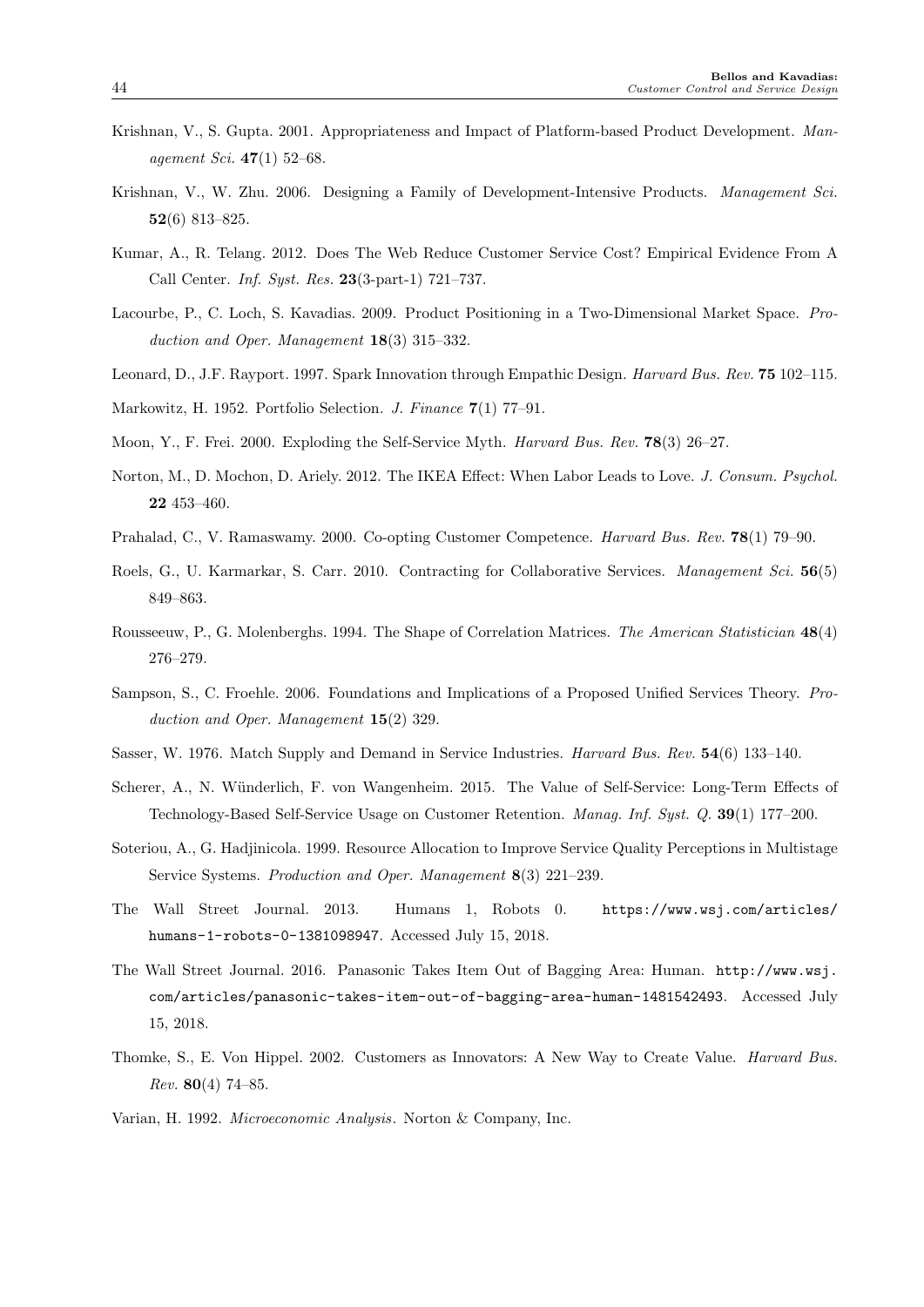Krishnan, V., S. Gupta. 2001. Appropriateness and Impact of Platform-based Product Development. *Management Sci.* **47**(1) 52–68.

Krishnan, V., W. Zhu. 2006. Designing a Family of Development-Intensive Products. *Management Sci.* **52**(6) 813–825.

Kumar, A., R. Telang. 2012. Does The Web Reduce Customer Service Cost? Empirical Evidence From A Call Center. *Inf. Syst. Res.* **23**(3-part-1) 721–737.

Lacourbe, P., C. Loch, S. Kavadias. 2009. Product Positioning in a Two-Dimensional Market Space. *Production and Oper. Management* **18**(3) 315–332.

Leonard, D., J.F. Rayport. 1997. Spark Innovation through Empathic Design. *Harvard Bus. Rev.* **75** 102–115.

Markowitz, H. 1952. Portfolio Selection. *J. Finance* **7**(1) 77–91.

Moon, Y., F. Frei. 2000. Exploding the Self-Service Myth. *Harvard Bus. Rev.* **78**(3) 26–27.

Norton, M., D. Mochon, D. Ariely. 2012. The IKEA Effect: When Labor Leads to Love. *J. Consum. Psychol.* **22** 453–460.

Prahalad, C., V. Ramaswamy. 2000. Co-opting Customer Competence. *Harvard Bus. Rev.* **78**(1) 79–90.

Roels, G., U. Karmarkar, S. Carr. 2010. Contracting for Collaborative Services. *Management Sci.* **56**(5) 849–863.

Rousseeuw, P., G. Molenberghs. 1994. The Shape of Correlation Matrices. *The American Statistician* **48**(4) 276–279.

Sampson, S., C. Froehle. 2006. Foundations and Implications of a Proposed Unified Services Theory. *Production and Oper. Management* **15**(2) 329.

Sasser, W. 1976. Match Supply and Demand in Service Industries. *Harvard Bus. Rev.* **54**(6) 133–140.

Scherer, A., N. Wünderlich, F. von Wangenheim. 2015. The Value of Self-Service: Long-Term Effects of Technology-Based Self-Service Usage on Customer Retention. *Manag. Inf. Syst. Q.* **39**(1) 177–200.

Soteriou, A., G. Hadjinicola. 1999. Resource Allocation to Improve Service Quality Perceptions in Multistage Service Systems. *Production and Oper. Management* **8**(3) 221–239.

The Wall Street Journal. 2013. Humans 1, Robots 0. `https://www.wsj.com/articles/humans-1-robots-0-1381098947`. Accessed July 15, 2018.

The Wall Street Journal. 2016. Panasonic Takes Item Out of Bagging Area: Human. `http://www.wsj.com/articles/panasonic-takes-item-out-of-bagging-area-human-1481542493`. Accessed July 15, 2018.

Thomke, S., E. Von Hippel. 2002. Customers as Innovators: A New Way to Create Value. *Harvard Bus. Rev.* **80**(4) 74–85.

Varian, H. 1992. *Microeconomic Analysis*. Norton & Company, Inc.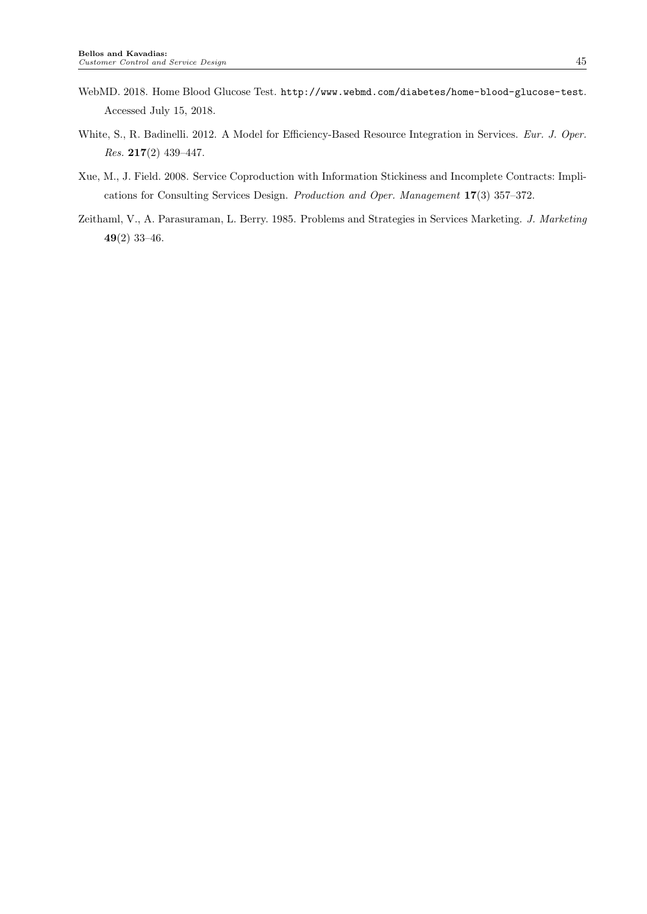WebMD. 2018. Home Blood Glucose Test. http://www.webmd.com/diabetes/home-blood-glucose-test. Accessed July 15, 2018.

White, S., R. Badinelli. 2012. A Model for Efficiency-Based Resource Integration in Services. *Eur. J. Oper. Res.* **217**(2) 439–447.

Xue, M., J. Field. 2008. Service Coproduction with Information Stickiness and Incomplete Contracts: Implications for Consulting Services Design. *Production and Oper. Management* **17**(3) 357–372.

Zeithaml, V., A. Parasuraman, L. Berry. 1985. Problems and Strategies in Services Marketing. *J. Marketing* **49**(2) 33–46.